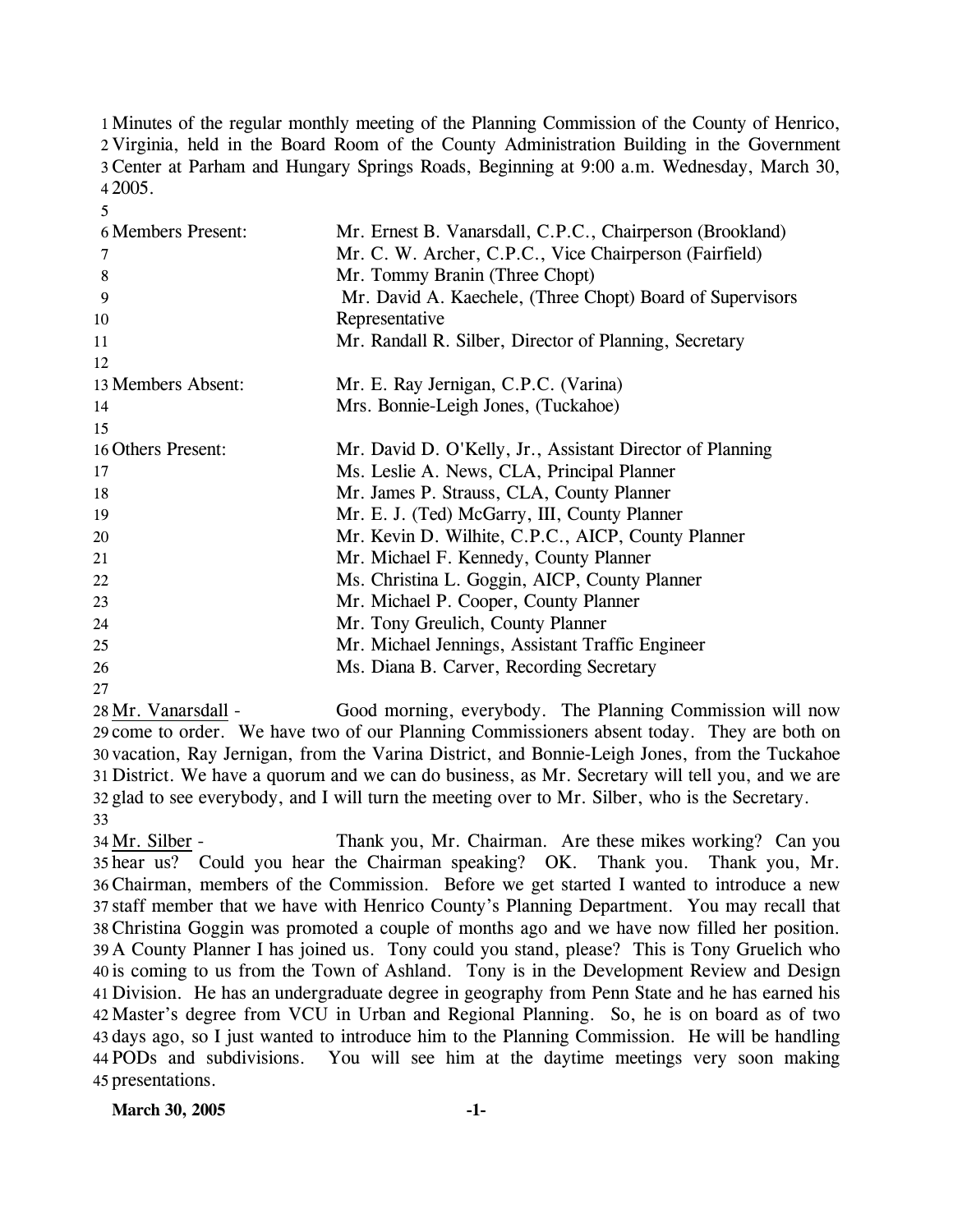Minutes of the regular monthly meeting of the Planning Commission of the County of Henrico, Virginia, held in the Board Room of the County Administration Building in the Government Center at Parham and Hungary Springs Roads, Beginning at 9:00 a.m. Wednesday, March 30, 2005.

| | |
|---|---|
| Members Present: | Mr. Ernest B. Vanarsdall, C.P.C., Chairperson (Brookland) |
| | Mr. C. W. Archer, C.P.C., Vice Chairperson (Fairfield) |
| | Mr. Tommy Branin (Three Chopt) |
| | Mr. David A. Kaechele, (Three Chopt) Board of Supervisors Representative |
| | Mr. Randall R. Silber, Director of Planning, Secretary |
| Members Absent: | Mr. E. Ray Jernigan, C.P.C. (Varina) |
| | Mrs. Bonnie-Leigh Jones, (Tuckahoe) |
| Others Present: | Mr. David D. O'Kelly, Jr., Assistant Director of Planning |
| | Ms. Leslie A. News, CLA, Principal Planner |
| | Mr. James P. Strauss, CLA, County Planner |
| | Mr. E. J. (Ted) McGarry, III, County Planner |
| | Mr. Kevin D. Wilhite, C.P.C., AICP, County Planner |
| | Mr. Michael F. Kennedy, County Planner |
| | Ms. Christina L. Goggin, AICP, County Planner |
| | Mr. Michael P. Cooper, County Planner |
| | Mr. Tony Greulich, County Planner |
| | Mr. Michael Jennings, Assistant Traffic Engineer |
| | Ms. Diana B. Carver, Recording Secretary |

Mr. Vanarsdall - Good morning, everybody. The Planning Commission will now come to order. We have two of our Planning Commissioners absent today. They are both on vacation, Ray Jernigan, from the Varina District, and Bonnie-Leigh Jones, from the Tuckahoe District. We have a quorum and we can do business, as Mr. Secretary will tell you, and we are glad to see everybody, and I will turn the meeting over to Mr. Silber, who is the Secretary.

Mr. Silber - Thank you, Mr. Chairman. Are these mikes working? Can you hear us? Could you hear the Chairman speaking? OK. Thank you. Thank you, Mr. Chairman, members of the Commission. Before we get started I wanted to introduce a new staff member that we have with Henrico County's Planning Department. You may recall that Christina Goggin was promoted a couple of months ago and we have now filled her position. A County Planner I has joined us. Tony could you stand, please? This is Tony Gruelich who is coming to us from the Town of Ashland. Tony is in the Development Review and Design Division. He has an undergraduate degree in geography from Penn State and he has earned his Master's degree from VCU in Urban and Regional Planning. So, he is on board as of two days ago, so I just wanted to introduce him to the Planning Commission. He will be handling PODs and subdivisions. You will see him at the daytime meetings very soon making presentations.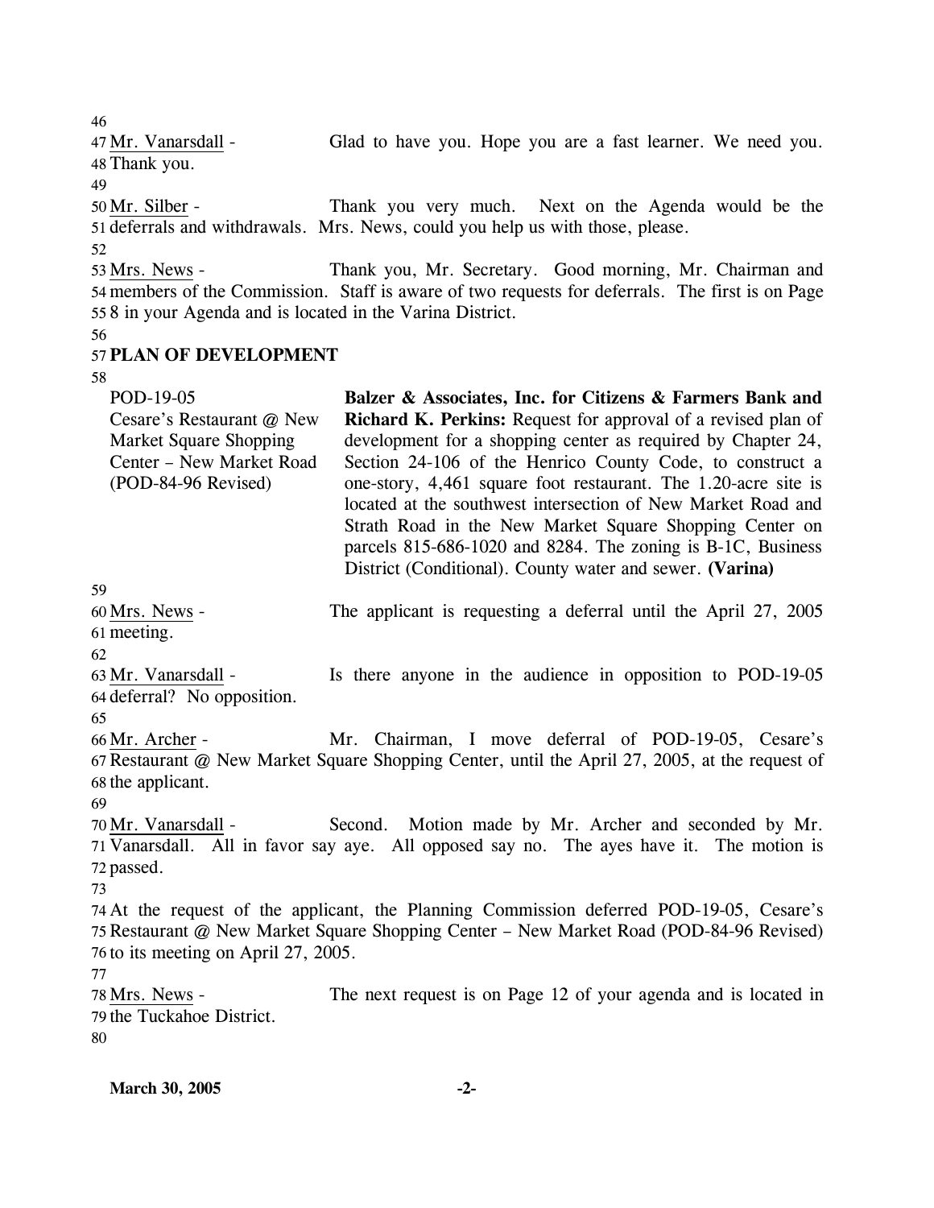Mr. Vanarsdall - Glad to have you. Hope you are a fast learner. We need you. Thank you.

Mr. Silber - Thank you very much. Next on the Agenda would be the deferrals and withdrawals. Mrs. News, could you help us with those, please.

Mrs. News - Thank you, Mr. Secretary. Good morning, Mr. Chairman and members of the Commission. Staff is aware of two requests for deferrals. The first is on Page 8 in your Agenda and is located in the Varina District.

**PLAN OF DEVELOPMENT**

| | |
|---|---|
| POD-19-05 Cesare's Restaurant @ New Market Square Shopping Center – New Market Road (POD-84-96 Revised) | **Balzer & Associates, Inc. for Citizens & Farmers Bank and Richard K. Perkins:** Request for approval of a revised plan of development for a shopping center as required by Chapter 24, Section 24-106 of the Henrico County Code, to construct a one-story, 4,461 square foot restaurant. The 1.20-acre site is located at the southwest intersection of New Market Road and Strath Road in the New Market Square Shopping Center on parcels 815-686-1020 and 8284. The zoning is B-1C, Business District (Conditional). County water and sewer. **(Varina)** |

Mrs. News - The applicant is requesting a deferral until the April 27, 2005 meeting.

Mr. Vanarsdall - Is there anyone in the audience in opposition to POD-19-05 deferral? No opposition.

Mr. Archer - Mr. Chairman, I move deferral of POD-19-05, Cesare's Restaurant @ New Market Square Shopping Center, until the April 27, 2005, at the request of the applicant.

Mr. Vanarsdall - Second. Motion made by Mr. Archer and seconded by Mr. Vanarsdall. All in favor say aye. All opposed say no. The ayes have it. The motion is passed.

At the request of the applicant, the Planning Commission deferred POD-19-05, Cesare's Restaurant @ New Market Square Shopping Center – New Market Road (POD-84-96 Revised) to its meeting on April 27, 2005.

Mrs. News - The next request is on Page 12 of your agenda and is located in the Tuckahoe District.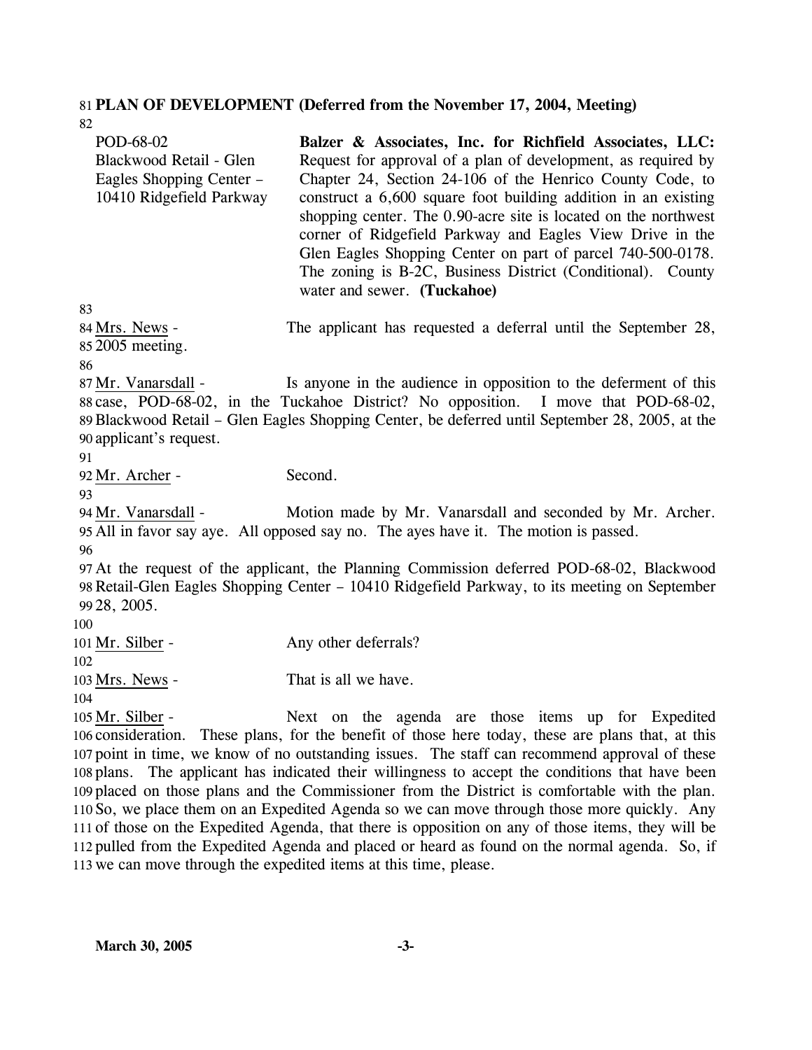**PLAN OF DEVELOPMENT (Deferred from the November 17, 2004, Meeting)**

| | |
|---|---|
| POD-68-02<br>Blackwood Retail - Glen Eagles Shopping Center – 10410 Ridgefield Parkway | **Balzer & Associates, Inc. for Richfield Associates, LLC:** Request for approval of a plan of development, as required by Chapter 24, Section 24-106 of the Henrico County Code, to construct a 6,600 square foot building addition in an existing shopping center. The 0.90-acre site is located on the northwest corner of Ridgefield Parkway and Eagles View Drive in the Glen Eagles Shopping Center on part of parcel 740-500-0178. The zoning is B-2C, Business District (Conditional). County water and sewer. **(Tuckahoe)** |

Mrs. News - The applicant has requested a deferral until the September 28, 2005 meeting.

Mr. Vanarsdall - Is anyone in the audience in opposition to the deferment of this case, POD-68-02, in the Tuckahoe District? No opposition. I move that POD-68-02, Blackwood Retail – Glen Eagles Shopping Center, be deferred until September 28, 2005, at the applicant's request.

Mr. Archer - Second.

Mr. Vanarsdall - Motion made by Mr. Vanarsdall and seconded by Mr. Archer. All in favor say aye. All opposed say no. The ayes have it. The motion is passed.

At the request of the applicant, the Planning Commission deferred POD-68-02, Blackwood Retail-Glen Eagles Shopping Center – 10410 Ridgefield Parkway, to its meeting on September 28, 2005.

Mr. Silber - Any other deferrals?

Mrs. News - That is all we have.

Mr. Silber - Next on the agenda are those items up for Expedited consideration. These plans, for the benefit of those here today, these are plans that, at this point in time, we know of no outstanding issues. The staff can recommend approval of these plans. The applicant has indicated their willingness to accept the conditions that have been placed on those plans and the Commissioner from the District is comfortable with the plan. So, we place them on an Expedited Agenda so we can move through those more quickly. Any of those on the Expedited Agenda, that there is opposition on any of those items, they will be pulled from the Expedited Agenda and placed or heard as found on the normal agenda. So, if we can move through the expedited items at this time, please.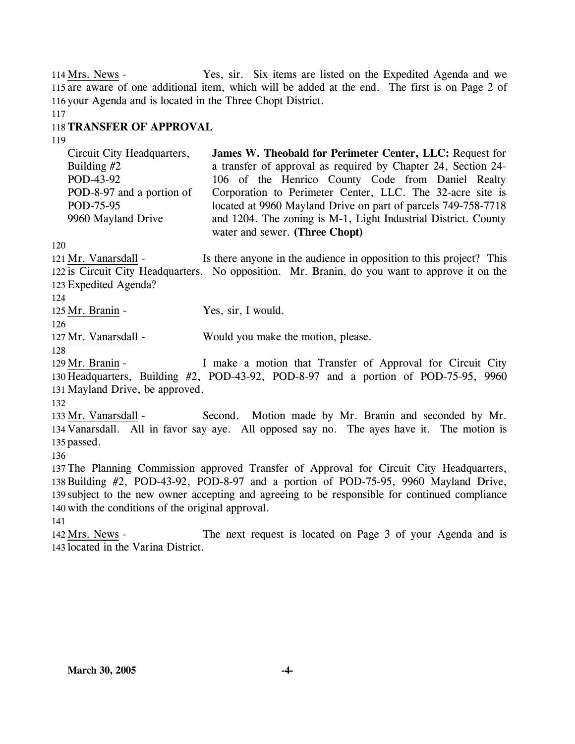Mrs. News - Yes, sir. Six items are listed on the Expedited Agenda and we are aware of one additional item, which will be added at the end. The first is on Page 2 of your Agenda and is located in the Three Chopt District.

**TRANSFER OF APPROVAL**

| | |
|---|---|
| Circuit City Headquarters, Building #2<br>POD-43-92<br>POD-8-97 and a portion of POD-75-95<br>9960 Mayland Drive | **James W. Theobald for Perimeter Center, LLC:** Request for a transfer of approval as required by Chapter 24, Section 24-106 of the Henrico County Code from Daniel Realty Corporation to Perimeter Center, LLC. The 32-acre site is located at 9960 Mayland Drive on part of parcels 749-758-7718 and 1204. The zoning is M-1, Light Industrial District. County water and sewer. **(Three Chopt)** |

Mr. Vanarsdall - Is there anyone in the audience in opposition to this project? This is Circuit City Headquarters. No opposition. Mr. Branin, do you want to approve it on the Expedited Agenda?

Mr. Branin - Yes, sir, I would.

Mr. Vanarsdall - Would you make the motion, please.

Mr. Branin - I make a motion that Transfer of Approval for Circuit City Headquarters, Building #2, POD-43-92, POD-8-97 and a portion of POD-75-95, 9960 Mayland Drive, be approved.

Mr. Vanarsdall - Second. Motion made by Mr. Branin and seconded by Mr. Vanarsdall. All in favor say aye. All opposed say no. The ayes have it. The motion is passed.

The Planning Commission approved Transfer of Approval for Circuit City Headquarters, Building #2, POD-43-92, POD-8-97 and a portion of POD-75-95, 9960 Mayland Drive, subject to the new owner accepting and agreeing to be responsible for continued compliance with the conditions of the original approval.

Mrs. News - The next request is located on Page 3 of your Agenda and is located in the Varina District.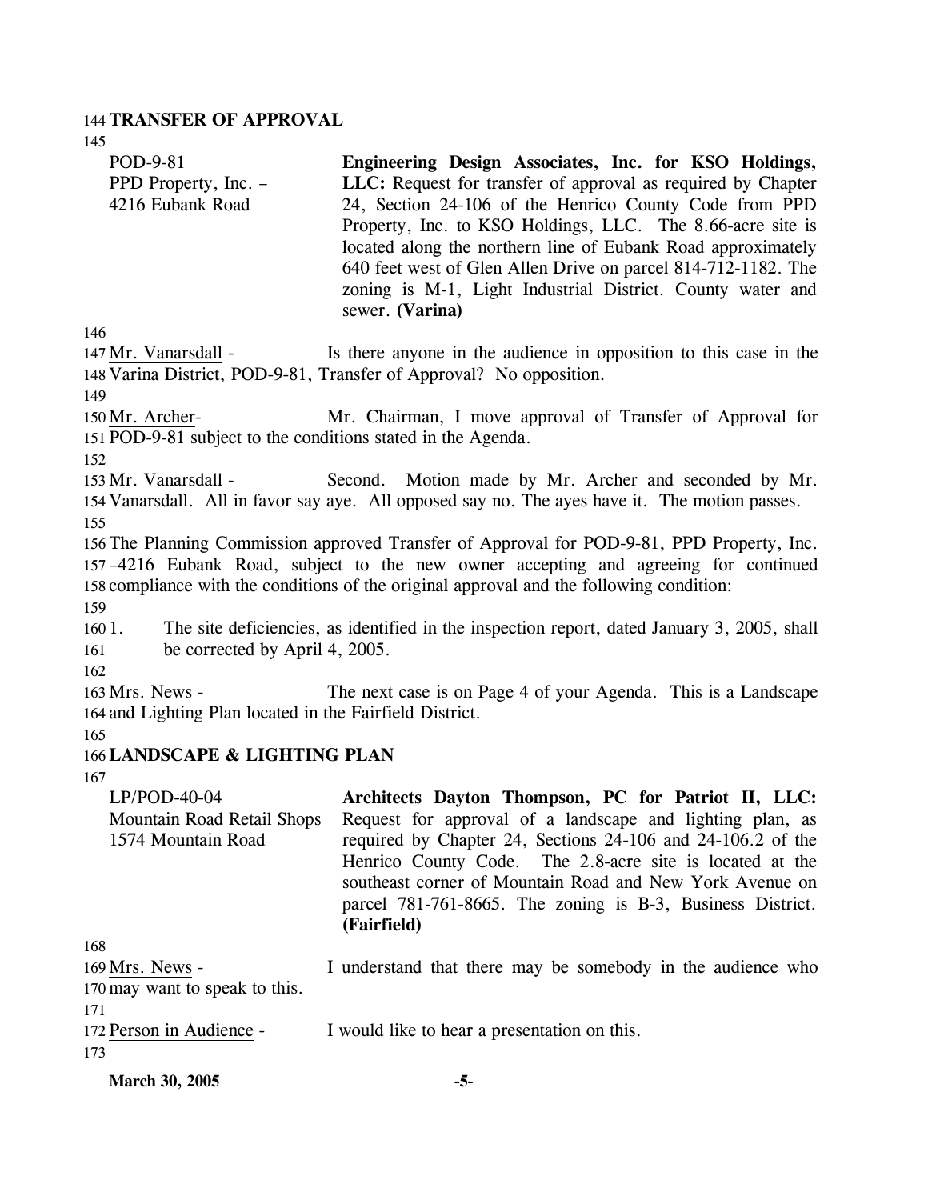**TRANSFER OF APPROVAL**

POD-9-81
PPD Property, Inc. –
4216 Eubank Road

**Engineering Design Associates, Inc. for KSO Holdings, LLC:** Request for transfer of approval as required by Chapter 24, Section 24-106 of the Henrico County Code from PPD Property, Inc. to KSO Holdings, LLC. The 8.66-acre site is located along the northern line of Eubank Road approximately 640 feet west of Glen Allen Drive on parcel 814-712-1182. The zoning is M-1, Light Industrial District. County water and sewer. **(Varina)**

Mr. Vanarsdall - Is there anyone in the audience in opposition to this case in the Varina District, POD-9-81, Transfer of Approval? No opposition.

Mr. Archer- Mr. Chairman, I move approval of Transfer of Approval for POD-9-81 subject to the conditions stated in the Agenda.

Mr. Vanarsdall - Second. Motion made by Mr. Archer and seconded by Mr. Vanarsdall. All in favor say aye. All opposed say no. The ayes have it. The motion passes.

The Planning Commission approved Transfer of Approval for POD-9-81, PPD Property, Inc. –4216 Eubank Road, subject to the new owner accepting and agreeing for continued compliance with the conditions of the original approval and the following condition:

1. The site deficiencies, as identified in the inspection report, dated January 3, 2005, shall be corrected by April 4, 2005.

Mrs. News - The next case is on Page 4 of your Agenda. This is a Landscape and Lighting Plan located in the Fairfield District.

**LANDSCAPE & LIGHTING PLAN**

LP/POD-40-04
Mountain Road Retail Shops
1574 Mountain Road

**Architects Dayton Thompson, PC for Patriot II, LLC:** Request for approval of a landscape and lighting plan, as required by Chapter 24, Sections 24-106 and 24-106.2 of the Henrico County Code. The 2.8-acre site is located at the southeast corner of Mountain Road and New York Avenue on parcel 781-761-8665. The zoning is B-3, Business District. **(Fairfield)**

Mrs. News - I understand that there may be somebody in the audience who may want to speak to this.

Person in Audience - I would like to hear a presentation on this.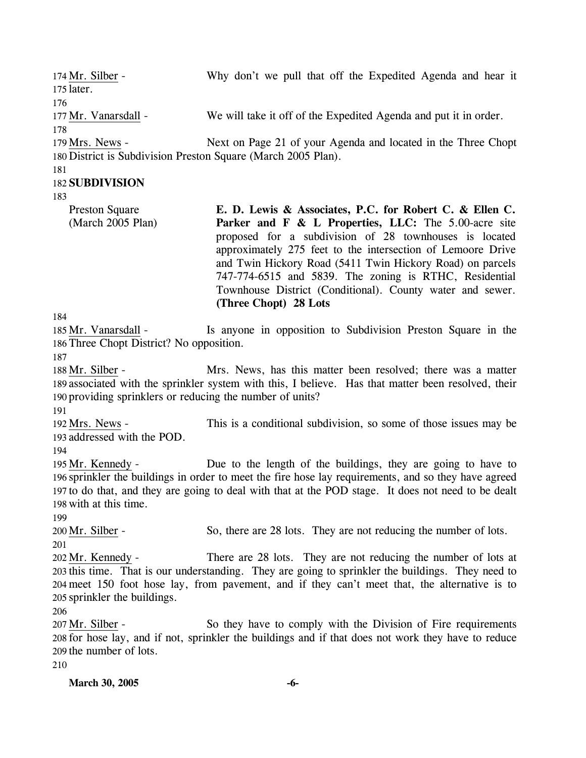Mr. Silber - Why don't we pull that off the Expedited Agenda and hear it later.

Mr. Vanarsdall - We will take it off of the Expedited Agenda and put it in order.

Mrs. News - Next on Page 21 of your Agenda and located in the Three Chopt District is Subdivision Preston Square (March 2005 Plan).

**SUBDIVISION**

Preston Square (March 2005 Plan)

**E. D. Lewis & Associates, P.C. for Robert C. & Ellen C. Parker and F & L Properties, LLC:** The 5.00-acre site proposed for a subdivision of 28 townhouses is located approximately 275 feet to the intersection of Lemoore Drive and Twin Hickory Road (5411 Twin Hickory Road) on parcels 747-774-6515 and 5839. The zoning is RTHC, Residential Townhouse District (Conditional). County water and sewer. **(Three Chopt) 28 Lots**

Mr. Vanarsdall - Is anyone in opposition to Subdivision Preston Square in the Three Chopt District? No opposition.

Mr. Silber - Mrs. News, has this matter been resolved; there was a matter associated with the sprinkler system with this, I believe. Has that matter been resolved, their providing sprinklers or reducing the number of units?

Mrs. News - This is a conditional subdivision, so some of those issues may be addressed with the POD.

Mr. Kennedy - Due to the length of the buildings, they are going to have to sprinkler the buildings in order to meet the fire hose lay requirements, and so they have agreed to do that, and they are going to deal with that at the POD stage. It does not need to be dealt with at this time.

Mr. Silber - So, there are 28 lots. They are not reducing the number of lots.

Mr. Kennedy - There are 28 lots. They are not reducing the number of lots at this time. That is our understanding. They are going to sprinkler the buildings. They need to meet 150 foot hose lay, from pavement, and if they can't meet that, the alternative is to sprinkler the buildings.

Mr. Silber - So they have to comply with the Division of Fire requirements for hose lay, and if not, sprinkler the buildings and if that does not work they have to reduce the number of lots.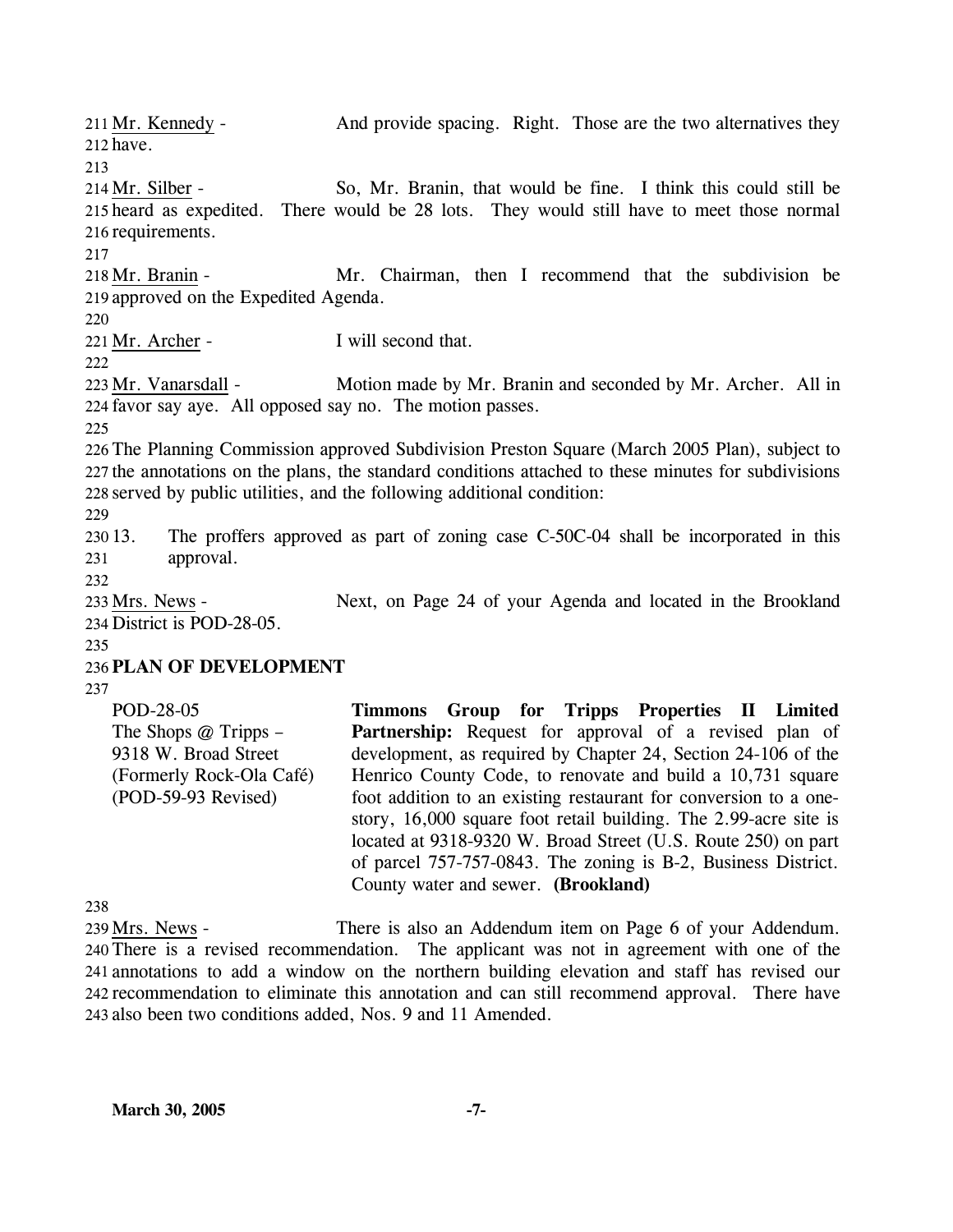Mr. Kennedy - And provide spacing. Right. Those are the two alternatives they have.

Mr. Silber - So, Mr. Branin, that would be fine. I think this could still be heard as expedited. There would be 28 lots. They would still have to meet those normal requirements.

Mr. Branin - Mr. Chairman, then I recommend that the subdivision be approved on the Expedited Agenda.

Mr. Archer - I will second that.

Mr. Vanarsdall - Motion made by Mr. Branin and seconded by Mr. Archer. All in favor say aye. All opposed say no. The motion passes.

The Planning Commission approved Subdivision Preston Square (March 2005 Plan), subject to the annotations on the plans, the standard conditions attached to these minutes for subdivisions served by public utilities, and the following additional condition:

13. The proffers approved as part of zoning case C-50C-04 shall be incorporated in this approval.

Mrs. News - Next, on Page 24 of your Agenda and located in the Brookland District is POD-28-05.

## PLAN OF DEVELOPMENT

| | |
|---|---|
| POD-28-05<br>The Shops @ Tripps – 9318 W. Broad Street<br>(Formerly Rock-Ola Café)<br>(POD-59-93 Revised) | **Timmons Group for Tripps Properties II Limited Partnership:** Request for approval of a revised plan of development, as required by Chapter 24, Section 24-106 of the Henrico County Code, to renovate and build a 10,731 square foot addition to an existing restaurant for conversion to a one-story, 16,000 square foot retail building. The 2.99-acre site is located at 9318-9320 W. Broad Street (U.S. Route 250) on part of parcel 757-757-0843. The zoning is B-2, Business District. County water and sewer. **(Brookland)** |

Mrs. News - There is also an Addendum item on Page 6 of your Addendum. There is a revised recommendation. The applicant was not in agreement with one of the annotations to add a window on the northern building elevation and staff has revised our recommendation to eliminate this annotation and can still recommend approval. There have also been two conditions added, Nos. 9 and 11 Amended.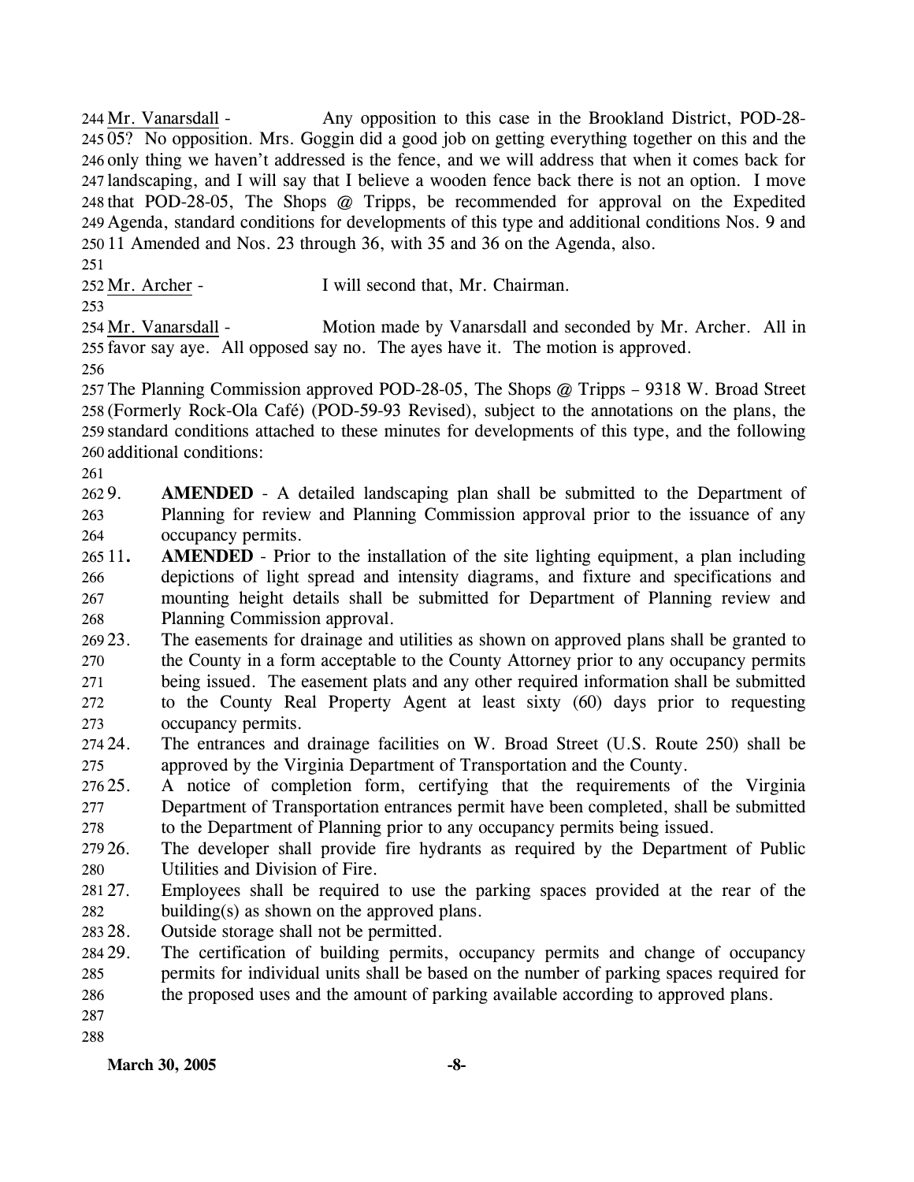Mr. Vanarsdall - Any opposition to this case in the Brookland District, POD-28-05? No opposition. Mrs. Goggin did a good job on getting everything together on this and the only thing we haven't addressed is the fence, and we will address that when it comes back for landscaping, and I will say that I believe a wooden fence back there is not an option. I move that POD-28-05, The Shops @ Tripps, be recommended for approval on the Expedited Agenda, standard conditions for developments of this type and additional conditions Nos. 9 and 11 Amended and Nos. 23 through 36, with 35 and 36 on the Agenda, also.

Mr. Archer - I will second that, Mr. Chairman.

Mr. Vanarsdall - Motion made by Vanarsdall and seconded by Mr. Archer. All in favor say aye. All opposed say no. The ayes have it. The motion is approved.

The Planning Commission approved POD-28-05, The Shops @ Tripps – 9318 W. Broad Street (Formerly Rock-Ola Café) (POD-59-93 Revised), subject to the annotations on the plans, the standard conditions attached to these minutes for developments of this type, and the following additional conditions:

9. **AMENDED** - A detailed landscaping plan shall be submitted to the Department of Planning for review and Planning Commission approval prior to the issuance of any occupancy permits.
11. **AMENDED** - Prior to the installation of the site lighting equipment, a plan including depictions of light spread and intensity diagrams, and fixture and specifications and mounting height details shall be submitted for Department of Planning review and Planning Commission approval.
23. The easements for drainage and utilities as shown on approved plans shall be granted to the County in a form acceptable to the County Attorney prior to any occupancy permits being issued. The easement plats and any other required information shall be submitted to the County Real Property Agent at least sixty (60) days prior to requesting occupancy permits.
24. The entrances and drainage facilities on W. Broad Street (U.S. Route 250) shall be approved by the Virginia Department of Transportation and the County.
25. A notice of completion form, certifying that the requirements of the Virginia Department of Transportation entrances permit have been completed, shall be submitted to the Department of Planning prior to any occupancy permits being issued.
26. The developer shall provide fire hydrants as required by the Department of Public Utilities and Division of Fire.
27. Employees shall be required to use the parking spaces provided at the rear of the building(s) as shown on the approved plans.
28. Outside storage shall not be permitted.
29. The certification of building permits, occupancy permits and change of occupancy permits for individual units shall be based on the number of parking spaces required for the proposed uses and the amount of parking available according to approved plans.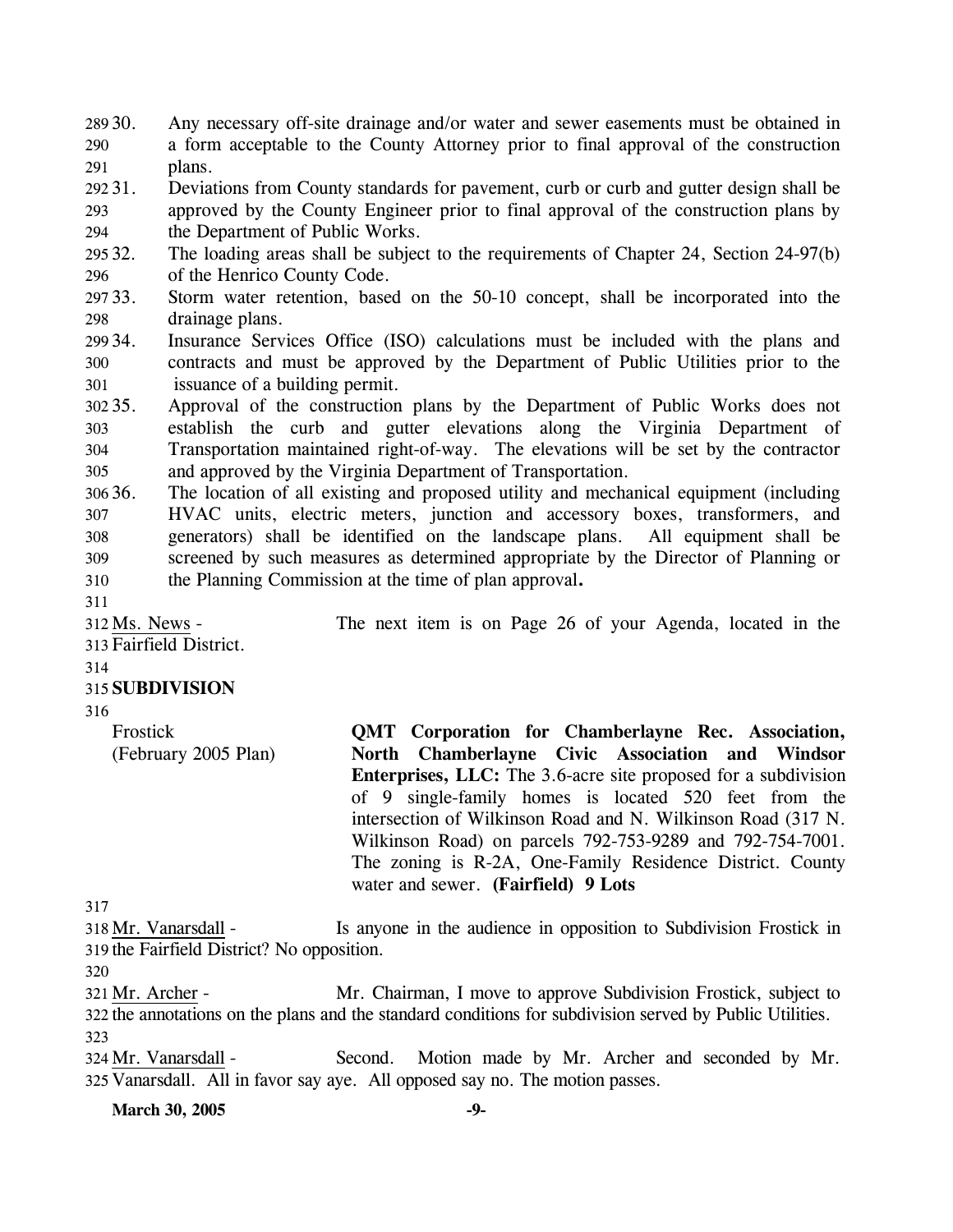30. Any necessary off-site drainage and/or water and sewer easements must be obtained in a form acceptable to the County Attorney prior to final approval of the construction plans.
31. Deviations from County standards for pavement, curb or curb and gutter design shall be approved by the County Engineer prior to final approval of the construction plans by the Department of Public Works.
32. The loading areas shall be subject to the requirements of Chapter 24, Section 24-97(b) of the Henrico County Code.
33. Storm water retention, based on the 50-10 concept, shall be incorporated into the drainage plans.
34. Insurance Services Office (ISO) calculations must be included with the plans and contracts and must be approved by the Department of Public Utilities prior to the issuance of a building permit.
35. Approval of the construction plans by the Department of Public Works does not establish the curb and gutter elevations along the Virginia Department of Transportation maintained right-of-way. The elevations will be set by the contractor and approved by the Virginia Department of Transportation.
36. The location of all existing and proposed utility and mechanical equipment (including HVAC units, electric meters, junction and accessory boxes, transformers, and generators) shall be identified on the landscape plans. All equipment shall be screened by such measures as determined appropriate by the Director of Planning or the Planning Commission at the time of plan approval**.**

Ms. News - The next item is on Page 26 of your Agenda, located in the Fairfield District.

**SUBDIVISION**

Frostick
(February 2005 Plan)

**QMT Corporation for Chamberlayne Rec. Association, North Chamberlayne Civic Association and Windsor Enterprises, LLC:** The 3.6-acre site proposed for a subdivision of 9 single-family homes is located 520 feet from the intersection of Wilkinson Road and N. Wilkinson Road (317 N. Wilkinson Road) on parcels 792-753-9289 and 792-754-7001. The zoning is R-2A, One-Family Residence District. County water and sewer. **(Fairfield) 9 Lots**

Mr. Vanarsdall - Is anyone in the audience in opposition to Subdivision Frostick in the Fairfield District? No opposition.

Mr. Archer - Mr. Chairman, I move to approve Subdivision Frostick, subject to the annotations on the plans and the standard conditions for subdivision served by Public Utilities.

Mr. Vanarsdall - Second. Motion made by Mr. Archer and seconded by Mr. Vanarsdall. All in favor say aye. All opposed say no. The motion passes.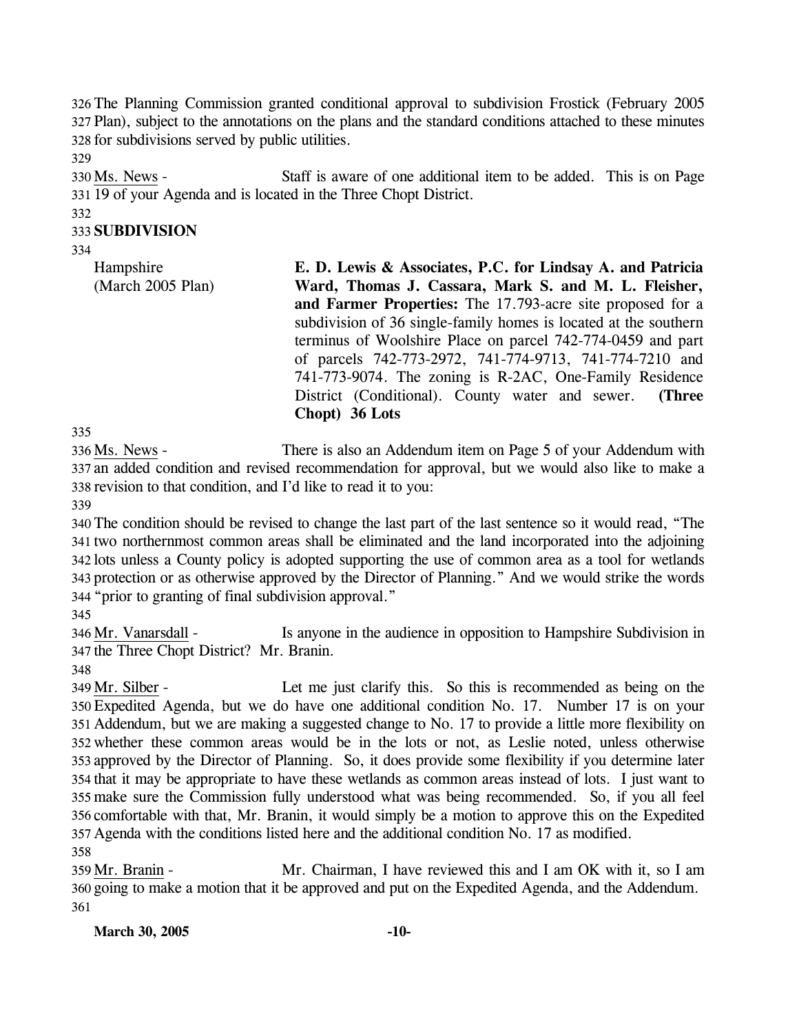The Planning Commission granted conditional approval to subdivision Frostick (February 2005 Plan), subject to the annotations on the plans and the standard conditions attached to these minutes for subdivisions served by public utilities.

Ms. News - Staff is aware of one additional item to be added. This is on Page 19 of your Agenda and is located in the Three Chopt District.

**SUBDIVISION**

| Hampshire (March 2005 Plan) | **E. D. Lewis & Associates, P.C. for Lindsay A. and Patricia Ward, Thomas J. Cassara, Mark S. and M. L. Fleisher, and Farmer Properties:** The 17.793-acre site proposed for a subdivision of 36 single-family homes is located at the southern terminus of Woolshire Place on parcel 742-774-0459 and part of parcels 742-773-2972, 741-774-9713, 741-774-7210 and 741-773-9074. The zoning is R-2AC, One-Family Residence District (Conditional). County water and sewer. **(Three Chopt) 36 Lots** |
|---|---|

Ms. News - There is also an Addendum item on Page 5 of your Addendum with an added condition and revised recommendation for approval, but we would also like to make a revision to that condition, and I'd like to read it to you:

The condition should be revised to change the last part of the last sentence so it would read, "The two northernmost common areas shall be eliminated and the land incorporated into the adjoining lots unless a County policy is adopted supporting the use of common area as a tool for wetlands protection or as otherwise approved by the Director of Planning." And we would strike the words "prior to granting of final subdivision approval."

Mr. Vanarsdall - Is anyone in the audience in opposition to Hampshire Subdivision in the Three Chopt District? Mr. Branin.

Mr. Silber - Let me just clarify this. So this is recommended as being on the Expedited Agenda, but we do have one additional condition No. 17. Number 17 is on your Addendum, but we are making a suggested change to No. 17 to provide a little more flexibility on whether these common areas would be in the lots or not, as Leslie noted, unless otherwise approved by the Director of Planning. So, it does provide some flexibility if you determine later that it may be appropriate to have these wetlands as common areas instead of lots. I just want to make sure the Commission fully understood what was being recommended. So, if you all feel comfortable with that, Mr. Branin, it would simply be a motion to approve this on the Expedited Agenda with the conditions listed here and the additional condition No. 17 as modified.

Mr. Branin - Mr. Chairman, I have reviewed this and I am OK with it, so I am going to make a motion that it be approved and put on the Expedited Agenda, and the Addendum.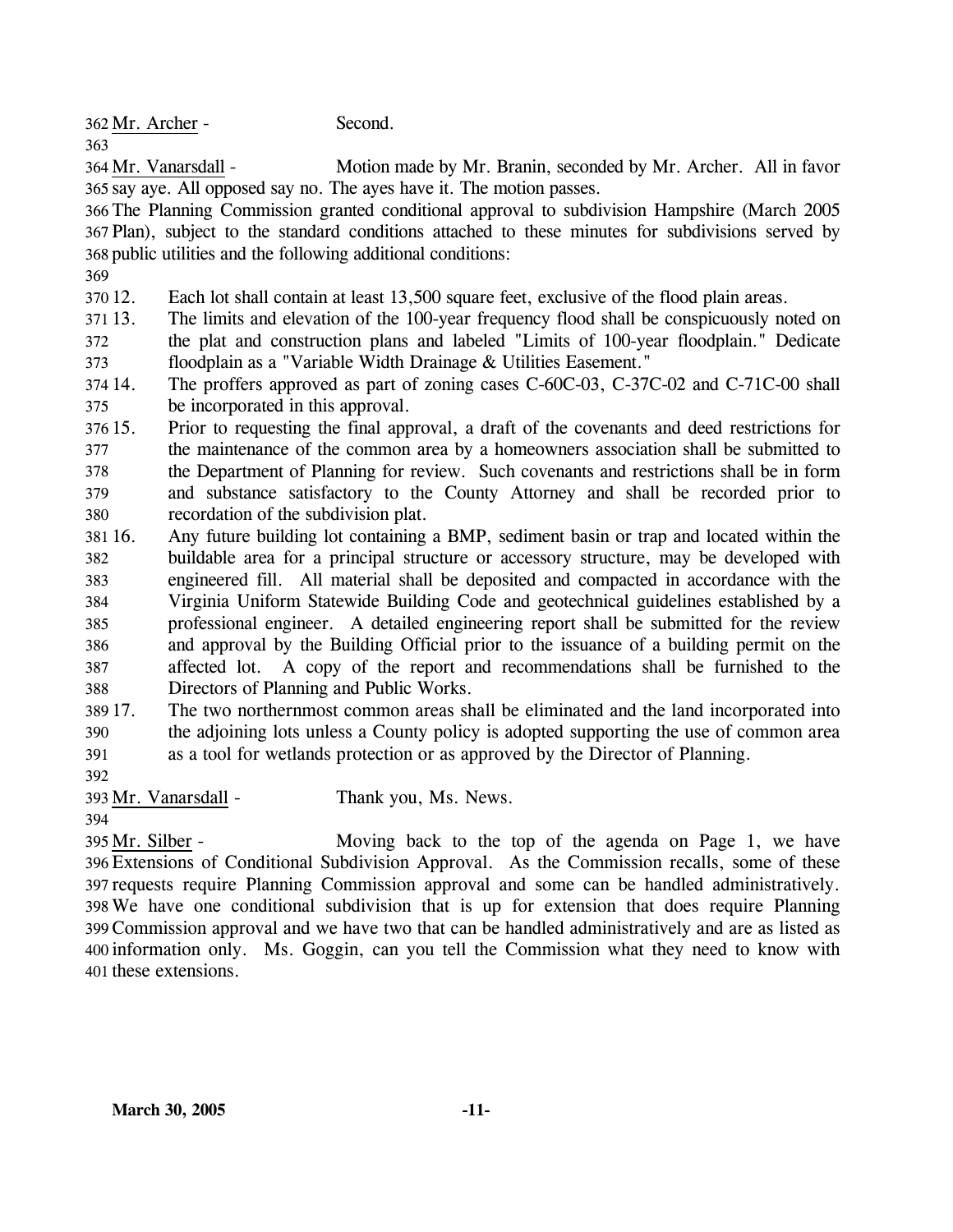Mr. Archer - Second.

Mr. Vanarsdall - Motion made by Mr. Branin, seconded by Mr. Archer. All in favor say aye. All opposed say no. The ayes have it. The motion passes.

The Planning Commission granted conditional approval to subdivision Hampshire (March 2005 Plan), subject to the standard conditions attached to these minutes for subdivisions served by public utilities and the following additional conditions:

12. Each lot shall contain at least 13,500 square feet, exclusive of the flood plain areas.
13. The limits and elevation of the 100-year frequency flood shall be conspicuously noted on the plat and construction plans and labeled "Limits of 100-year floodplain." Dedicate floodplain as a "Variable Width Drainage & Utilities Easement."
14. The proffers approved as part of zoning cases C-60C-03, C-37C-02 and C-71C-00 shall be incorporated in this approval.
15. Prior to requesting the final approval, a draft of the covenants and deed restrictions for the maintenance of the common area by a homeowners association shall be submitted to the Department of Planning for review. Such covenants and restrictions shall be in form and substance satisfactory to the County Attorney and shall be recorded prior to recordation of the subdivision plat.
16. Any future building lot containing a BMP, sediment basin or trap and located within the buildable area for a principal structure or accessory structure, may be developed with engineered fill. All material shall be deposited and compacted in accordance with the Virginia Uniform Statewide Building Code and geotechnical guidelines established by a professional engineer. A detailed engineering report shall be submitted for the review and approval by the Building Official prior to the issuance of a building permit on the affected lot. A copy of the report and recommendations shall be furnished to the Directors of Planning and Public Works.
17. The two northernmost common areas shall be eliminated and the land incorporated into the adjoining lots unless a County policy is adopted supporting the use of common area as a tool for wetlands protection or as approved by the Director of Planning.

Mr. Vanarsdall - Thank you, Ms. News.

Mr. Silber - Moving back to the top of the agenda on Page 1, we have Extensions of Conditional Subdivision Approval. As the Commission recalls, some of these requests require Planning Commission approval and some can be handled administratively. We have one conditional subdivision that is up for extension that does require Planning Commission approval and we have two that can be handled administratively and are as listed as information only. Ms. Goggin, can you tell the Commission what they need to know with these extensions.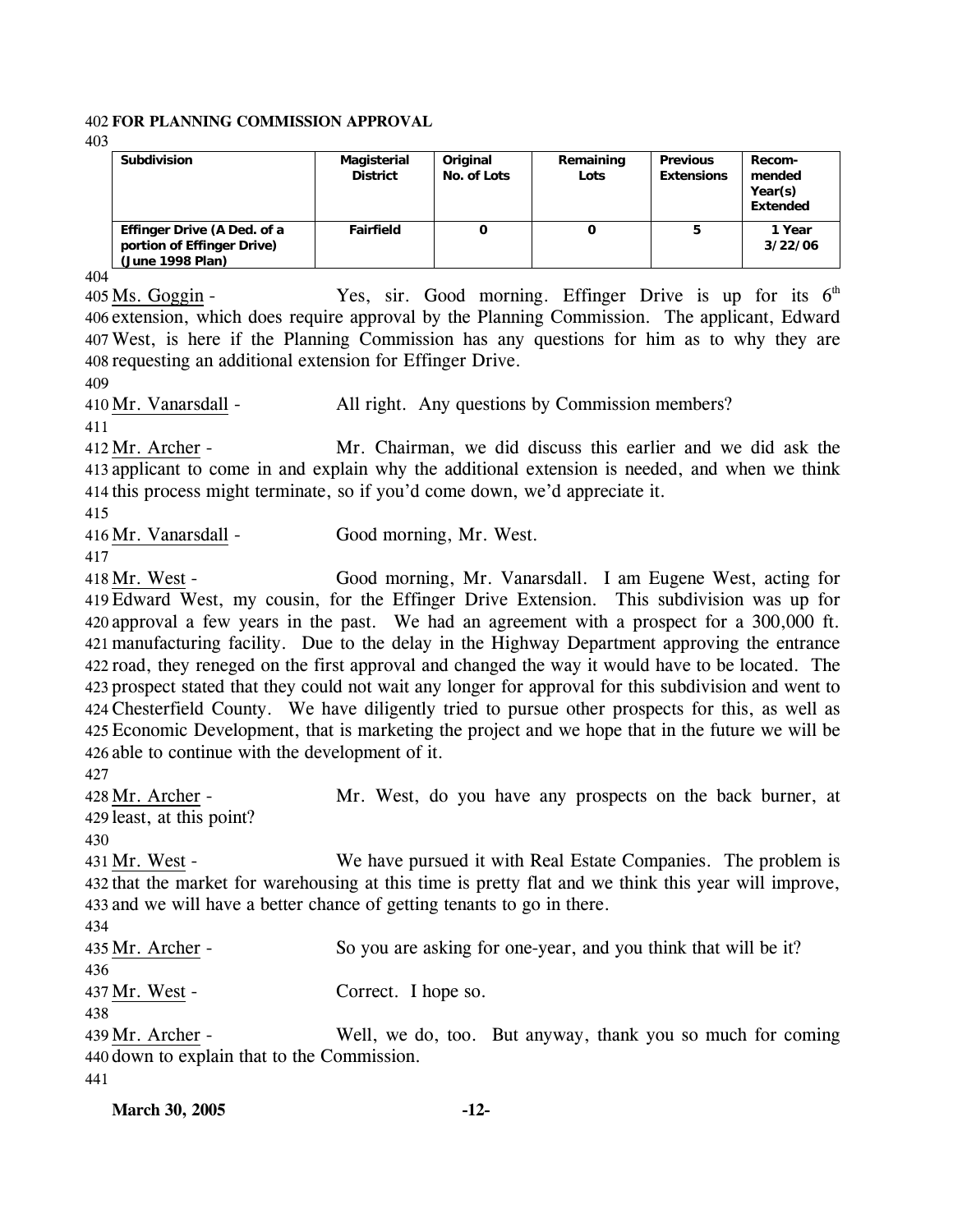**FOR PLANNING COMMISSION APPROVAL**

| Subdivision | Magisterial District | Original No. of Lots | Remaining Lots | Previous Extensions | Recom-mended Year(s) Extended |
|---|---|---|---|---|---|
| **Effinger Drive (A Ded. of a portion of Effinger Drive) (June 1998 Plan)** | **Fairfield** | **0** | **0** | **5** | **1 Year 3/22/06** |

Ms. Goggin - Yes, sir. Good morning. Effinger Drive is up for its 6th extension, which does require approval by the Planning Commission. The applicant, Edward West, is here if the Planning Commission has any questions for him as to why they are requesting an additional extension for Effinger Drive.

Mr. Vanarsdall - All right. Any questions by Commission members?

Mr. Archer - Mr. Chairman, we did discuss this earlier and we did ask the applicant to come in and explain why the additional extension is needed, and when we think this process might terminate, so if you'd come down, we'd appreciate it.

Mr. Vanarsdall - Good morning, Mr. West.

Mr. West - Good morning, Mr. Vanarsdall. I am Eugene West, acting for Edward West, my cousin, for the Effinger Drive Extension. This subdivision was up for approval a few years in the past. We had an agreement with a prospect for a 300,000 ft. manufacturing facility. Due to the delay in the Highway Department approving the entrance road, they reneged on the first approval and changed the way it would have to be located. The prospect stated that they could not wait any longer for approval for this subdivision and went to Chesterfield County. We have diligently tried to pursue other prospects for this, as well as Economic Development, that is marketing the project and we hope that in the future we will be able to continue with the development of it.

Mr. Archer - Mr. West, do you have any prospects on the back burner, at least, at this point?

Mr. West - We have pursued it with Real Estate Companies. The problem is that the market for warehousing at this time is pretty flat and we think this year will improve, and we will have a better chance of getting tenants to go in there.

Mr. Archer - So you are asking for one-year, and you think that will be it?

Mr. West - Correct. I hope so.

Mr. Archer - Well, we do, too. But anyway, thank you so much for coming down to explain that to the Commission.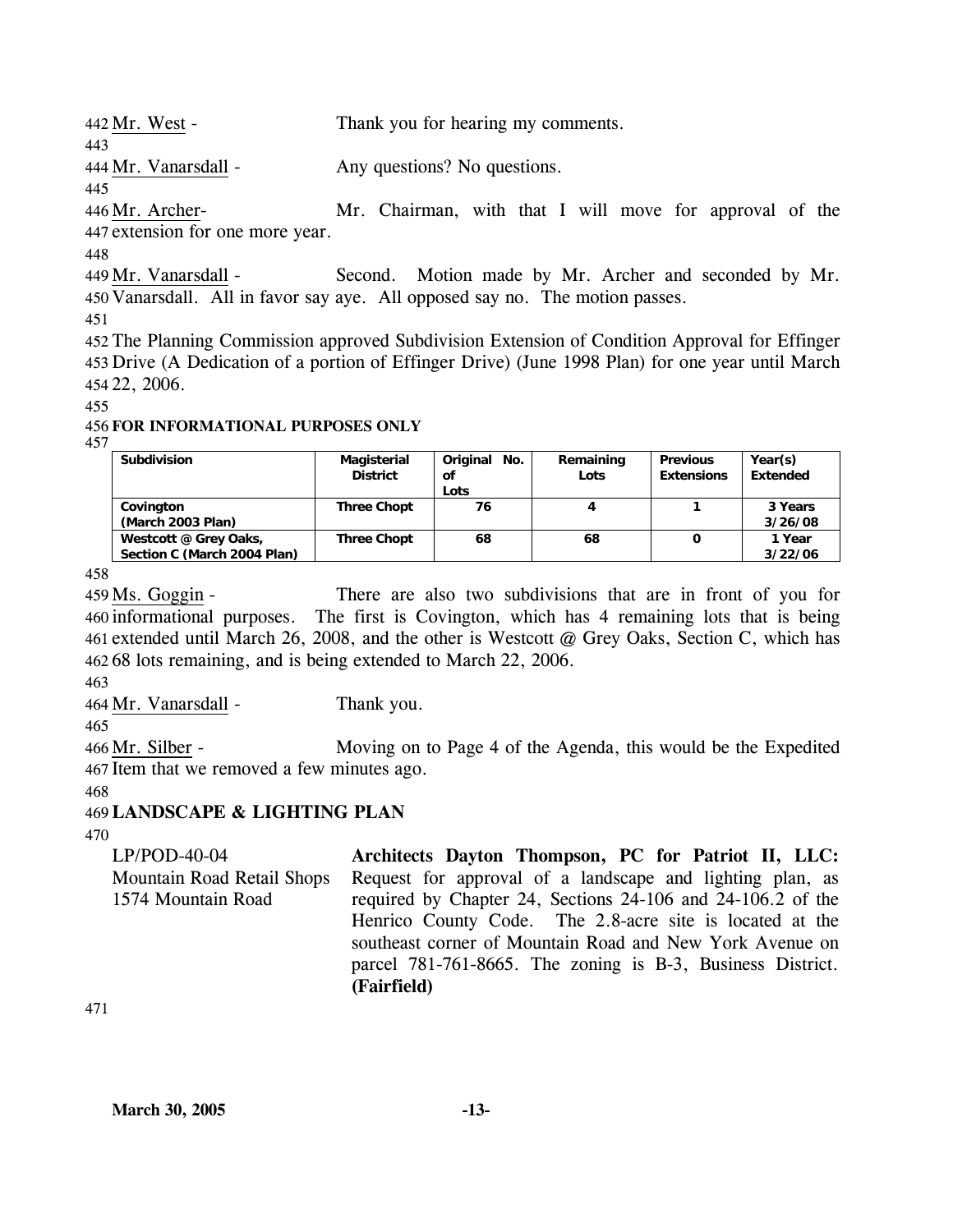Mr. West - Thank you for hearing my comments.

Mr. Vanarsdall - Any questions? No questions.

Mr. Archer- Mr. Chairman, with that I will move for approval of the extension for one more year.

Mr. Vanarsdall - Second. Motion made by Mr. Archer and seconded by Mr. Vanarsdall. All in favor say aye. All opposed say no. The motion passes.

The Planning Commission approved Subdivision Extension of Condition Approval for Effinger Drive (A Dedication of a portion of Effinger Drive) (June 1998 Plan) for one year until March 22, 2006.

**FOR INFORMATIONAL PURPOSES ONLY**

| Subdivision | Magisterial District | Original No. of Lots | Remaining Lots | Previous Extensions | Year(s) Extended |
|---|---|---|---|---|---|
| **Covington (March 2003 Plan)** | **Three Chopt** | 76 | 4 | 1 | 3 Years 3/26/08 |
| **Westcott @ Grey Oaks, Section C (March 2004 Plan)** | **Three Chopt** | 68 | 68 | 0 | 1 Year 3/22/06 |

Ms. Goggin - There are also two subdivisions that are in front of you for informational purposes. The first is Covington, which has 4 remaining lots that is being extended until March 26, 2008, and the other is Westcott @ Grey Oaks, Section C, which has 68 lots remaining, and is being extended to March 22, 2006.

Mr. Vanarsdall - Thank you.

Mr. Silber - Moving on to Page 4 of the Agenda, this would be the Expedited Item that we removed a few minutes ago.

## LANDSCAPE & LIGHTING PLAN

LP/POD-40-04
Mountain Road Retail Shops
1574 Mountain Road

**Architects Dayton Thompson, PC for Patriot II, LLC:** Request for approval of a landscape and lighting plan, as required by Chapter 24, Sections 24-106 and 24-106.2 of the Henrico County Code. The 2.8-acre site is located at the southeast corner of Mountain Road and New York Avenue on parcel 781-761-8665. The zoning is B-3, Business District. **(Fairfield)**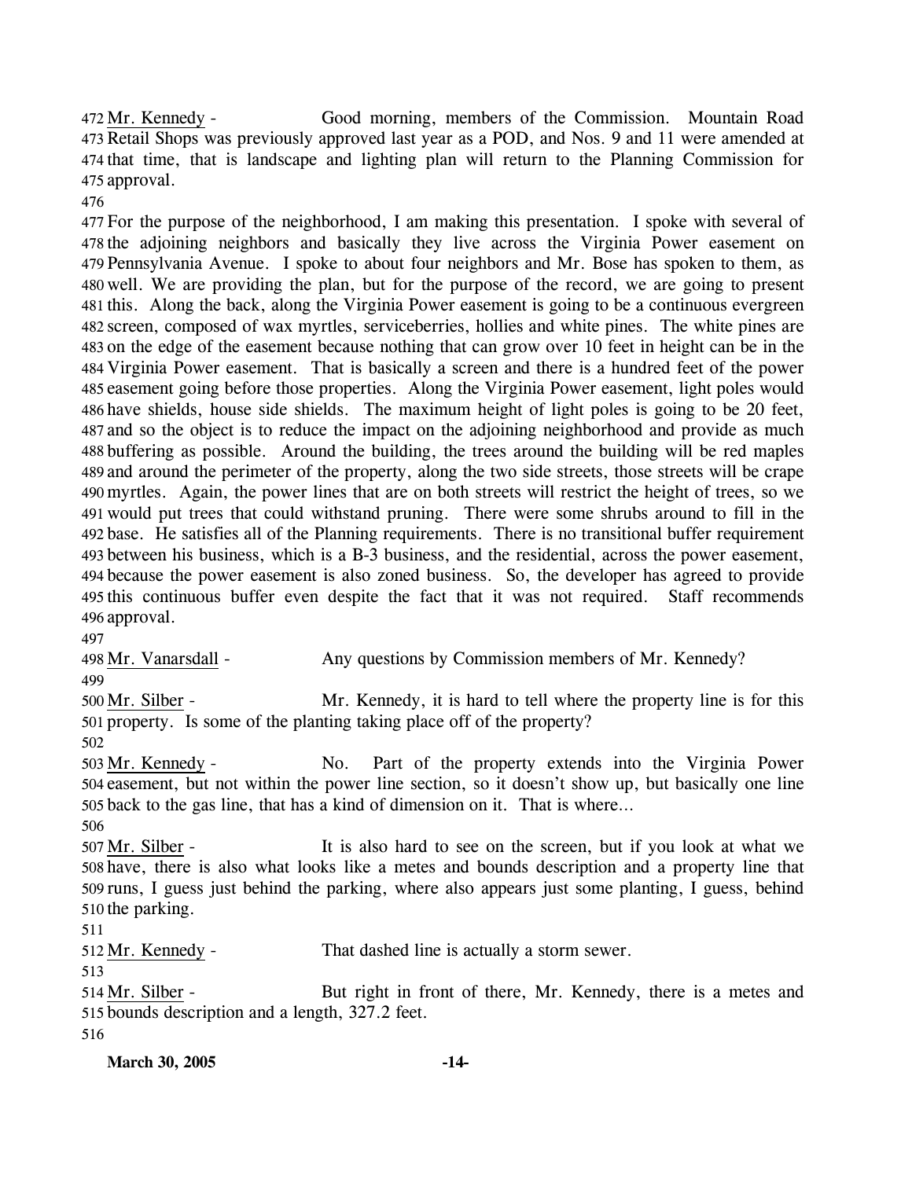472 Mr. Kennedy - Good morning, members of the Commission. Mountain Road 473 Retail Shops was previously approved last year as a POD, and Nos. 9 and 11 were amended at 474 that time, that is landscape and lighting plan will return to the Planning Commission for 475 approval.

476

477 For the purpose of the neighborhood, I am making this presentation. I spoke with several of 478 the adjoining neighbors and basically they live across the Virginia Power easement on 479 Pennsylvania Avenue. I spoke to about four neighbors and Mr. Bose has spoken to them, as 480 well. We are providing the plan, but for the purpose of the record, we are going to present 481 this. Along the back, along the Virginia Power easement is going to be a continuous evergreen 482 screen, composed of wax myrtles, serviceberries, hollies and white pines. The white pines are 483 on the edge of the easement because nothing that can grow over 10 feet in height can be in the 484 Virginia Power easement. That is basically a screen and there is a hundred feet of the power 485 easement going before those properties. Along the Virginia Power easement, light poles would 486 have shields, house side shields. The maximum height of light poles is going to be 20 feet, 487 and so the object is to reduce the impact on the adjoining neighborhood and provide as much 488 buffering as possible. Around the building, the trees around the building will be red maples 489 and around the perimeter of the property, along the two side streets, those streets will be crape 490 myrtles. Again, the power lines that are on both streets will restrict the height of trees, so we 491 would put trees that could withstand pruning. There were some shrubs around to fill in the 492 base. He satisfies all of the Planning requirements. There is no transitional buffer requirement 493 between his business, which is a B-3 business, and the residential, across the power easement, 494 because the power easement is also zoned business. So, the developer has agreed to provide 495 this continuous buffer even despite the fact that it was not required. Staff recommends 496 approval.

497

498 Mr. Vanarsdall - Any questions by Commission members of Mr. Kennedy?

499

500 Mr. Silber - Mr. Kennedy, it is hard to tell where the property line is for this 501 property. Is some of the planting taking place off of the property?

502

503 Mr. Kennedy - No. Part of the property extends into the Virginia Power 504 easement, but not within the power line section, so it doesn't show up, but basically one line 505 back to the gas line, that has a kind of dimension on it. That is where…

506

507 Mr. Silber - It is also hard to see on the screen, but if you look at what we 508 have, there is also what looks like a metes and bounds description and a property line that 509 runs, I guess just behind the parking, where also appears just some planting, I guess, behind 510 the parking.

511

512 Mr. Kennedy - That dashed line is actually a storm sewer.

513

514 Mr. Silber - But right in front of there, Mr. Kennedy, there is a metes and 515 bounds description and a length, 327.2 feet.

516

**March 30, 2005**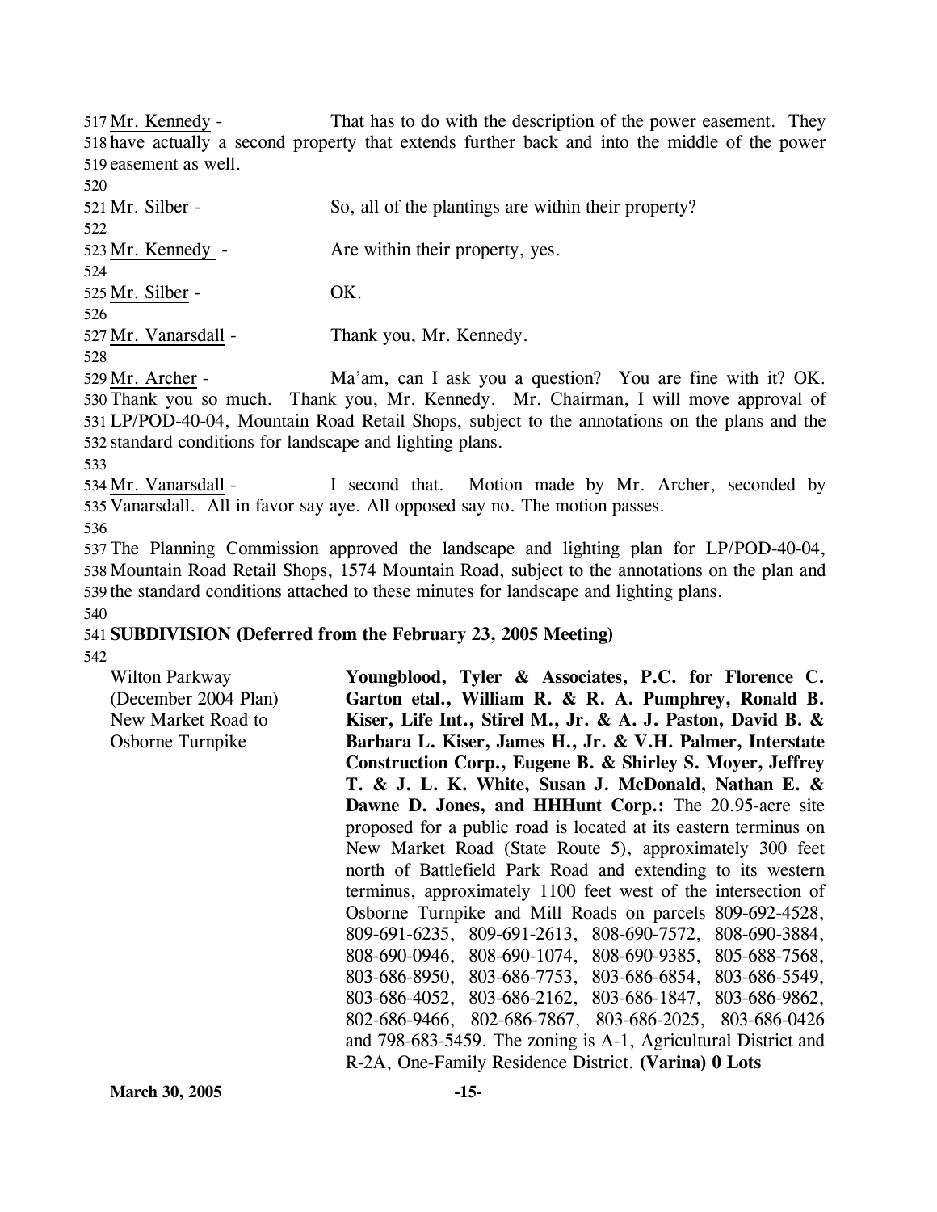517 Mr. Kennedy - That has to do with the description of the power easement. They
518 have actually a second property that extends further back and into the middle of the power
519 easement as well.
520
521 Mr. Silber - So, all of the plantings are within their property?
522
523 Mr. Kennedy - Are within their property, yes.
524
525 Mr. Silber - OK.
526
527 Mr. Vanarsdall - Thank you, Mr. Kennedy.
528
529 Mr. Archer - Ma'am, can I ask you a question? You are fine with it? OK.
530 Thank you so much. Thank you, Mr. Kennedy. Mr. Chairman, I will move approval of
531 LP/POD-40-04, Mountain Road Retail Shops, subject to the annotations on the plans and the
532 standard conditions for landscape and lighting plans.
533
534 Mr. Vanarsdall - I second that. Motion made by Mr. Archer, seconded by
535 Vanarsdall. All in favor say aye. All opposed say no. The motion passes.
536
537 The Planning Commission approved the landscape and lighting plan for LP/POD-40-04,
538 Mountain Road Retail Shops, 1574 Mountain Road, subject to the annotations on the plan and
539 the standard conditions attached to these minutes for landscape and lighting plans.
540
541 **SUBDIVISION (Deferred from the February 23, 2005 Meeting)**
542

Wilton Parkway
(December 2004 Plan)
New Market Road to
Osborne Turnpike

**Youngblood, Tyler & Associates, P.C. for Florence C. Garton etal., William R. & R. A. Pumphrey, Ronald B. Kiser, Life Int., Stirel M., Jr. & A. J. Paston, David B. & Barbara L. Kiser, James H., Jr. & V.H. Palmer, Interstate Construction Corp., Eugene B. & Shirley S. Moyer, Jeffrey T. & J. L. K. White, Susan J. McDonald, Nathan E. & Dawne D. Jones, and HHHunt Corp.:** The 20.95-acre site proposed for a public road is located at its eastern terminus on New Market Road (State Route 5), approximately 300 feet north of Battlefield Park Road and extending to its western terminus, approximately 1100 feet west of the intersection of Osborne Turnpike and Mill Roads on parcels 809-692-4528, 809-691-6235, 809-691-2613, 808-690-7572, 808-690-3884, 808-690-0946, 808-690-1074, 808-690-9385, 805-688-7568, 803-686-8950, 803-686-7753, 803-686-6854, 803-686-5549, 803-686-4052, 803-686-2162, 803-686-1847, 803-686-9862, 802-686-9466, 802-686-7867, 803-686-2025, 803-686-0426 and 798-683-5459. The zoning is A-1, Agricultural District and R-2A, One-Family Residence District. **(Varina) 0 Lots**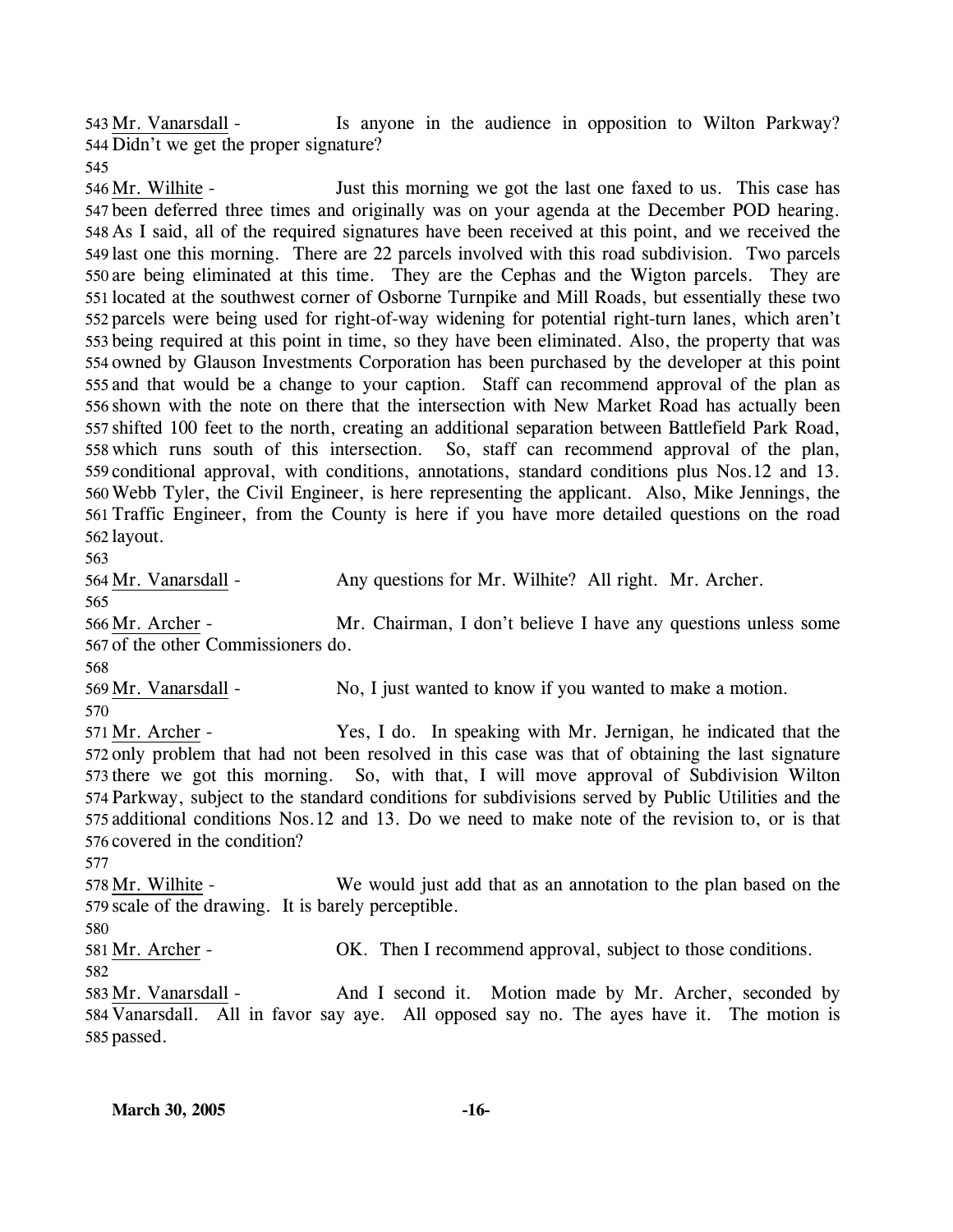Mr. Vanarsdall - Is anyone in the audience in opposition to Wilton Parkway? Didn't we get the proper signature?

Mr. Wilhite - Just this morning we got the last one faxed to us. This case has been deferred three times and originally was on your agenda at the December POD hearing. As I said, all of the required signatures have been received at this point, and we received the last one this morning. There are 22 parcels involved with this road subdivision. Two parcels are being eliminated at this time. They are the Cephas and the Wigton parcels. They are located at the southwest corner of Osborne Turnpike and Mill Roads, but essentially these two parcels were being used for right-of-way widening for potential right-turn lanes, which aren't being required at this point in time, so they have been eliminated. Also, the property that was owned by Glauson Investments Corporation has been purchased by the developer at this point and that would be a change to your caption. Staff can recommend approval of the plan as shown with the note on there that the intersection with New Market Road has actually been shifted 100 feet to the north, creating an additional separation between Battlefield Park Road, which runs south of this intersection. So, staff can recommend approval of the plan, conditional approval, with conditions, annotations, standard conditions plus Nos.12 and 13. Webb Tyler, the Civil Engineer, is here representing the applicant. Also, Mike Jennings, the Traffic Engineer, from the County is here if you have more detailed questions on the road layout.

Mr. Vanarsdall - Any questions for Mr. Wilhite? All right. Mr. Archer.

Mr. Archer - Mr. Chairman, I don't believe I have any questions unless some of the other Commissioners do.

Mr. Vanarsdall - No, I just wanted to know if you wanted to make a motion.

Mr. Archer - Yes, I do. In speaking with Mr. Jernigan, he indicated that the only problem that had not been resolved in this case was that of obtaining the last signature there we got this morning. So, with that, I will move approval of Subdivision Wilton Parkway, subject to the standard conditions for subdivisions served by Public Utilities and the additional conditions Nos.12 and 13. Do we need to make note of the revision to, or is that covered in the condition?

Mr. Wilhite - We would just add that as an annotation to the plan based on the scale of the drawing. It is barely perceptible.

Mr. Archer - OK. Then I recommend approval, subject to those conditions.

Mr. Vanarsdall - And I second it. Motion made by Mr. Archer, seconded by Vanarsdall. All in favor say aye. All opposed say no. The ayes have it. The motion is passed.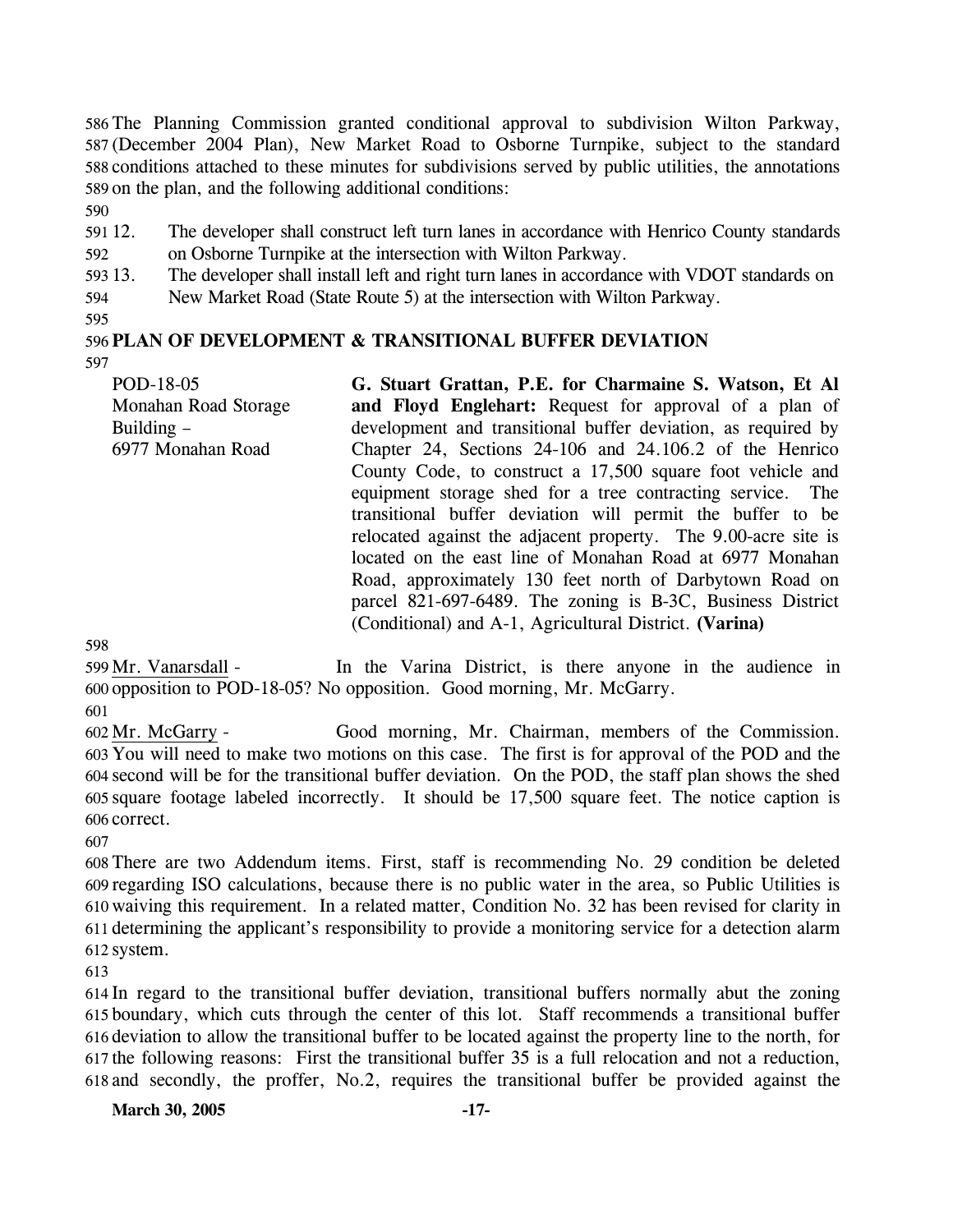The Planning Commission granted conditional approval to subdivision Wilton Parkway, (December 2004 Plan), New Market Road to Osborne Turnpike, subject to the standard conditions attached to these minutes for subdivisions served by public utilities, the annotations on the plan, and the following additional conditions:

12. The developer shall construct left turn lanes in accordance with Henrico County standards on Osborne Turnpike at the intersection with Wilton Parkway.
13. The developer shall install left and right turn lanes in accordance with VDOT standards on New Market Road (State Route 5) at the intersection with Wilton Parkway.

## PLAN OF DEVELOPMENT & TRANSITIONAL BUFFER DEVIATION

POD-18-05
Monahan Road Storage Building – 6977 Monahan Road

**G. Stuart Grattan, P.E. for Charmaine S. Watson, Et Al and Floyd Englehart:** Request for approval of a plan of development and transitional buffer deviation, as required by Chapter 24, Sections 24-106 and 24.106.2 of the Henrico County Code, to construct a 17,500 square foot vehicle and equipment storage shed for a tree contracting service. The transitional buffer deviation will permit the buffer to be relocated against the adjacent property. The 9.00-acre site is located on the east line of Monahan Road at 6977 Monahan Road, approximately 130 feet north of Darbytown Road on parcel 821-697-6489. The zoning is B-3C, Business District (Conditional) and A-1, Agricultural District. **(Varina)**

Mr. Vanarsdall - In the Varina District, is there anyone in the audience in opposition to POD-18-05? No opposition. Good morning, Mr. McGarry.

Mr. McGarry - Good morning, Mr. Chairman, members of the Commission. You will need to make two motions on this case. The first is for approval of the POD and the second will be for the transitional buffer deviation. On the POD, the staff plan shows the shed square footage labeled incorrectly. It should be 17,500 square feet. The notice caption is correct.

There are two Addendum items. First, staff is recommending No. 29 condition be deleted regarding ISO calculations, because there is no public water in the area, so Public Utilities is waiving this requirement. In a related matter, Condition No. 32 has been revised for clarity in determining the applicant's responsibility to provide a monitoring service for a detection alarm system.

In regard to the transitional buffer deviation, transitional buffers normally abut the zoning boundary, which cuts through the center of this lot. Staff recommends a transitional buffer deviation to allow the transitional buffer to be located against the property line to the north, for the following reasons: First the transitional buffer 35 is a full relocation and not a reduction, and secondly, the proffer, No.2, requires the transitional buffer be provided against the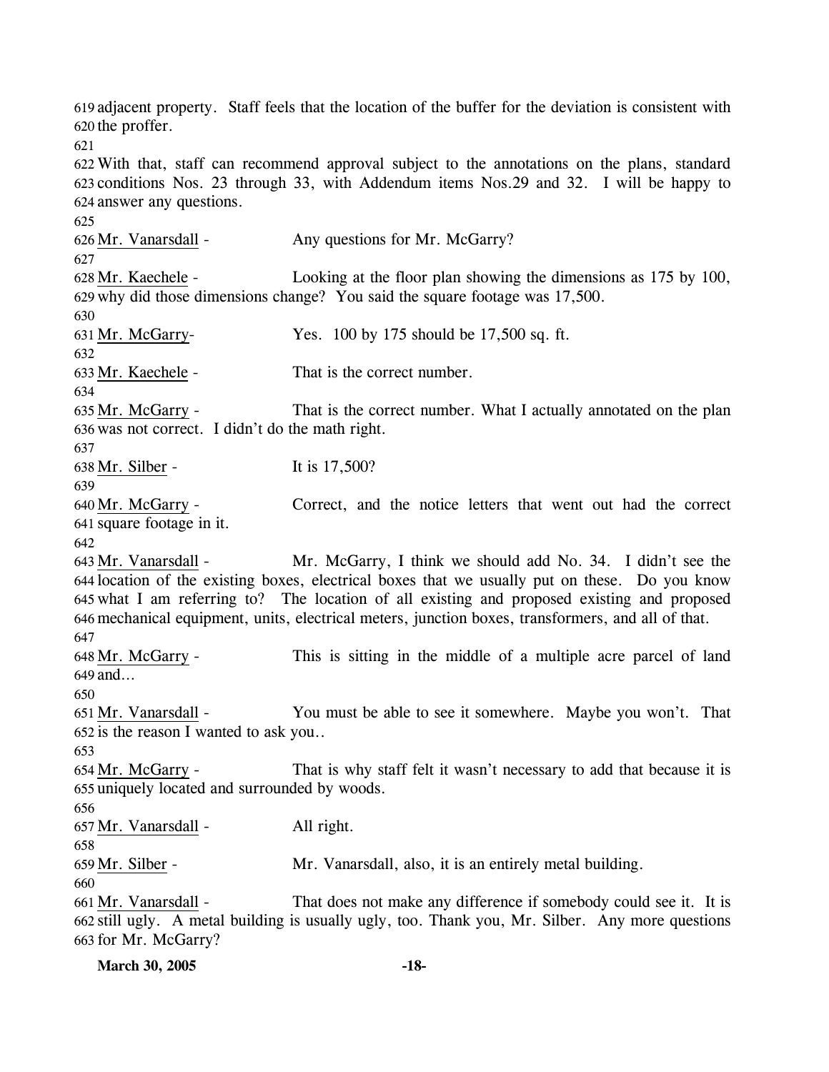adjacent property. Staff feels that the location of the buffer for the deviation is consistent with the proffer.

With that, staff can recommend approval subject to the annotations on the plans, standard conditions Nos. 23 through 33, with Addendum items Nos.29 and 32. I will be happy to answer any questions.

Mr. Vanarsdall - Any questions for Mr. McGarry?

Mr. Kaechele - Looking at the floor plan showing the dimensions as 175 by 100, why did those dimensions change? You said the square footage was 17,500.

Mr. McGarry- Yes. 100 by 175 should be 17,500 sq. ft.

Mr. Kaechele - That is the correct number.

Mr. McGarry - That is the correct number. What I actually annotated on the plan was not correct. I didn't do the math right.

Mr. Silber - It is 17,500?

Mr. McGarry - Correct, and the notice letters that went out had the correct square footage in it.

Mr. Vanarsdall - Mr. McGarry, I think we should add No. 34. I didn't see the location of the existing boxes, electrical boxes that we usually put on these. Do you know what I am referring to? The location of all existing and proposed existing and proposed mechanical equipment, units, electrical meters, junction boxes, transformers, and all of that.

Mr. McGarry - This is sitting in the middle of a multiple acre parcel of land and…

Mr. Vanarsdall - You must be able to see it somewhere. Maybe you won't. That is the reason I wanted to ask you..

Mr. McGarry - That is why staff felt it wasn't necessary to add that because it is uniquely located and surrounded by woods.

Mr. Vanarsdall - All right.

Mr. Silber - Mr. Vanarsdall, also, it is an entirely metal building.

Mr. Vanarsdall - That does not make any difference if somebody could see it. It is still ugly. A metal building is usually ugly, too. Thank you, Mr. Silber. Any more questions for Mr. McGarry?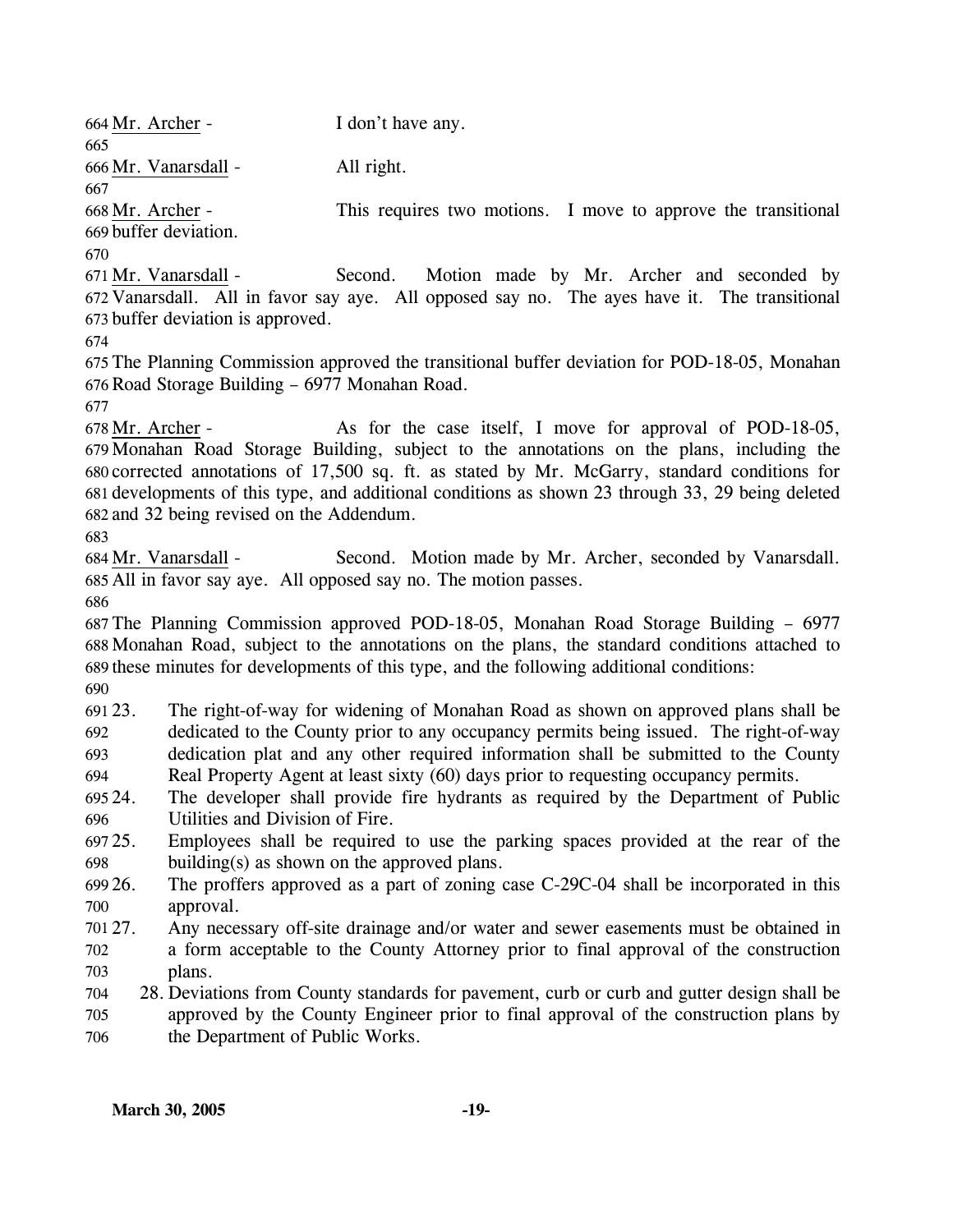Mr. Archer - I don't have any.

Mr. Vanarsdall - All right.

Mr. Archer - This requires two motions. I move to approve the transitional buffer deviation.

Mr. Vanarsdall - Second. Motion made by Mr. Archer and seconded by Vanarsdall. All in favor say aye. All opposed say no. The ayes have it. The transitional buffer deviation is approved.

The Planning Commission approved the transitional buffer deviation for POD-18-05, Monahan Road Storage Building – 6977 Monahan Road.

Mr. Archer - As for the case itself, I move for approval of POD-18-05, Monahan Road Storage Building, subject to the annotations on the plans, including the corrected annotations of 17,500 sq. ft. as stated by Mr. McGarry, standard conditions for developments of this type, and additional conditions as shown 23 through 33, 29 being deleted and 32 being revised on the Addendum.

Mr. Vanarsdall - Second. Motion made by Mr. Archer, seconded by Vanarsdall. All in favor say aye. All opposed say no. The motion passes.

The Planning Commission approved POD-18-05, Monahan Road Storage Building – 6977 Monahan Road, subject to the annotations on the plans, the standard conditions attached to these minutes for developments of this type, and the following additional conditions:

23. The right-of-way for widening of Monahan Road as shown on approved plans shall be dedicated to the County prior to any occupancy permits being issued. The right-of-way dedication plat and any other required information shall be submitted to the County Real Property Agent at least sixty (60) days prior to requesting occupancy permits.
24. The developer shall provide fire hydrants as required by the Department of Public Utilities and Division of Fire.
25. Employees shall be required to use the parking spaces provided at the rear of the building(s) as shown on the approved plans.
26. The proffers approved as a part of zoning case C-29C-04 shall be incorporated in this approval.
27. Any necessary off-site drainage and/or water and sewer easements must be obtained in a form acceptable to the County Attorney prior to final approval of the construction plans.
28. Deviations from County standards for pavement, curb or curb and gutter design shall be approved by the County Engineer prior to final approval of the construction plans by the Department of Public Works.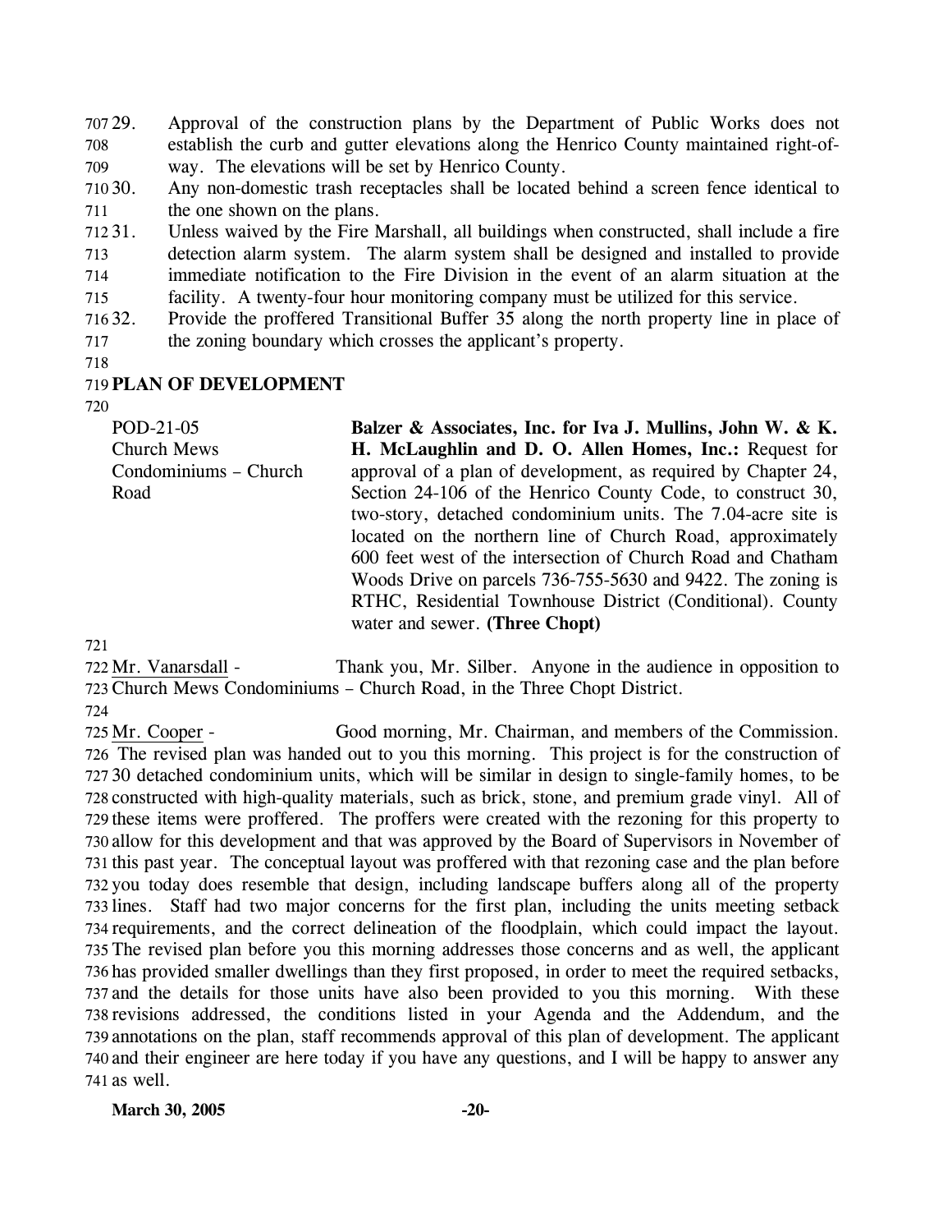29. Approval of the construction plans by the Department of Public Works does not establish the curb and gutter elevations along the Henrico County maintained right-of-way. The elevations will be set by Henrico County.
30. Any non-domestic trash receptacles shall be located behind a screen fence identical to the one shown on the plans.
31. Unless waived by the Fire Marshall, all buildings when constructed, shall include a fire detection alarm system. The alarm system shall be designed and installed to provide immediate notification to the Fire Division in the event of an alarm situation at the facility. A twenty-four hour monitoring company must be utilized for this service.
32. Provide the proffered Transitional Buffer 35 along the north property line in place of the zoning boundary which crosses the applicant's property.

## PLAN OF DEVELOPMENT

POD-21-05
Church Mews
Condominiums – Church
Road

**Balzer & Associates, Inc. for Iva J. Mullins, John W. & K. H. McLaughlin and D. O. Allen Homes, Inc.:** Request for approval of a plan of development, as required by Chapter 24, Section 24-106 of the Henrico County Code, to construct 30, two-story, detached condominium units. The 7.04-acre site is located on the northern line of Church Road, approximately 600 feet west of the intersection of Church Road and Chatham Woods Drive on parcels 736-755-5630 and 9422. The zoning is RTHC, Residential Townhouse District (Conditional). County water and sewer. **(Three Chopt)**

Mr. Vanarsdall - Thank you, Mr. Silber. Anyone in the audience in opposition to Church Mews Condominiums – Church Road, in the Three Chopt District.

Mr. Cooper - Good morning, Mr. Chairman, and members of the Commission. The revised plan was handed out to you this morning. This project is for the construction of 30 detached condominium units, which will be similar in design to single-family homes, to be constructed with high-quality materials, such as brick, stone, and premium grade vinyl. All of these items were proffered. The proffers were created with the rezoning for this property to allow for this development and that was approved by the Board of Supervisors in November of this past year. The conceptual layout was proffered with that rezoning case and the plan before you today does resemble that design, including landscape buffers along all of the property lines. Staff had two major concerns for the first plan, including the units meeting setback requirements, and the correct delineation of the floodplain, which could impact the layout. The revised plan before you this morning addresses those concerns and as well, the applicant has provided smaller dwellings than they first proposed, in order to meet the required setbacks, and the details for those units have also been provided to you this morning. With these revisions addressed, the conditions listed in your Agenda and the Addendum, and the annotations on the plan, staff recommends approval of this plan of development. The applicant and their engineer are here today if you have any questions, and I will be happy to answer any as well.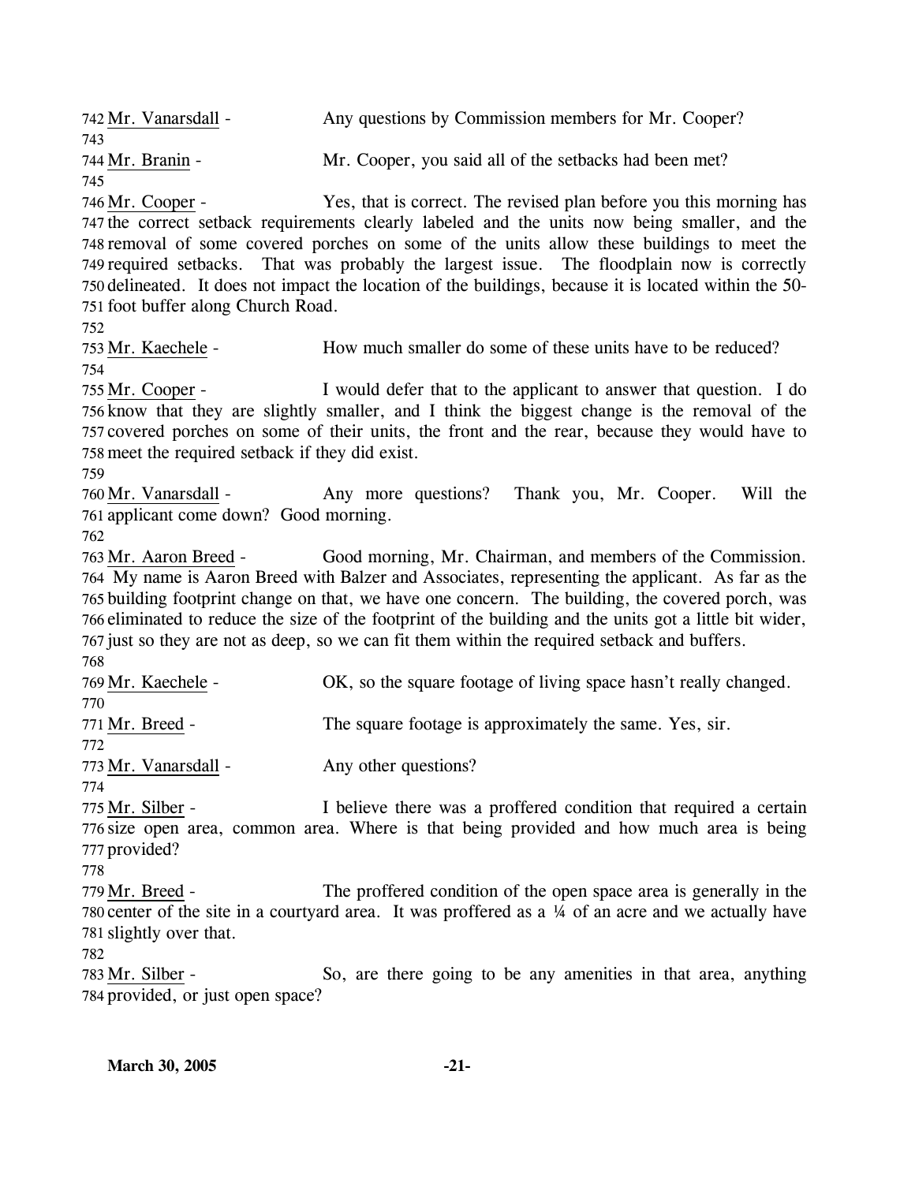742 Mr. Vanarsdall - Any questions by Commission members for Mr. Cooper?
743
744 Mr. Branin - Mr. Cooper, you said all of the setbacks had been met?
745
746 Mr. Cooper - Yes, that is correct. The revised plan before you this morning has
747 the correct setback requirements clearly labeled and the units now being smaller, and the
748 removal of some covered porches on some of the units allow these buildings to meet the
749 required setbacks. That was probably the largest issue. The floodplain now is correctly
750 delineated. It does not impact the location of the buildings, because it is located within the 50-
751 foot buffer along Church Road.
752
753 Mr. Kaechele - How much smaller do some of these units have to be reduced?
754
755 Mr. Cooper - I would defer that to the applicant to answer that question. I do
756 know that they are slightly smaller, and I think the biggest change is the removal of the
757 covered porches on some of their units, the front and the rear, because they would have to
758 meet the required setback if they did exist.
759
760 Mr. Vanarsdall - Any more questions? Thank you, Mr. Cooper. Will the
761 applicant come down? Good morning.
762
763 Mr. Aaron Breed - Good morning, Mr. Chairman, and members of the Commission.
764 My name is Aaron Breed with Balzer and Associates, representing the applicant. As far as the
765 building footprint change on that, we have one concern. The building, the covered porch, was
766 eliminated to reduce the size of the footprint of the building and the units got a little bit wider,
767 just so they are not as deep, so we can fit them within the required setback and buffers.
768
769 Mr. Kaechele - OK, so the square footage of living space hasn't really changed.
770
771 Mr. Breed - The square footage is approximately the same. Yes, sir.
772
773 Mr. Vanarsdall - Any other questions?
774
775 Mr. Silber - I believe there was a proffered condition that required a certain
776 size open area, common area. Where is that being provided and how much area is being
777 provided?
778
779 Mr. Breed - The proffered condition of the open space area is generally in the
780 center of the site in a courtyard area. It was proffered as a ¼ of an acre and we actually have
781 slightly over that.
782
783 Mr. Silber - So, are there going to be any amenities in that area, anything
784 provided, or just open space?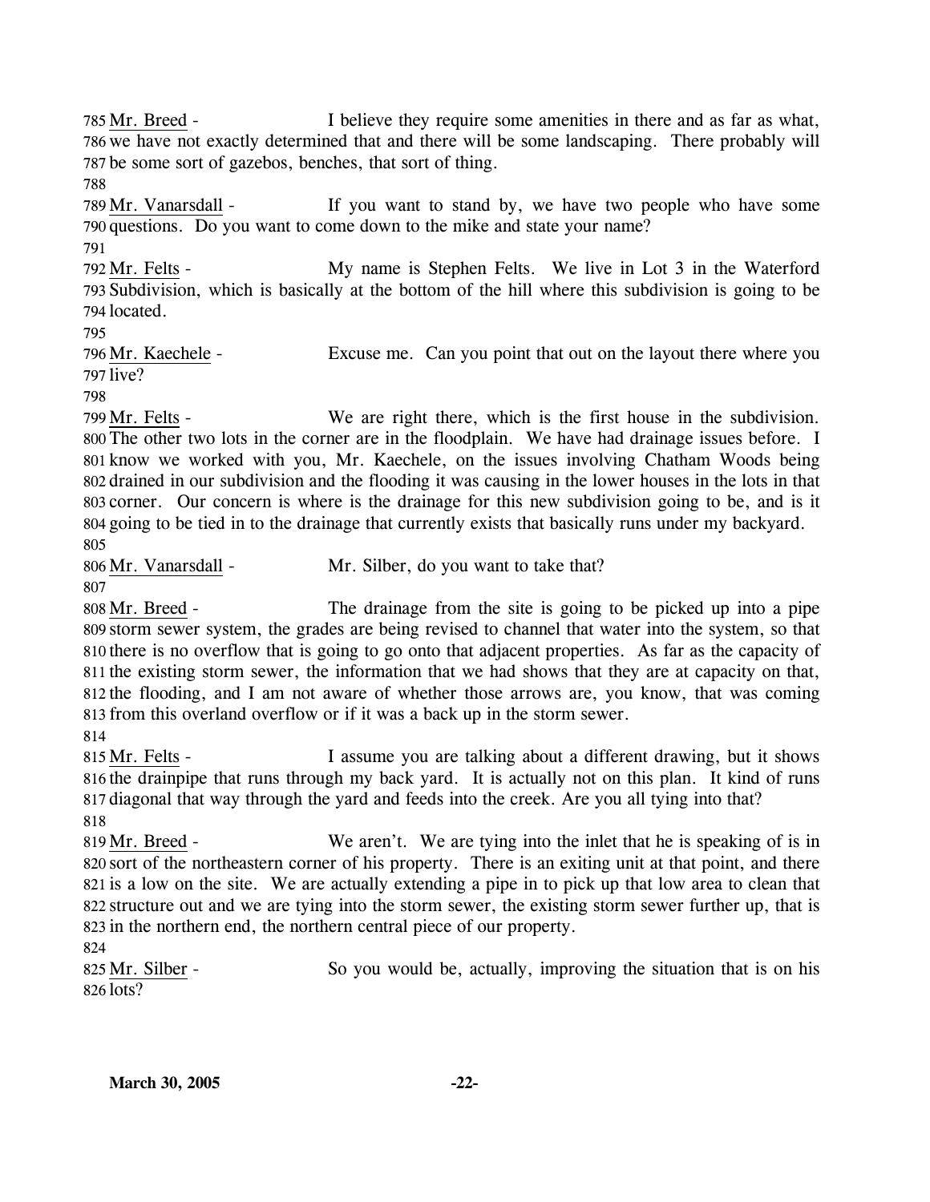785 Mr. Breed - I believe they require some amenities in there and as far as what, 786 we have not exactly determined that and there will be some landscaping. There probably will 787 be some sort of gazebos, benches, that sort of thing.

788

789 Mr. Vanarsdall - If you want to stand by, we have two people who have some 790 questions. Do you want to come down to the mike and state your name?

791

792 Mr. Felts - My name is Stephen Felts. We live in Lot 3 in the Waterford 793 Subdivision, which is basically at the bottom of the hill where this subdivision is going to be 794 located.

795

796 Mr. Kaechele - Excuse me. Can you point that out on the layout there where you 797 live?

798

799 Mr. Felts - We are right there, which is the first house in the subdivision. 800 The other two lots in the corner are in the floodplain. We have had drainage issues before. I 801 know we worked with you, Mr. Kaechele, on the issues involving Chatham Woods being 802 drained in our subdivision and the flooding it was causing in the lower houses in the lots in that 803 corner. Our concern is where is the drainage for this new subdivision going to be, and is it 804 going to be tied in to the drainage that currently exists that basically runs under my backyard.

805

806 Mr. Vanarsdall - Mr. Silber, do you want to take that?

807

808 Mr. Breed - The drainage from the site is going to be picked up into a pipe 809 storm sewer system, the grades are being revised to channel that water into the system, so that 810 there is no overflow that is going to go onto that adjacent properties. As far as the capacity of 811 the existing storm sewer, the information that we had shows that they are at capacity on that, 812 the flooding, and I am not aware of whether those arrows are, you know, that was coming 813 from this overland overflow or if it was a back up in the storm sewer.

814

815 Mr. Felts - I assume you are talking about a different drawing, but it shows 816 the drainpipe that runs through my back yard. It is actually not on this plan. It kind of runs 817 diagonal that way through the yard and feeds into the creek. Are you all tying into that?

818

819 Mr. Breed - We aren't. We are tying into the inlet that he is speaking of is in 820 sort of the northeastern corner of his property. There is an exiting unit at that point, and there 821 is a low on the site. We are actually extending a pipe in to pick up that low area to clean that 822 structure out and we are tying into the storm sewer, the existing storm sewer further up, that is 823 in the northern end, the northern central piece of our property.

824

825 Mr. Silber - So you would be, actually, improving the situation that is on his 826 lots?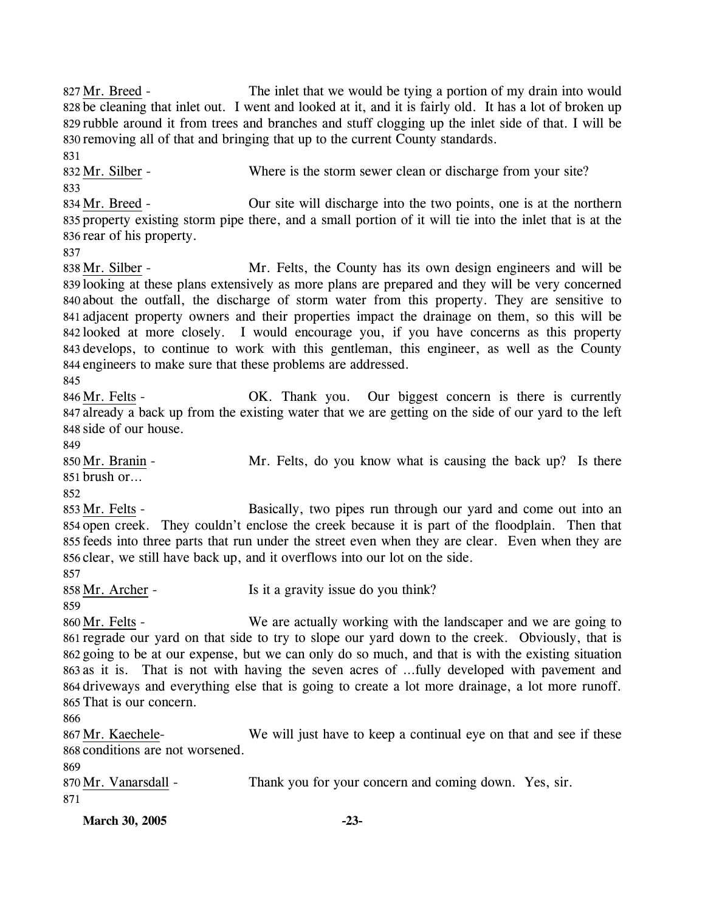Mr. Breed - The inlet that we would be tying a portion of my drain into would be cleaning that inlet out. I went and looked at it, and it is fairly old. It has a lot of broken up rubble around it from trees and branches and stuff clogging up the inlet side of that. I will be removing all of that and bringing that up to the current County standards.

Mr. Silber - Where is the storm sewer clean or discharge from your site?

Mr. Breed - Our site will discharge into the two points, one is at the northern property existing storm pipe there, and a small portion of it will tie into the inlet that is at the rear of his property.

Mr. Silber - Mr. Felts, the County has its own design engineers and will be looking at these plans extensively as more plans are prepared and they will be very concerned about the outfall, the discharge of storm water from this property. They are sensitive to adjacent property owners and their properties impact the drainage on them, so this will be looked at more closely. I would encourage you, if you have concerns as this property develops, to continue to work with this gentleman, this engineer, as well as the County engineers to make sure that these problems are addressed.

Mr. Felts - OK. Thank you. Our biggest concern is there is currently already a back up from the existing water that we are getting on the side of our yard to the left side of our house.

Mr. Branin - Mr. Felts, do you know what is causing the back up? Is there brush or…

Mr. Felts - Basically, two pipes run through our yard and come out into an open creek. They couldn't enclose the creek because it is part of the floodplain. Then that feeds into three parts that run under the street even when they are clear. Even when they are clear, we still have back up, and it overflows into our lot on the side.

Mr. Archer - Is it a gravity issue do you think?

Mr. Felts - We are actually working with the landscaper and we are going to regrade our yard on that side to try to slope our yard down to the creek. Obviously, that is going to be at our expense, but we can only do so much, and that is with the existing situation as it is. That is not with having the seven acres of …fully developed with pavement and driveways and everything else that is going to create a lot more drainage, a lot more runoff. That is our concern.

Mr. Kaechele- We will just have to keep a continual eye on that and see if these conditions are not worsened.

Mr. Vanarsdall - Thank you for your concern and coming down. Yes, sir.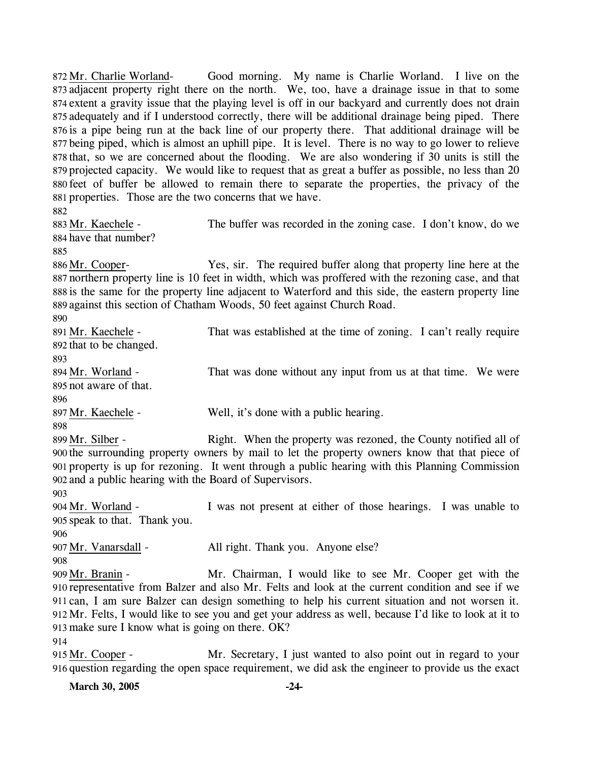872 Mr. Charlie Worland- Good morning. My name is Charlie Worland. I live on the 873 adjacent property right there on the north. We, too, have a drainage issue in that to some 874 extent a gravity issue that the playing level is off in our backyard and currently does not drain 875 adequately and if I understood correctly, there will be additional drainage being piped. There 876 is a pipe being run at the back line of our property there. That additional drainage will be 877 being piped, which is almost an uphill pipe. It is level. There is no way to go lower to relieve 878 that, so we are concerned about the flooding. We are also wondering if 30 units is still the 879 projected capacity. We would like to request that as great a buffer as possible, no less than 20 880 feet of buffer be allowed to remain there to separate the properties, the privacy of the 881 properties. Those are the two concerns that we have.

882

883 Mr. Kaechele - The buffer was recorded in the zoning case. I don't know, do we 884 have that number?

885

886 Mr. Cooper- Yes, sir. The required buffer along that property line here at the 887 northern property line is 10 feet in width, which was proffered with the rezoning case, and that 888 is the same for the property line adjacent to Waterford and this side, the eastern property line 889 against this section of Chatham Woods, 50 feet against Church Road.

890

891 Mr. Kaechele - That was established at the time of zoning. I can't really require 892 that to be changed.

893

894 Mr. Worland - That was done without any input from us at that time. We were 895 not aware of that.

896

897 Mr. Kaechele - Well, it's done with a public hearing.

898

899 Mr. Silber - Right. When the property was rezoned, the County notified all of 900 the surrounding property owners by mail to let the property owners know that that piece of 901 property is up for rezoning. It went through a public hearing with this Planning Commission 902 and a public hearing with the Board of Supervisors.

903

904 Mr. Worland - I was not present at either of those hearings. I was unable to 905 speak to that. Thank you.

906

907 Mr. Vanarsdall - All right. Thank you. Anyone else?

908

909 Mr. Branin - Mr. Chairman, I would like to see Mr. Cooper get with the 910 representative from Balzer and also Mr. Felts and look at the current condition and see if we 911 can, I am sure Balzer can design something to help his current situation and not worsen it. 912 Mr. Felts, I would like to see you and get your address as well, because I'd like to look at it to 913 make sure I know what is going on there. OK?

914

915 Mr. Cooper - Mr. Secretary, I just wanted to also point out in regard to your 916 question regarding the open space requirement, we did ask the engineer to provide us the exact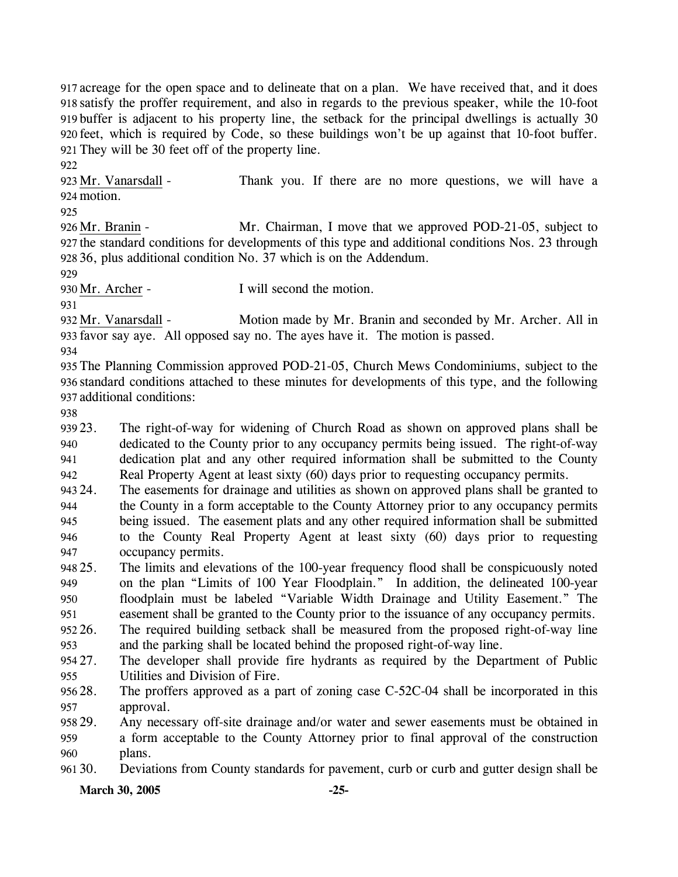acreage for the open space and to delineate that on a plan. We have received that, and it does satisfy the proffer requirement, and also in regards to the previous speaker, while the 10-foot buffer is adjacent to his property line, the setback for the principal dwellings is actually 30 feet, which is required by Code, so these buildings won't be up against that 10-foot buffer. They will be 30 feet off of the property line.

Mr. Vanarsdall - Thank you. If there are no more questions, we will have a motion.

Mr. Branin - Mr. Chairman, I move that we approved POD-21-05, subject to the standard conditions for developments of this type and additional conditions Nos. 23 through 36, plus additional condition No. 37 which is on the Addendum.

Mr. Archer - I will second the motion.

Mr. Vanarsdall - Motion made by Mr. Branin and seconded by Mr. Archer. All in favor say aye. All opposed say no. The ayes have it. The motion is passed.

The Planning Commission approved POD-21-05, Church Mews Condominiums, subject to the standard conditions attached to these minutes for developments of this type, and the following additional conditions:

23. The right-of-way for widening of Church Road as shown on approved plans shall be dedicated to the County prior to any occupancy permits being issued. The right-of-way dedication plat and any other required information shall be submitted to the County Real Property Agent at least sixty (60) days prior to requesting occupancy permits.
24. The easements for drainage and utilities as shown on approved plans shall be granted to the County in a form acceptable to the County Attorney prior to any occupancy permits being issued. The easement plats and any other required information shall be submitted to the County Real Property Agent at least sixty (60) days prior to requesting occupancy permits.
25. The limits and elevations of the 100-year frequency flood shall be conspicuously noted on the plan "Limits of 100 Year Floodplain." In addition, the delineated 100-year floodplain must be labeled "Variable Width Drainage and Utility Easement." The easement shall be granted to the County prior to the issuance of any occupancy permits.
26. The required building setback shall be measured from the proposed right-of-way line and the parking shall be located behind the proposed right-of-way line.
27. The developer shall provide fire hydrants as required by the Department of Public Utilities and Division of Fire.
28. The proffers approved as a part of zoning case C-52C-04 shall be incorporated in this approval.
29. Any necessary off-site drainage and/or water and sewer easements must be obtained in a form acceptable to the County Attorney prior to final approval of the construction plans.
30. Deviations from County standards for pavement, curb or curb and gutter design shall be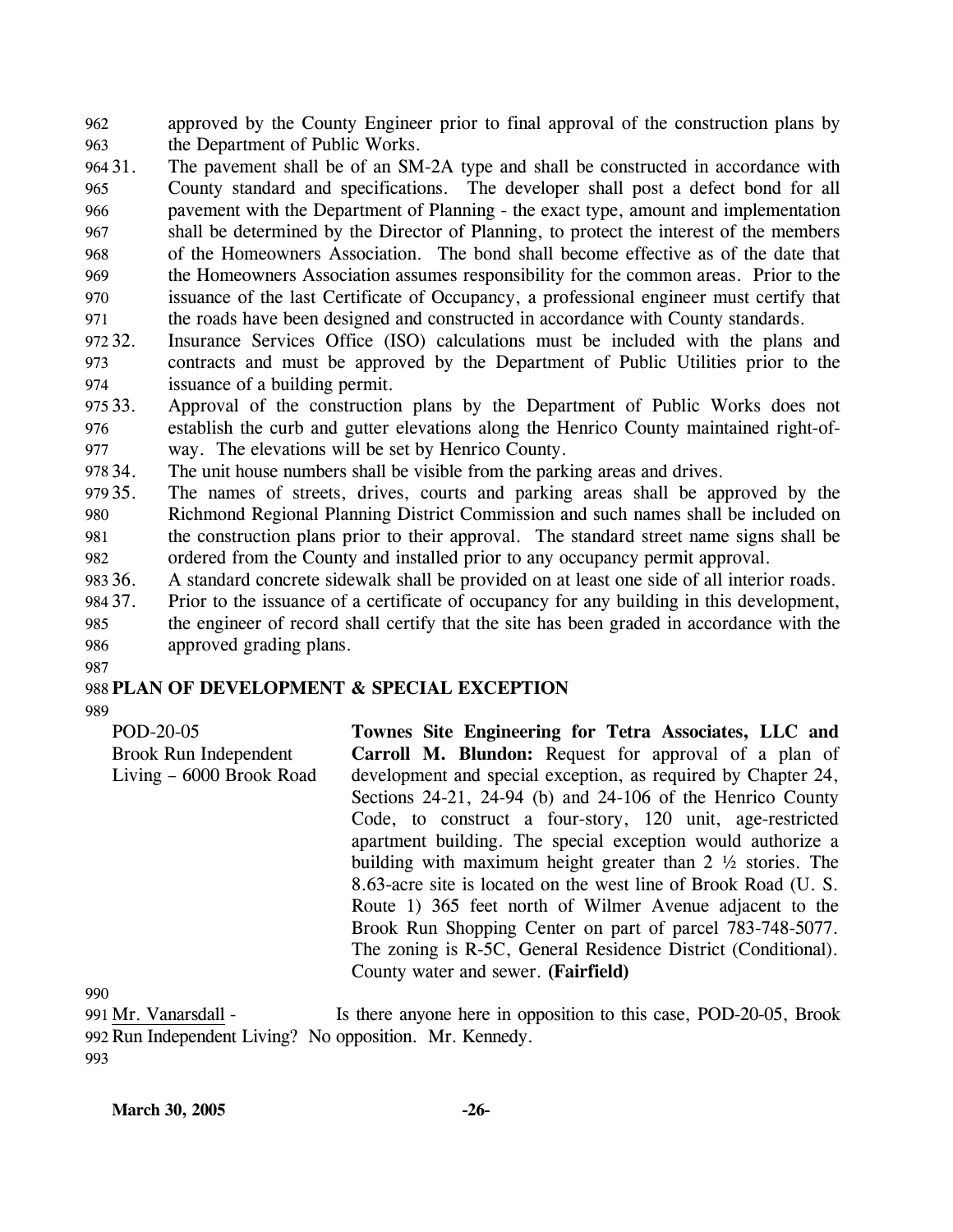approved by the County Engineer prior to final approval of the construction plans by the Department of Public Works.

31. The pavement shall be of an SM-2A type and shall be constructed in accordance with County standard and specifications. The developer shall post a defect bond for all pavement with the Department of Planning - the exact type, amount and implementation shall be determined by the Director of Planning, to protect the interest of the members of the Homeowners Association. The bond shall become effective as of the date that the Homeowners Association assumes responsibility for the common areas. Prior to the issuance of the last Certificate of Occupancy, a professional engineer must certify that the roads have been designed and constructed in accordance with County standards.
32. Insurance Services Office (ISO) calculations must be included with the plans and contracts and must be approved by the Department of Public Utilities prior to the issuance of a building permit.
33. Approval of the construction plans by the Department of Public Works does not establish the curb and gutter elevations along the Henrico County maintained right-of-way. The elevations will be set by Henrico County.
34. The unit house numbers shall be visible from the parking areas and drives.
35. The names of streets, drives, courts and parking areas shall be approved by the Richmond Regional Planning District Commission and such names shall be included on the construction plans prior to their approval. The standard street name signs shall be ordered from the County and installed prior to any occupancy permit approval.
36. A standard concrete sidewalk shall be provided on at least one side of all interior roads.
37. Prior to the issuance of a certificate of occupancy for any building in this development, the engineer of record shall certify that the site has been graded in accordance with the approved grading plans.

**PLAN OF DEVELOPMENT & SPECIAL EXCEPTION**

POD-20-05
Brook Run Independent Living – 6000 Brook Road

**Townes Site Engineering for Tetra Associates, LLC and Carroll M. Blundon:** Request for approval of a plan of development and special exception, as required by Chapter 24, Sections 24-21, 24-94 (b) and 24-106 of the Henrico County Code, to construct a four-story, 120 unit, age-restricted apartment building. The special exception would authorize a building with maximum height greater than 2 ½ stories. The 8.63-acre site is located on the west line of Brook Road (U. S. Route 1) 365 feet north of Wilmer Avenue adjacent to the Brook Run Shopping Center on part of parcel 783-748-5077. The zoning is R-5C, General Residence District (Conditional). County water and sewer. **(Fairfield)**

Mr. Vanarsdall - Is there anyone here in opposition to this case, POD-20-05, Brook Run Independent Living? No opposition. Mr. Kennedy.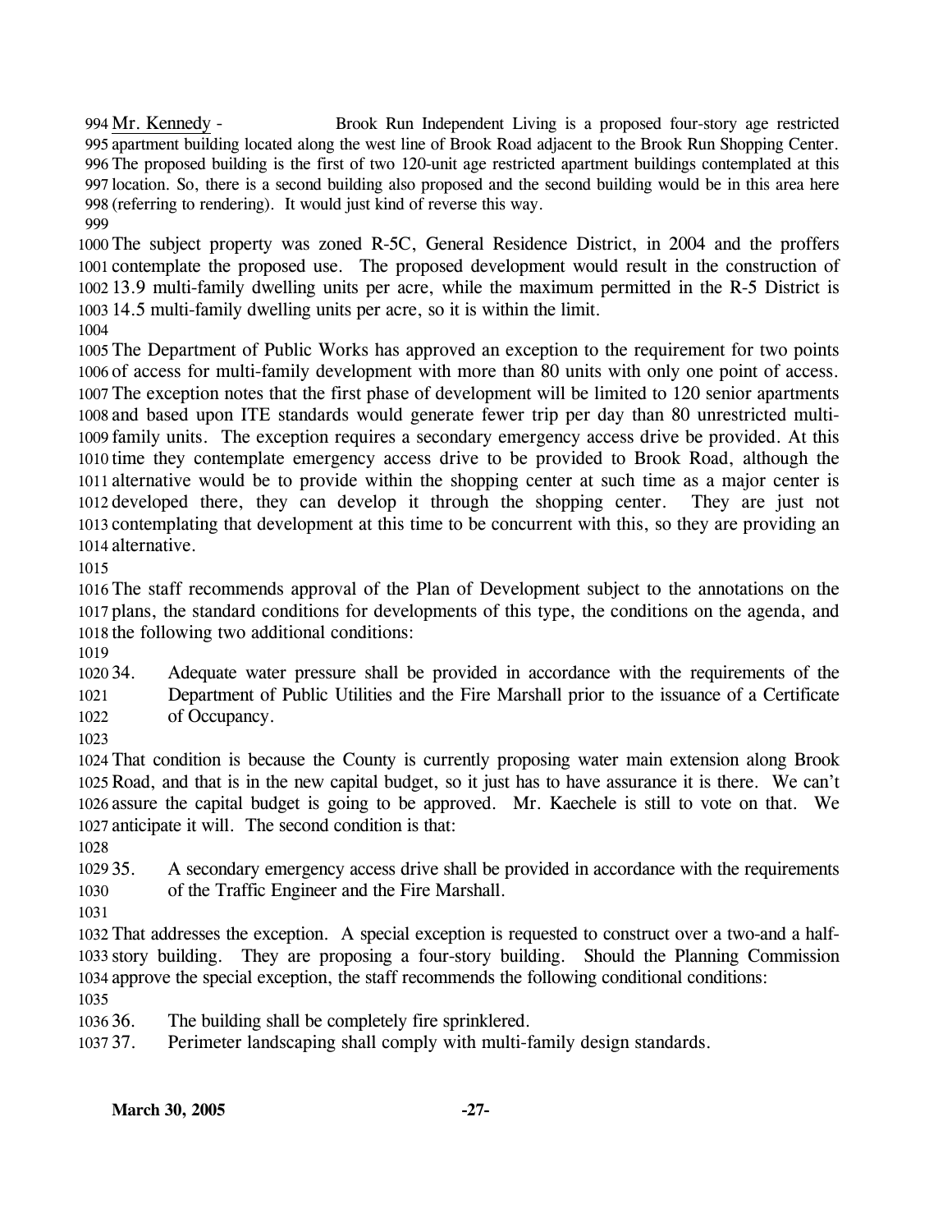Mr. Kennedy - Brook Run Independent Living is a proposed four-story age restricted apartment building located along the west line of Brook Road adjacent to the Brook Run Shopping Center. The proposed building is the first of two 120-unit age restricted apartment buildings contemplated at this location. So, there is a second building also proposed and the second building would be in this area here (referring to rendering). It would just kind of reverse this way.

The subject property was zoned R-5C, General Residence District, in 2004 and the proffers contemplate the proposed use. The proposed development would result in the construction of 13.9 multi-family dwelling units per acre, while the maximum permitted in the R-5 District is 14.5 multi-family dwelling units per acre, so it is within the limit.

The Department of Public Works has approved an exception to the requirement for two points of access for multi-family development with more than 80 units with only one point of access. The exception notes that the first phase of development will be limited to 120 senior apartments and based upon ITE standards would generate fewer trip per day than 80 unrestricted multi-family units. The exception requires a secondary emergency access drive be provided. At this time they contemplate emergency access drive to be provided to Brook Road, although the alternative would be to provide within the shopping center at such time as a major center is developed there, they can develop it through the shopping center. They are just not contemplating that development at this time to be concurrent with this, so they are providing an alternative.

The staff recommends approval of the Plan of Development subject to the annotations on the plans, the standard conditions for developments of this type, the conditions on the agenda, and the following two additional conditions:

34. Adequate water pressure shall be provided in accordance with the requirements of the Department of Public Utilities and the Fire Marshall prior to the issuance of a Certificate of Occupancy.

That condition is because the County is currently proposing water main extension along Brook Road, and that is in the new capital budget, so it just has to have assurance it is there. We can't assure the capital budget is going to be approved. Mr. Kaechele is still to vote on that. We anticipate it will. The second condition is that:

35. A secondary emergency access drive shall be provided in accordance with the requirements of the Traffic Engineer and the Fire Marshall.

That addresses the exception. A special exception is requested to construct over a two-and a half-story building. They are proposing a four-story building. Should the Planning Commission approve the special exception, the staff recommends the following conditional conditions:

36. The building shall be completely fire sprinklered.
37. Perimeter landscaping shall comply with multi-family design standards.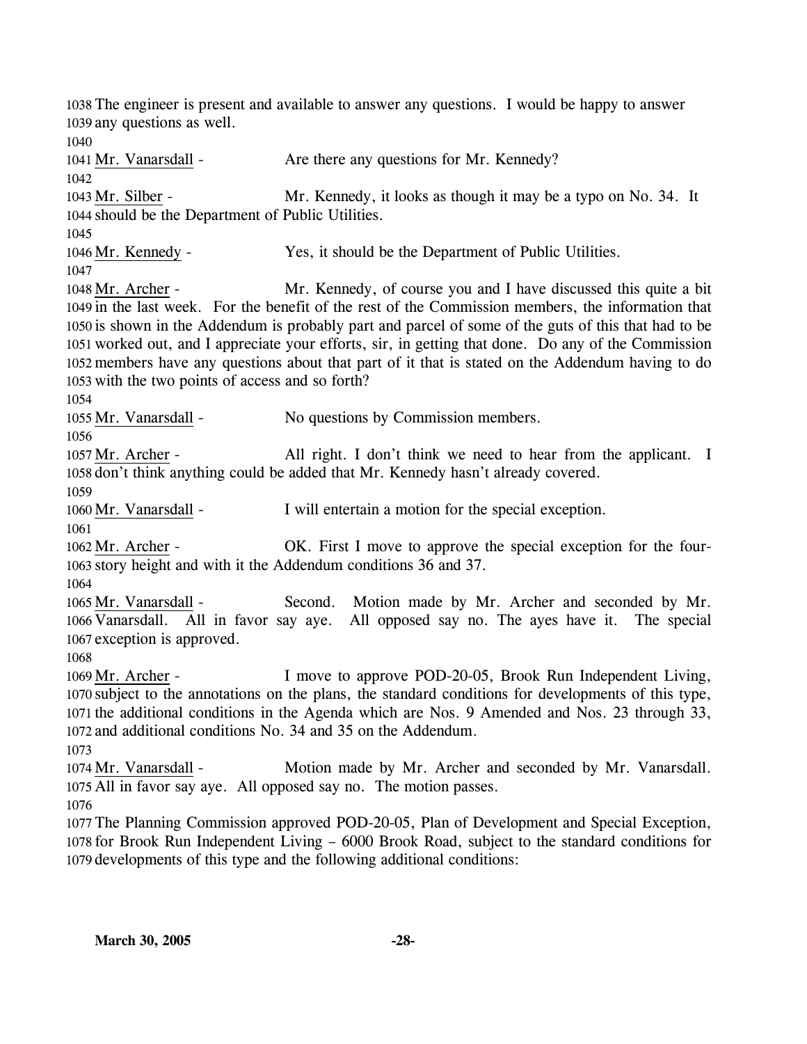The engineer is present and available to answer any questions. I would be happy to answer any questions as well.

Mr. Vanarsdall - Are there any questions for Mr. Kennedy?

Mr. Silber - Mr. Kennedy, it looks as though it may be a typo on No. 34. It should be the Department of Public Utilities.

Mr. Kennedy - Yes, it should be the Department of Public Utilities.

Mr. Archer - Mr. Kennedy, of course you and I have discussed this quite a bit in the last week. For the benefit of the rest of the Commission members, the information that is shown in the Addendum is probably part and parcel of some of the guts of this that had to be worked out, and I appreciate your efforts, sir, in getting that done. Do any of the Commission members have any questions about that part of it that is stated on the Addendum having to do with the two points of access and so forth?

Mr. Vanarsdall - No questions by Commission members.

Mr. Archer - All right. I don't think we need to hear from the applicant. I don't think anything could be added that Mr. Kennedy hasn't already covered.

Mr. Vanarsdall - I will entertain a motion for the special exception.

Mr. Archer - OK. First I move to approve the special exception for the four-story height and with it the Addendum conditions 36 and 37.

Mr. Vanarsdall - Second. Motion made by Mr. Archer and seconded by Mr. Vanarsdall. All in favor say aye. All opposed say no. The ayes have it. The special exception is approved.

Mr. Archer - I move to approve POD-20-05, Brook Run Independent Living, subject to the annotations on the plans, the standard conditions for developments of this type, the additional conditions in the Agenda which are Nos. 9 Amended and Nos. 23 through 33, and additional conditions No. 34 and 35 on the Addendum.

Mr. Vanarsdall - Motion made by Mr. Archer and seconded by Mr. Vanarsdall. All in favor say aye. All opposed say no. The motion passes.

The Planning Commission approved POD-20-05, Plan of Development and Special Exception, for Brook Run Independent Living – 6000 Brook Road, subject to the standard conditions for developments of this type and the following additional conditions: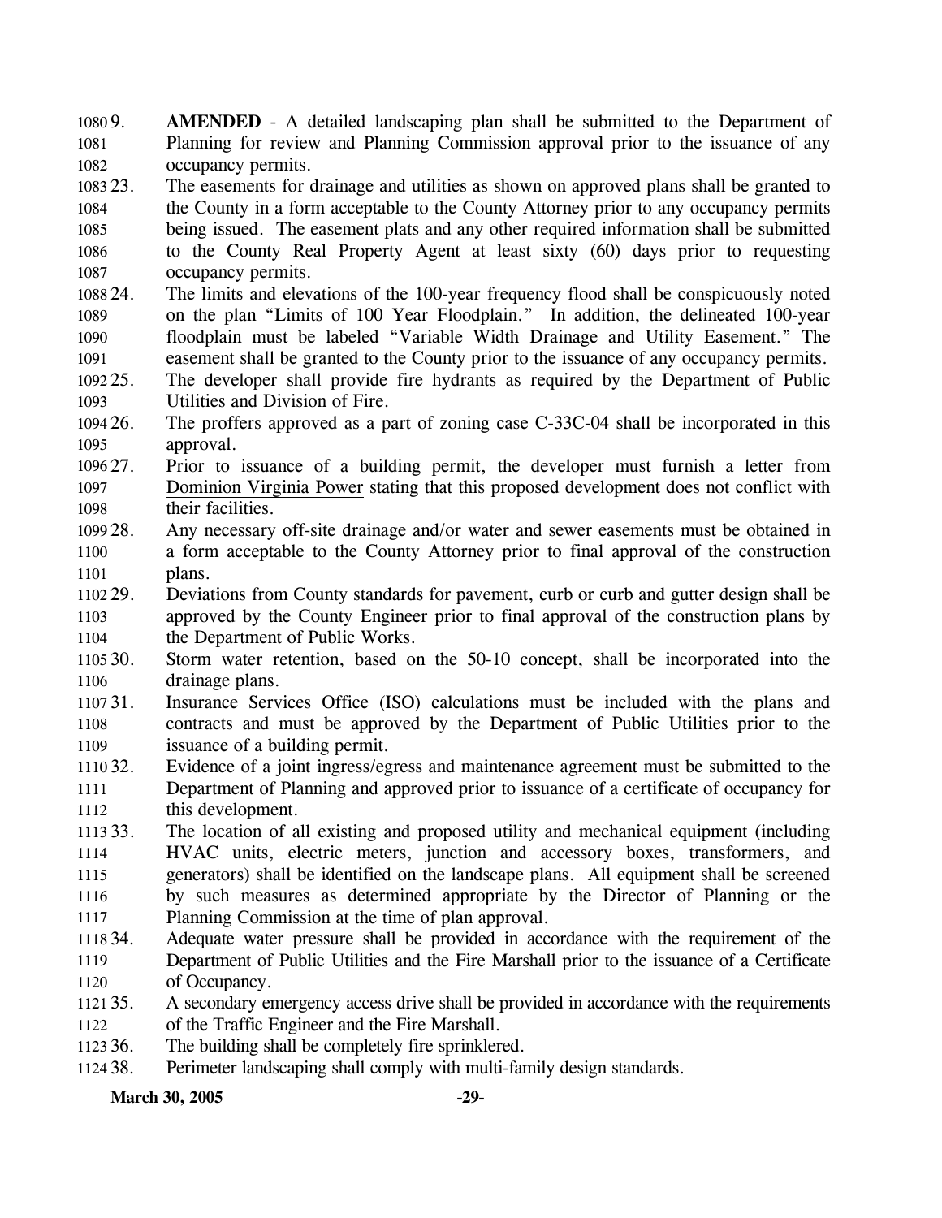9. **AMENDED** - A detailed landscaping plan shall be submitted to the Department of Planning for review and Planning Commission approval prior to the issuance of any occupancy permits.

23. The easements for drainage and utilities as shown on approved plans shall be granted to the County in a form acceptable to the County Attorney prior to any occupancy permits being issued. The easement plats and any other required information shall be submitted to the County Real Property Agent at least sixty (60) days prior to requesting occupancy permits.

24. The limits and elevations of the 100-year frequency flood shall be conspicuously noted on the plan "Limits of 100 Year Floodplain." In addition, the delineated 100-year floodplain must be labeled "Variable Width Drainage and Utility Easement." The easement shall be granted to the County prior to the issuance of any occupancy permits.

25. The developer shall provide fire hydrants as required by the Department of Public Utilities and Division of Fire.

26. The proffers approved as a part of zoning case C-33C-04 shall be incorporated in this approval.

27. Prior to issuance of a building permit, the developer must furnish a letter from Dominion Virginia Power stating that this proposed development does not conflict with their facilities.

28. Any necessary off-site drainage and/or water and sewer easements must be obtained in a form acceptable to the County Attorney prior to final approval of the construction plans.

29. Deviations from County standards for pavement, curb or curb and gutter design shall be approved by the County Engineer prior to final approval of the construction plans by the Department of Public Works.

30. Storm water retention, based on the 50-10 concept, shall be incorporated into the drainage plans.

31. Insurance Services Office (ISO) calculations must be included with the plans and contracts and must be approved by the Department of Public Utilities prior to the issuance of a building permit.

32. Evidence of a joint ingress/egress and maintenance agreement must be submitted to the Department of Planning and approved prior to issuance of a certificate of occupancy for this development.

33. The location of all existing and proposed utility and mechanical equipment (including HVAC units, electric meters, junction and accessory boxes, transformers, and generators) shall be identified on the landscape plans. All equipment shall be screened by such measures as determined appropriate by the Director of Planning or the Planning Commission at the time of plan approval.

34. Adequate water pressure shall be provided in accordance with the requirement of the Department of Public Utilities and the Fire Marshall prior to the issuance of a Certificate of Occupancy.

35. A secondary emergency access drive shall be provided in accordance with the requirements of the Traffic Engineer and the Fire Marshall.

36. The building shall be completely fire sprinklered.

38. Perimeter landscaping shall comply with multi-family design standards.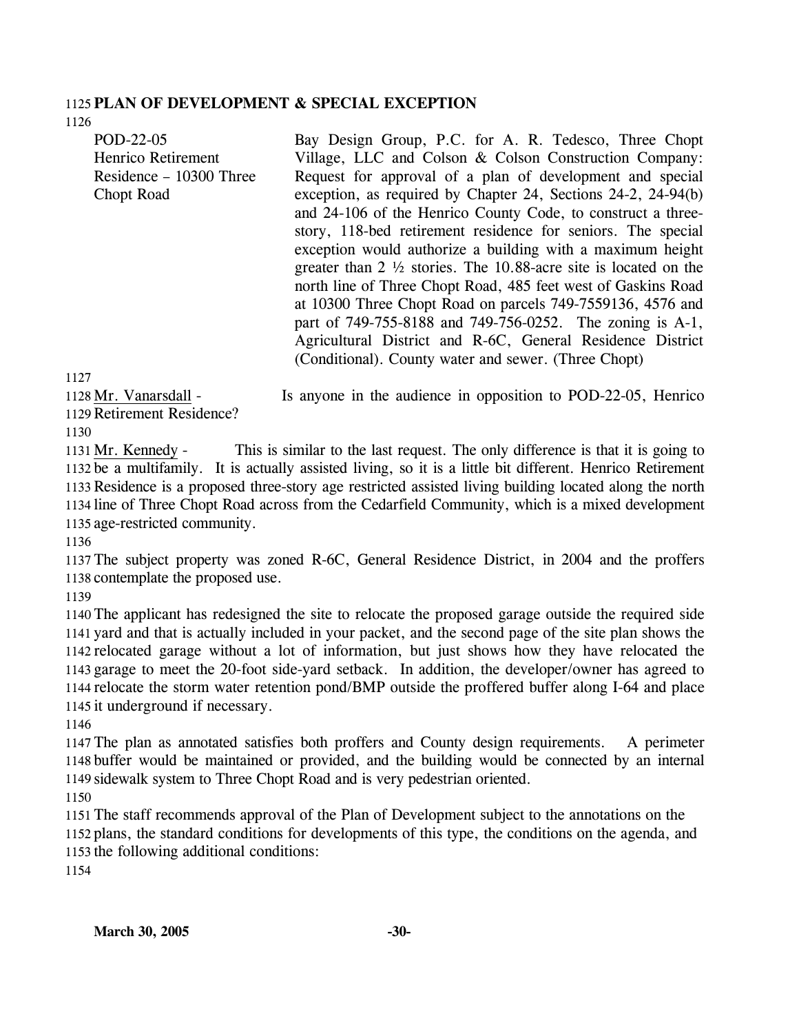**PLAN OF DEVELOPMENT & SPECIAL EXCEPTION**

| | |
|---|---|
| POD-22-05<br>Henrico Retirement Residence – 10300 Three Chopt Road | Bay Design Group, P.C. for A. R. Tedesco, Three Chopt Village, LLC and Colson & Colson Construction Company: Request for approval of a plan of development and special exception, as required by Chapter 24, Sections 24-2, 24-94(b) and 24-106 of the Henrico County Code, to construct a three-story, 118-bed retirement residence for seniors. The special exception would authorize a building with a maximum height greater than 2 ½ stories. The 10.88-acre site is located on the north line of Three Chopt Road, 485 feet west of Gaskins Road at 10300 Three Chopt Road on parcels 749-7559136, 4576 and part of 749-755-8188 and 749-756-0252. The zoning is A-1, Agricultural District and R-6C, General Residence District (Conditional). County water and sewer. (Three Chopt) |

Mr. Vanarsdall - Is anyone in the audience in opposition to POD-22-05, Henrico Retirement Residence?

Mr. Kennedy - This is similar to the last request. The only difference is that it is going to be a multifamily. It is actually assisted living, so it is a little bit different. Henrico Retirement Residence is a proposed three-story age restricted assisted living building located along the north line of Three Chopt Road across from the Cedarfield Community, which is a mixed development age-restricted community.

The subject property was zoned R-6C, General Residence District, in 2004 and the proffers contemplate the proposed use.

The applicant has redesigned the site to relocate the proposed garage outside the required side yard and that is actually included in your packet, and the second page of the site plan shows the relocated garage without a lot of information, but just shows how they have relocated the garage to meet the 20-foot side-yard setback. In addition, the developer/owner has agreed to relocate the storm water retention pond/BMP outside the proffered buffer along I-64 and place it underground if necessary.

The plan as annotated satisfies both proffers and County design requirements. A perimeter buffer would be maintained or provided, and the building would be connected by an internal sidewalk system to Three Chopt Road and is very pedestrian oriented.

The staff recommends approval of the Plan of Development subject to the annotations on the plans, the standard conditions for developments of this type, the conditions on the agenda, and the following additional conditions: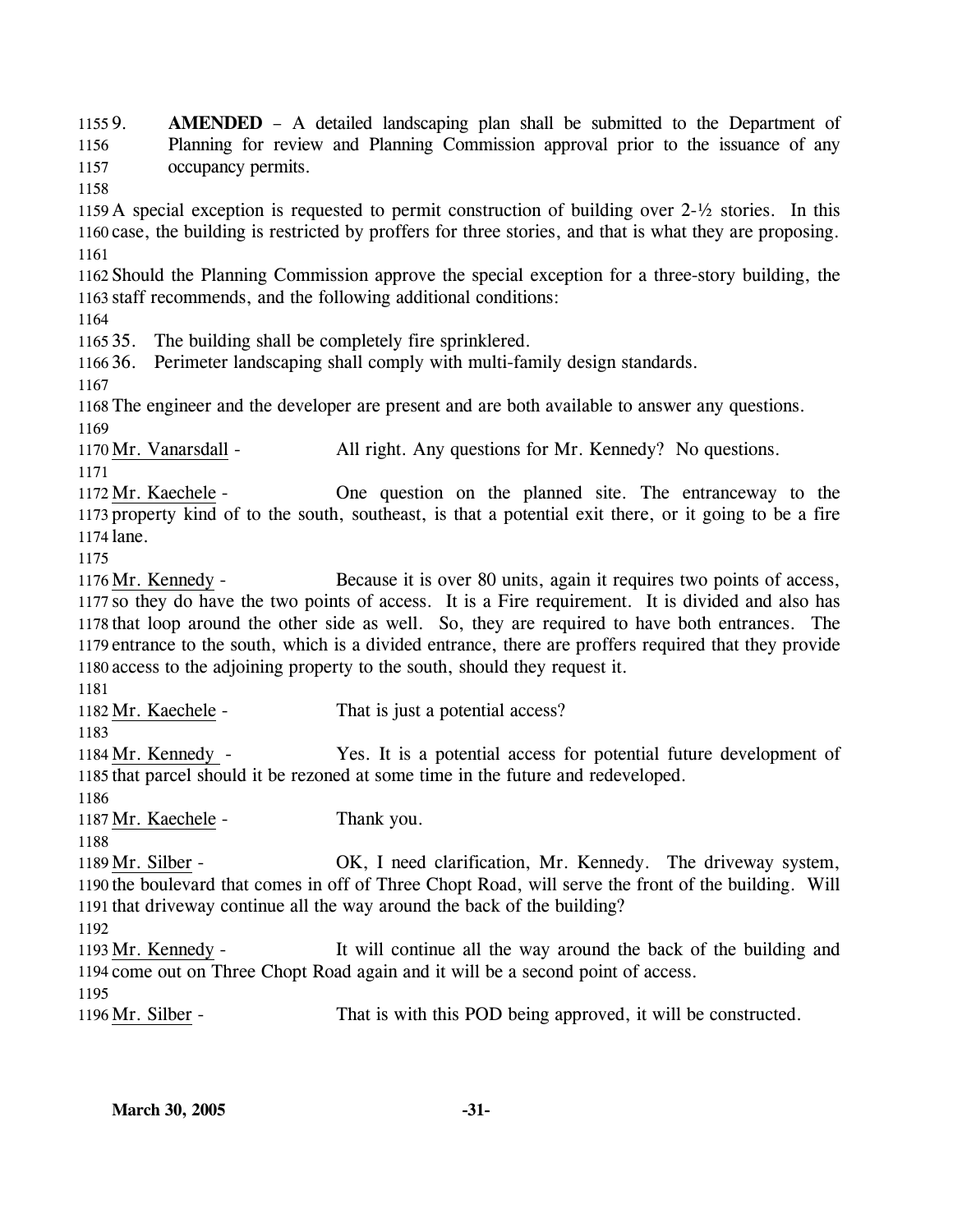9. **AMENDED** – A detailed landscaping plan shall be submitted to the Department of Planning for review and Planning Commission approval prior to the issuance of any occupancy permits.

A special exception is requested to permit construction of building over 2-½ stories. In this case, the building is restricted by proffers for three stories, and that is what they are proposing.

Should the Planning Commission approve the special exception for a three-story building, the staff recommends, and the following additional conditions:

35. The building shall be completely fire sprinklered.
36. Perimeter landscaping shall comply with multi-family design standards.

The engineer and the developer are present and are both available to answer any questions.

Mr. Vanarsdall - All right. Any questions for Mr. Kennedy? No questions.

Mr. Kaechele - One question on the planned site. The entranceway to the property kind of to the south, southeast, is that a potential exit there, or it going to be a fire lane.

Mr. Kennedy - Because it is over 80 units, again it requires two points of access, so they do have the two points of access. It is a Fire requirement. It is divided and also has that loop around the other side as well. So, they are required to have both entrances. The entrance to the south, which is a divided entrance, there are proffers required that they provide access to the adjoining property to the south, should they request it.

Mr. Kaechele - That is just a potential access?

Mr. Kennedy - Yes. It is a potential access for potential future development of that parcel should it be rezoned at some time in the future and redeveloped.

Mr. Kaechele - Thank you.

Mr. Silber - OK, I need clarification, Mr. Kennedy. The driveway system, the boulevard that comes in off of Three Chopt Road, will serve the front of the building. Will that driveway continue all the way around the back of the building?

Mr. Kennedy - It will continue all the way around the back of the building and come out on Three Chopt Road again and it will be a second point of access.

Mr. Silber - That is with this POD being approved, it will be constructed.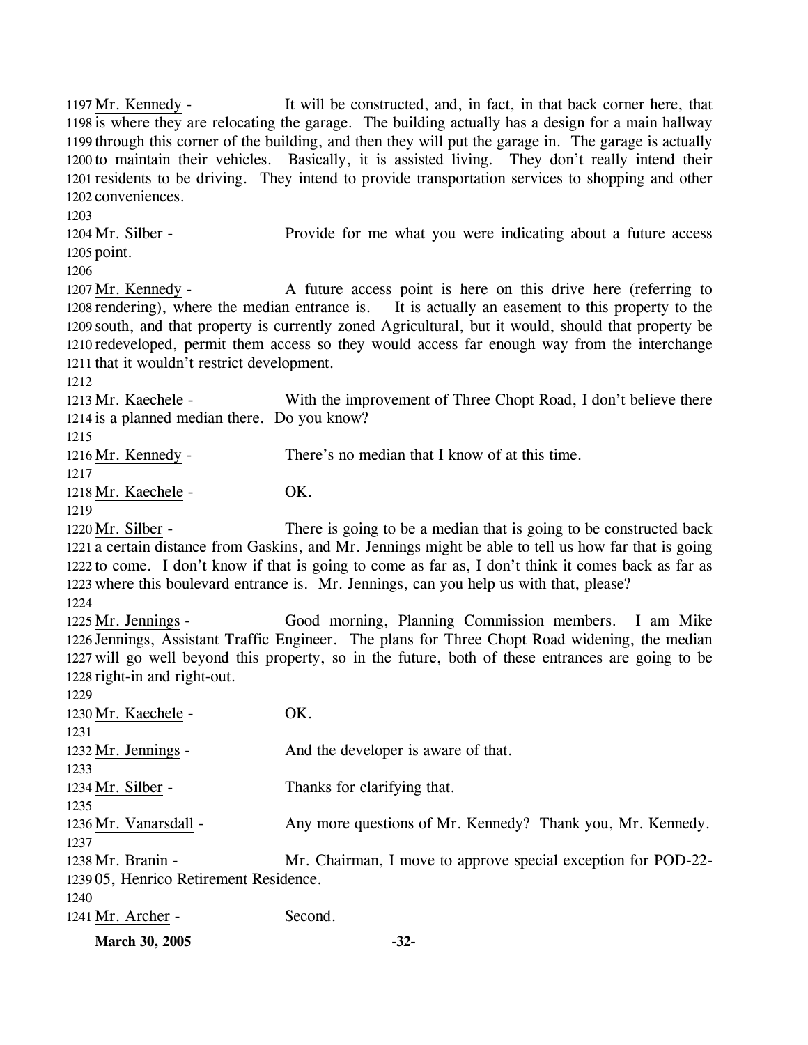Mr. Kennedy - It will be constructed, and, in fact, in that back corner here, that is where they are relocating the garage. The building actually has a design for a main hallway through this corner of the building, and then they will put the garage in. The garage is actually to maintain their vehicles. Basically, it is assisted living. They don't really intend their residents to be driving. They intend to provide transportation services to shopping and other conveniences.

Mr. Silber - Provide for me what you were indicating about a future access point.

Mr. Kennedy - A future access point is here on this drive here (referring to rendering), where the median entrance is. It is actually an easement to this property to the south, and that property is currently zoned Agricultural, but it would, should that property be redeveloped, permit them access so they would access far enough way from the interchange that it wouldn't restrict development.

Mr. Kaechele - With the improvement of Three Chopt Road, I don't believe there is a planned median there. Do you know?

Mr. Kennedy - There's no median that I know of at this time.

Mr. Kaechele - OK.

Mr. Silber - There is going to be a median that is going to be constructed back a certain distance from Gaskins, and Mr. Jennings might be able to tell us how far that is going to come. I don't know if that is going to come as far as, I don't think it comes back as far as where this boulevard entrance is. Mr. Jennings, can you help us with that, please?

Mr. Jennings - Good morning, Planning Commission members. I am Mike Jennings, Assistant Traffic Engineer. The plans for Three Chopt Road widening, the median will go well beyond this property, so in the future, both of these entrances are going to be right-in and right-out.

Mr. Kaechele - OK.

Mr. Jennings - And the developer is aware of that.

Mr. Silber - Thanks for clarifying that.

Mr. Vanarsdall - Any more questions of Mr. Kennedy? Thank you, Mr. Kennedy.

Mr. Branin - Mr. Chairman, I move to approve special exception for POD-22-05, Henrico Retirement Residence.

Mr. Archer - Second.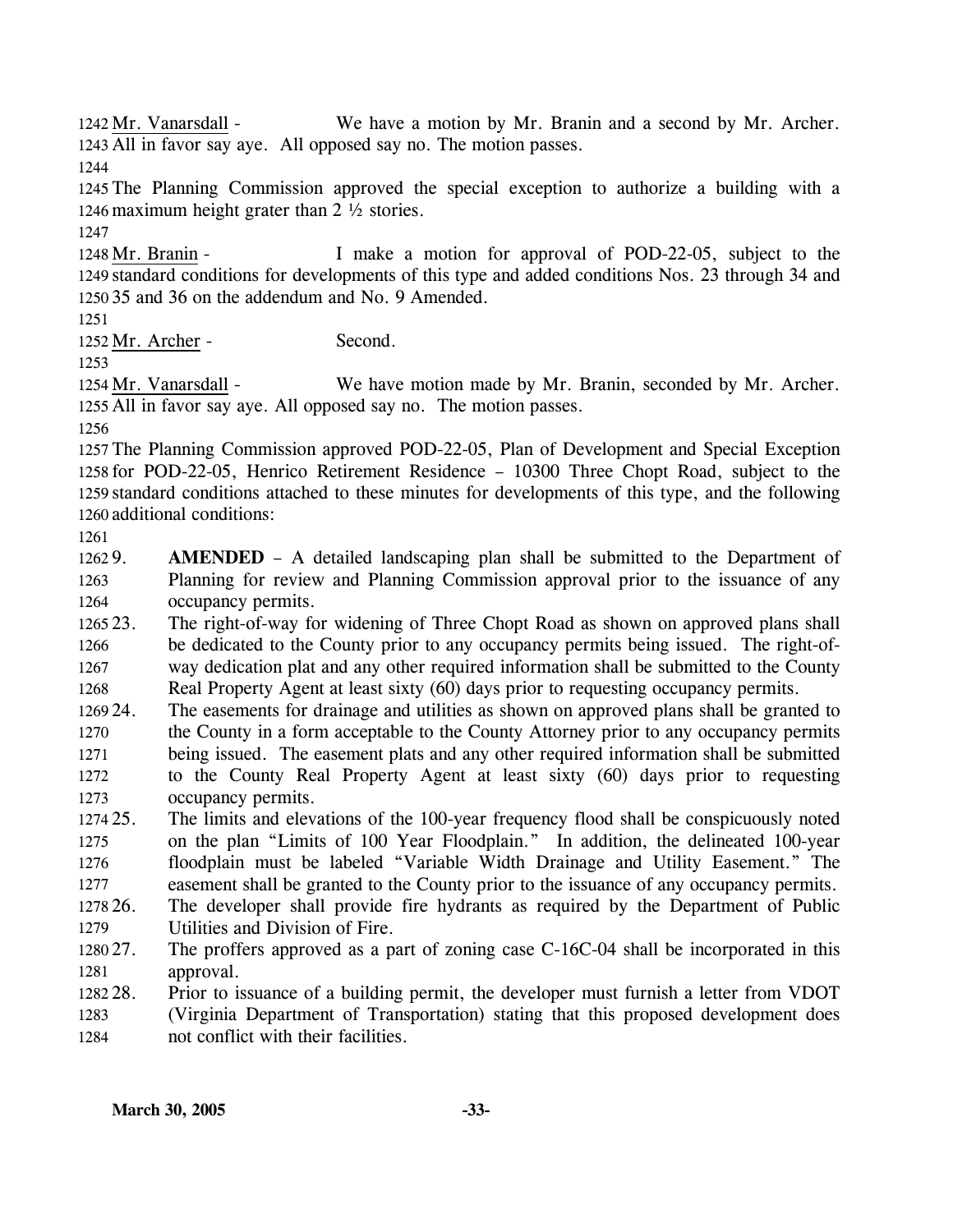Mr. Vanarsdall - We have a motion by Mr. Branin and a second by Mr. Archer. All in favor say aye. All opposed say no. The motion passes.

The Planning Commission approved the special exception to authorize a building with a maximum height grater than 2 ½ stories.

Mr. Branin - I make a motion for approval of POD-22-05, subject to the standard conditions for developments of this type and added conditions Nos. 23 through 34 and 35 and 36 on the addendum and No. 9 Amended.

Mr. Archer - Second.

Mr. Vanarsdall - We have motion made by Mr. Branin, seconded by Mr. Archer. All in favor say aye. All opposed say no. The motion passes.

The Planning Commission approved POD-22-05, Plan of Development and Special Exception for POD-22-05, Henrico Retirement Residence – 10300 Three Chopt Road, subject to the standard conditions attached to these minutes for developments of this type, and the following additional conditions:

9. **AMENDED** – A detailed landscaping plan shall be submitted to the Department of Planning for review and Planning Commission approval prior to the issuance of any occupancy permits.
23. The right-of-way for widening of Three Chopt Road as shown on approved plans shall be dedicated to the County prior to any occupancy permits being issued. The right-of-way dedication plat and any other required information shall be submitted to the County Real Property Agent at least sixty (60) days prior to requesting occupancy permits.
24. The easements for drainage and utilities as shown on approved plans shall be granted to the County in a form acceptable to the County Attorney prior to any occupancy permits being issued. The easement plats and any other required information shall be submitted to the County Real Property Agent at least sixty (60) days prior to requesting occupancy permits.
25. The limits and elevations of the 100-year frequency flood shall be conspicuously noted on the plan "Limits of 100 Year Floodplain." In addition, the delineated 100-year floodplain must be labeled "Variable Width Drainage and Utility Easement." The easement shall be granted to the County prior to the issuance of any occupancy permits.
26. The developer shall provide fire hydrants as required by the Department of Public Utilities and Division of Fire.
27. The proffers approved as a part of zoning case C-16C-04 shall be incorporated in this approval.
28. Prior to issuance of a building permit, the developer must furnish a letter from VDOT (Virginia Department of Transportation) stating that this proposed development does not conflict with their facilities.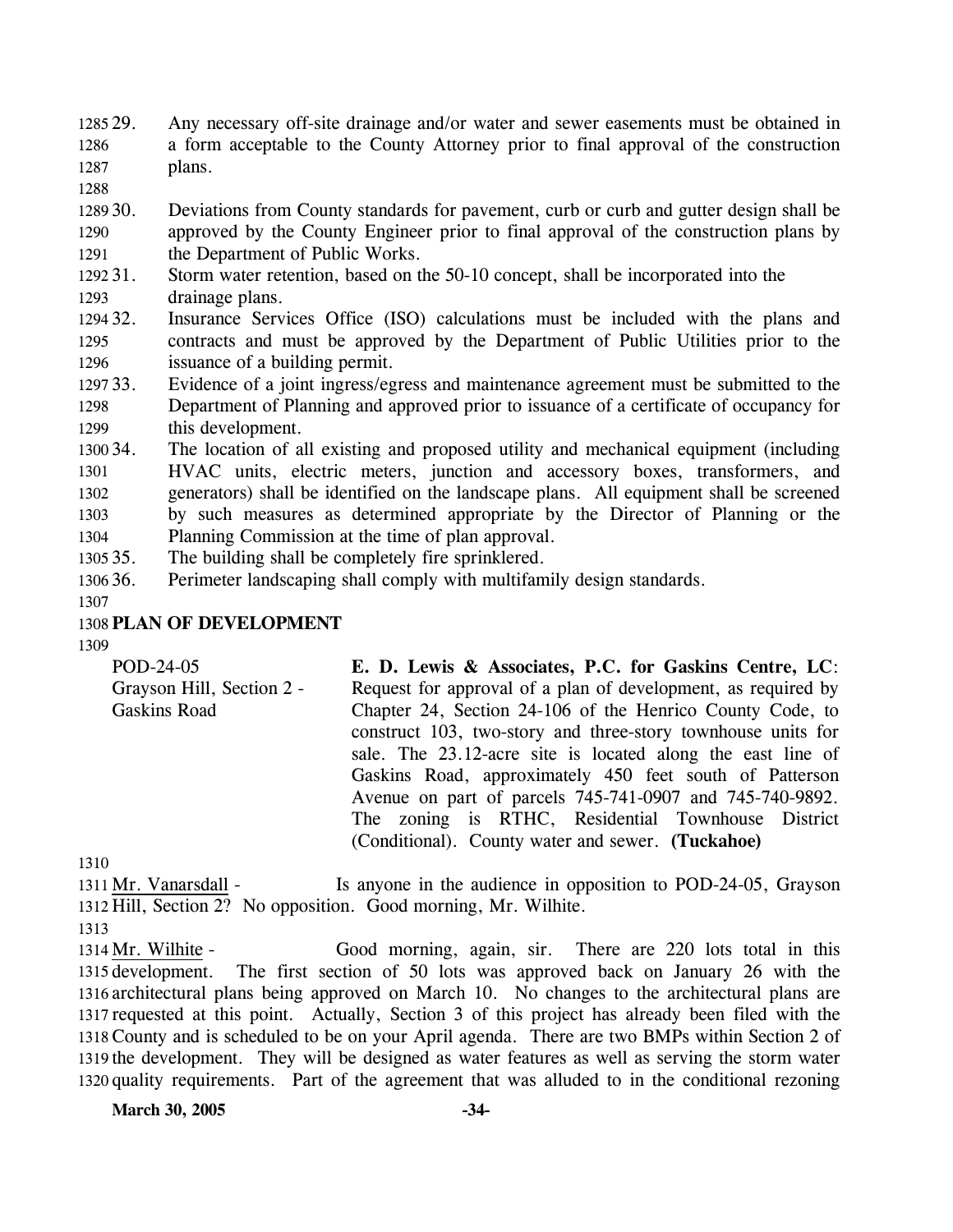29. Any necessary off-site drainage and/or water and sewer easements must be obtained in a form acceptable to the County Attorney prior to final approval of the construction plans.

30. Deviations from County standards for pavement, curb or curb and gutter design shall be approved by the County Engineer prior to final approval of the construction plans by the Department of Public Works.

31. Storm water retention, based on the 50-10 concept, shall be incorporated into the drainage plans.

32. Insurance Services Office (ISO) calculations must be included with the plans and contracts and must be approved by the Department of Public Utilities prior to the issuance of a building permit.

33. Evidence of a joint ingress/egress and maintenance agreement must be submitted to the Department of Planning and approved prior to issuance of a certificate of occupancy for this development.

34. The location of all existing and proposed utility and mechanical equipment (including HVAC units, electric meters, junction and accessory boxes, transformers, and generators) shall be identified on the landscape plans. All equipment shall be screened by such measures as determined appropriate by the Director of Planning or the Planning Commission at the time of plan approval.

35. The building shall be completely fire sprinklered.

36. Perimeter landscaping shall comply with multifamily design standards.

## PLAN OF DEVELOPMENT

POD-24-05
Grayson Hill, Section 2 - Gaskins Road

**E. D. Lewis & Associates, P.C. for Gaskins Centre, LC**: Request for approval of a plan of development, as required by Chapter 24, Section 24-106 of the Henrico County Code, to construct 103, two-story and three-story townhouse units for sale. The 23.12-acre site is located along the east line of Gaskins Road, approximately 450 feet south of Patterson Avenue on part of parcels 745-741-0907 and 745-740-9892. The zoning is RTHC, Residential Townhouse District (Conditional). County water and sewer. **(Tuckahoe)**

Mr. Vanarsdall - Is anyone in the audience in opposition to POD-24-05, Grayson Hill, Section 2? No opposition. Good morning, Mr. Wilhite.

Mr. Wilhite - Good morning, again, sir. There are 220 lots total in this development. The first section of 50 lots was approved back on January 26 with the architectural plans being approved on March 10. No changes to the architectural plans are requested at this point. Actually, Section 3 of this project has already been filed with the County and is scheduled to be on your April agenda. There are two BMPs within Section 2 of the development. They will be designed as water features as well as serving the storm water quality requirements. Part of the agreement that was alluded to in the conditional rezoning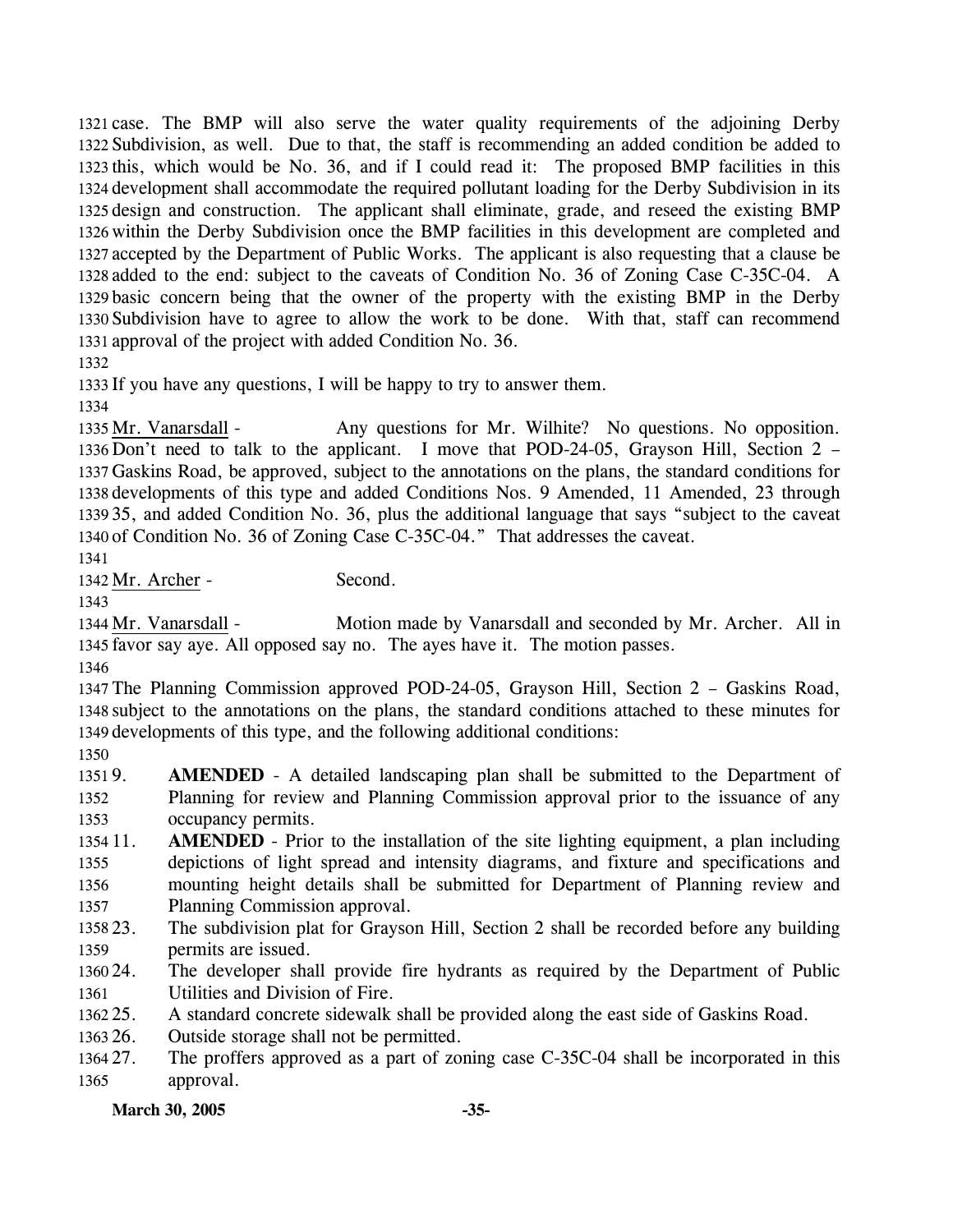case. The BMP will also serve the water quality requirements of the adjoining Derby Subdivision, as well. Due to that, the staff is recommending an added condition be added to this, which would be No. 36, and if I could read it: The proposed BMP facilities in this development shall accommodate the required pollutant loading for the Derby Subdivision in its design and construction. The applicant shall eliminate, grade, and reseed the existing BMP within the Derby Subdivision once the BMP facilities in this development are completed and accepted by the Department of Public Works. The applicant is also requesting that a clause be added to the end: subject to the caveats of Condition No. 36 of Zoning Case C-35C-04. A basic concern being that the owner of the property with the existing BMP in the Derby Subdivision have to agree to allow the work to be done. With that, staff can recommend approval of the project with added Condition No. 36.

If you have any questions, I will be happy to try to answer them.

Mr. Vanarsdall - Any questions for Mr. Wilhite? No questions. No opposition. Don't need to talk to the applicant. I move that POD-24-05, Grayson Hill, Section 2 – Gaskins Road, be approved, subject to the annotations on the plans, the standard conditions for developments of this type and added Conditions Nos. 9 Amended, 11 Amended, 23 through 35, and added Condition No. 36, plus the additional language that says "subject to the caveat of Condition No. 36 of Zoning Case C-35C-04." That addresses the caveat.

Mr. Archer - Second.

Mr. Vanarsdall - Motion made by Vanarsdall and seconded by Mr. Archer. All in favor say aye. All opposed say no. The ayes have it. The motion passes.

The Planning Commission approved POD-24-05, Grayson Hill, Section 2 – Gaskins Road, subject to the annotations on the plans, the standard conditions attached to these minutes for developments of this type, and the following additional conditions:

9. **AMENDED** - A detailed landscaping plan shall be submitted to the Department of Planning for review and Planning Commission approval prior to the issuance of any occupancy permits.
11. **AMENDED** - Prior to the installation of the site lighting equipment, a plan including depictions of light spread and intensity diagrams, and fixture and specifications and mounting height details shall be submitted for Department of Planning review and Planning Commission approval.
23. The subdivision plat for Grayson Hill, Section 2 shall be recorded before any building permits are issued.
24. The developer shall provide fire hydrants as required by the Department of Public Utilities and Division of Fire.
25. A standard concrete sidewalk shall be provided along the east side of Gaskins Road.
26. Outside storage shall not be permitted.
27. The proffers approved as a part of zoning case C-35C-04 shall be incorporated in this approval.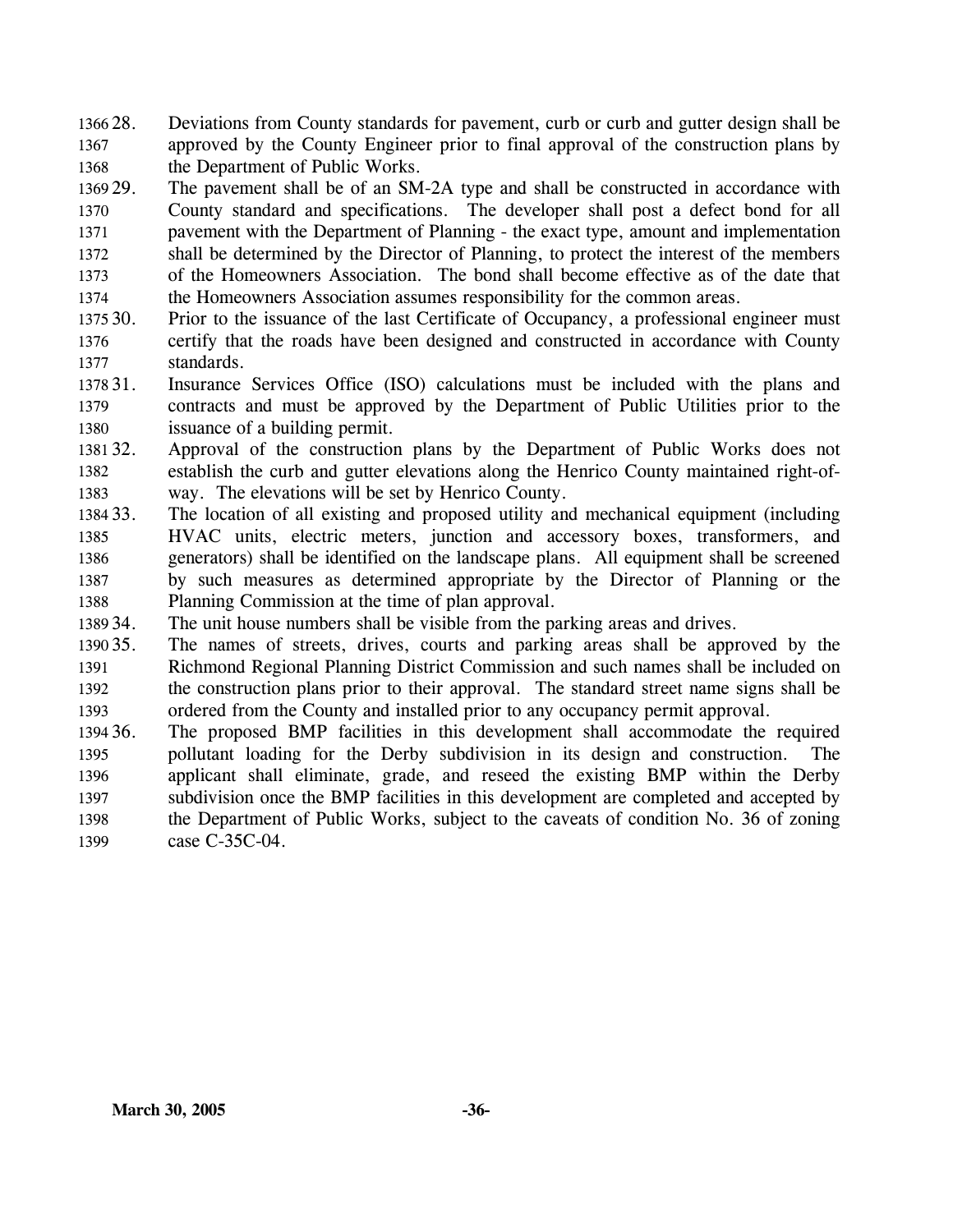28. Deviations from County standards for pavement, curb or curb and gutter design shall be approved by the County Engineer prior to final approval of the construction plans by the Department of Public Works.
29. The pavement shall be of an SM-2A type and shall be constructed in accordance with County standard and specifications. The developer shall post a defect bond for all pavement with the Department of Planning - the exact type, amount and implementation shall be determined by the Director of Planning, to protect the interest of the members of the Homeowners Association. The bond shall become effective as of the date that the Homeowners Association assumes responsibility for the common areas.
30. Prior to the issuance of the last Certificate of Occupancy, a professional engineer must certify that the roads have been designed and constructed in accordance with County standards.
31. Insurance Services Office (ISO) calculations must be included with the plans and contracts and must be approved by the Department of Public Utilities prior to the issuance of a building permit.
32. Approval of the construction plans by the Department of Public Works does not establish the curb and gutter elevations along the Henrico County maintained right-of-way. The elevations will be set by Henrico County.
33. The location of all existing and proposed utility and mechanical equipment (including HVAC units, electric meters, junction and accessory boxes, transformers, and generators) shall be identified on the landscape plans. All equipment shall be screened by such measures as determined appropriate by the Director of Planning or the Planning Commission at the time of plan approval.
34. The unit house numbers shall be visible from the parking areas and drives.
35. The names of streets, drives, courts and parking areas shall be approved by the Richmond Regional Planning District Commission and such names shall be included on the construction plans prior to their approval. The standard street name signs shall be ordered from the County and installed prior to any occupancy permit approval.
36. The proposed BMP facilities in this development shall accommodate the required pollutant loading for the Derby subdivision in its design and construction. The applicant shall eliminate, grade, and reseed the existing BMP within the Derby subdivision once the BMP facilities in this development are completed and accepted by the Department of Public Works, subject to the caveats of condition No. 36 of zoning case C-35C-04.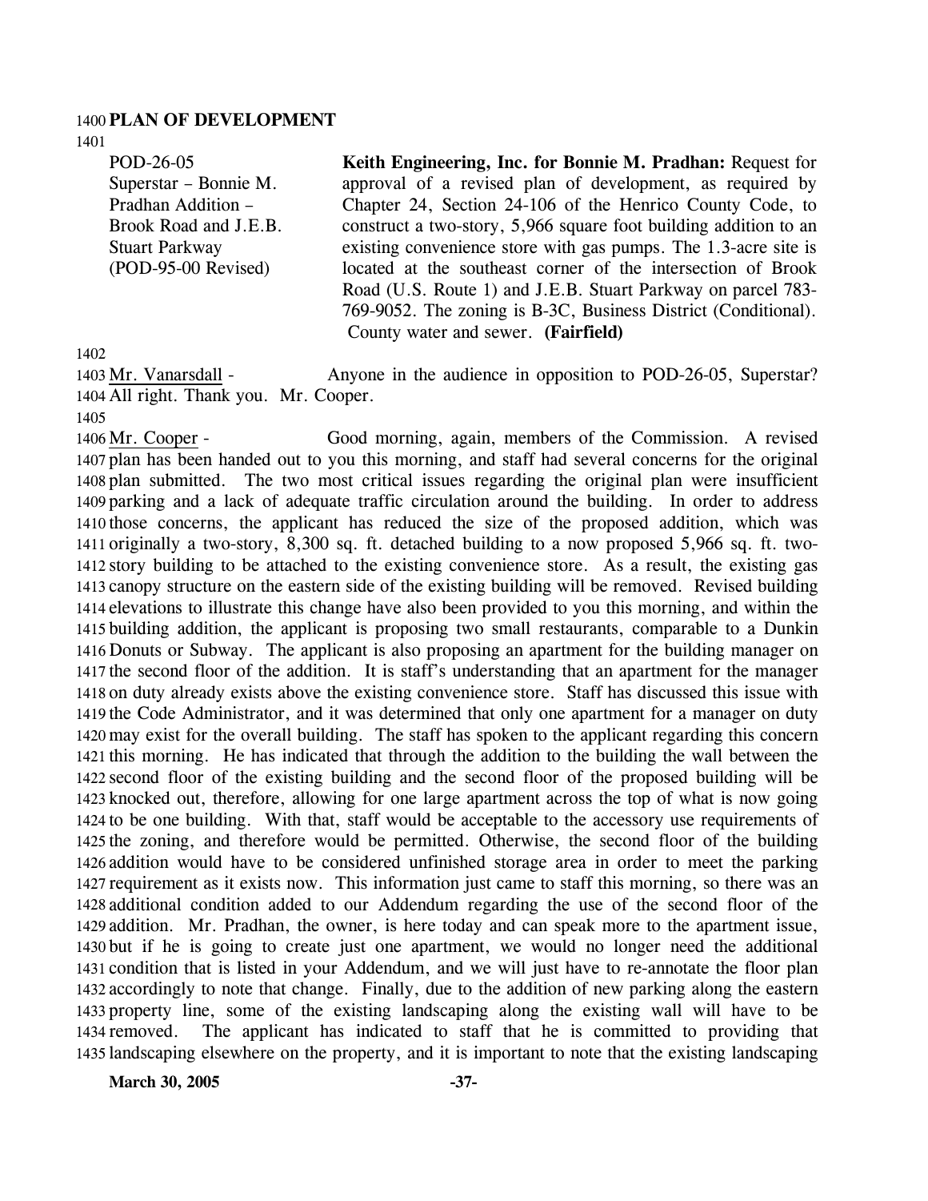**PLAN OF DEVELOPMENT**

POD-26-05
Superstar – Bonnie M. Pradhan Addition – Brook Road and J.E.B. Stuart Parkway
(POD-95-00 Revised)

**Keith Engineering, Inc. for Bonnie M. Pradhan:** Request for approval of a revised plan of development, as required by Chapter 24, Section 24-106 of the Henrico County Code, to construct a two-story, 5,966 square foot building addition to an existing convenience store with gas pumps. The 1.3-acre site is located at the southeast corner of the intersection of Brook Road (U.S. Route 1) and J.E.B. Stuart Parkway on parcel 783-769-9052. The zoning is B-3C, Business District (Conditional). County water and sewer. **(Fairfield)**

Mr. Vanarsdall - Anyone in the audience in opposition to POD-26-05, Superstar? All right. Thank you. Mr. Cooper.

Mr. Cooper - Good morning, again, members of the Commission. A revised plan has been handed out to you this morning, and staff had several concerns for the original plan submitted. The two most critical issues regarding the original plan were insufficient parking and a lack of adequate traffic circulation around the building. In order to address those concerns, the applicant has reduced the size of the proposed addition, which was originally a two-story, 8,300 sq. ft. detached building to a now proposed 5,966 sq. ft. two-story building to be attached to the existing convenience store. As a result, the existing gas canopy structure on the eastern side of the existing building will be removed. Revised building elevations to illustrate this change have also been provided to you this morning, and within the building addition, the applicant is proposing two small restaurants, comparable to a Dunkin Donuts or Subway. The applicant is also proposing an apartment for the building manager on the second floor of the addition. It is staff's understanding that an apartment for the manager on duty already exists above the existing convenience store. Staff has discussed this issue with the Code Administrator, and it was determined that only one apartment for a manager on duty may exist for the overall building. The staff has spoken to the applicant regarding this concern this morning. He has indicated that through the addition to the building the wall between the second floor of the existing building and the second floor of the proposed building will be knocked out, therefore, allowing for one large apartment across the top of what is now going to be one building. With that, staff would be acceptable to the accessory use requirements of the zoning, and therefore would be permitted. Otherwise, the second floor of the building addition would have to be considered unfinished storage area in order to meet the parking requirement as it exists now. This information just came to staff this morning, so there was an additional condition added to our Addendum regarding the use of the second floor of the addition. Mr. Pradhan, the owner, is here today and can speak more to the apartment issue, but if he is going to create just one apartment, we would no longer need the additional condition that is listed in your Addendum, and we will just have to re-annotate the floor plan accordingly to note that change. Finally, due to the addition of new parking along the eastern property line, some of the existing landscaping along the existing wall will have to be removed. The applicant has indicated to staff that he is committed to providing that landscaping elsewhere on the property, and it is important to note that the existing landscaping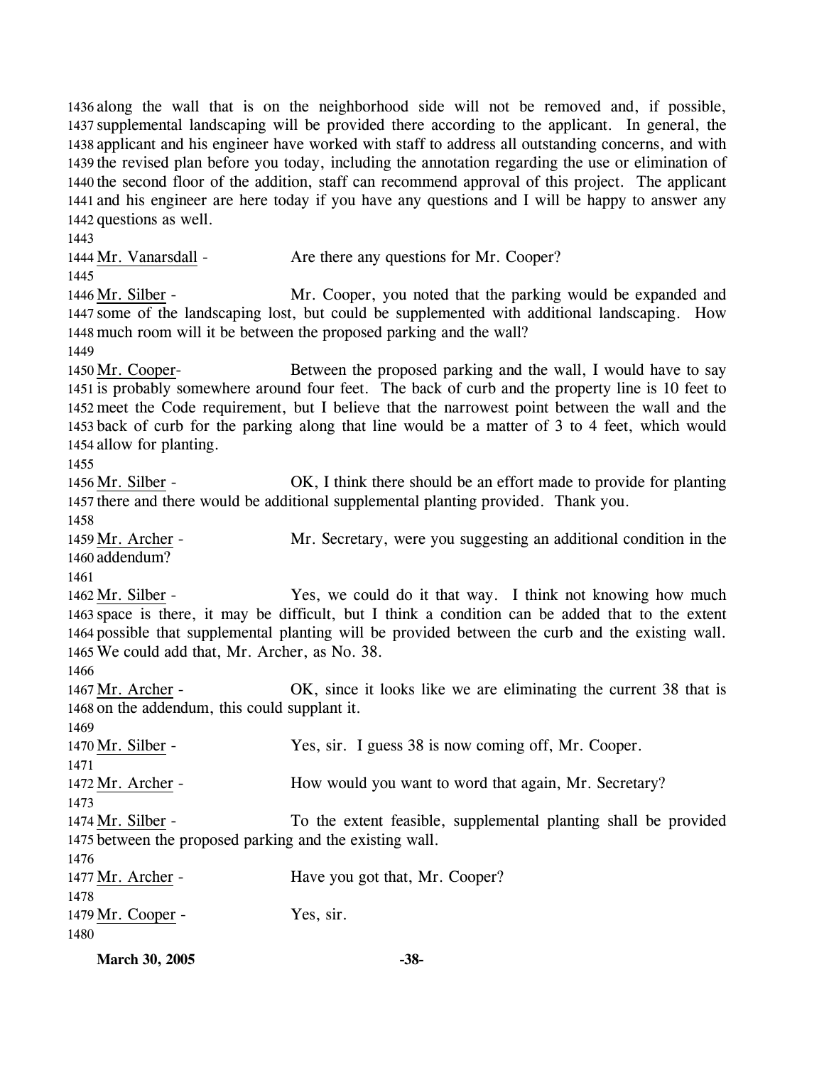1436 along the wall that is on the neighborhood side will not be removed and, if possible, 1437 supplemental landscaping will be provided there according to the applicant. In general, the 1438 applicant and his engineer have worked with staff to address all outstanding concerns, and with 1439 the revised plan before you today, including the annotation regarding the use or elimination of 1440 the second floor of the addition, staff can recommend approval of this project. The applicant 1441 and his engineer are here today if you have any questions and I will be happy to answer any 1442 questions as well.

1443

1444 Mr. Vanarsdall - Are there any questions for Mr. Cooper?

1445

1446 Mr. Silber - Mr. Cooper, you noted that the parking would be expanded and 1447 some of the landscaping lost, but could be supplemented with additional landscaping. How 1448 much room will it be between the proposed parking and the wall?

1449

1450 Mr. Cooper- Between the proposed parking and the wall, I would have to say 1451 is probably somewhere around four feet. The back of curb and the property line is 10 feet to 1452 meet the Code requirement, but I believe that the narrowest point between the wall and the 1453 back of curb for the parking along that line would be a matter of 3 to 4 feet, which would 1454 allow for planting.

1455

1456 Mr. Silber - OK, I think there should be an effort made to provide for planting 1457 there and there would be additional supplemental planting provided. Thank you.

1458

1459 Mr. Archer - Mr. Secretary, were you suggesting an additional condition in the 1460 addendum?

1461

1462 Mr. Silber - Yes, we could do it that way. I think not knowing how much 1463 space is there, it may be difficult, but I think a condition can be added that to the extent 1464 possible that supplemental planting will be provided between the curb and the existing wall. 1465 We could add that, Mr. Archer, as No. 38.

1466

1467 Mr. Archer - OK, since it looks like we are eliminating the current 38 that is 1468 on the addendum, this could supplant it.

1469

1470 Mr. Silber - Yes, sir. I guess 38 is now coming off, Mr. Cooper.

1471

1472 Mr. Archer - How would you want to word that again, Mr. Secretary?

1473

1474 Mr. Silber - To the extent feasible, supplemental planting shall be provided 1475 between the proposed parking and the existing wall.

1476

1477 Mr. Archer - Have you got that, Mr. Cooper?

1478

1479 Mr. Cooper - Yes, sir.

1480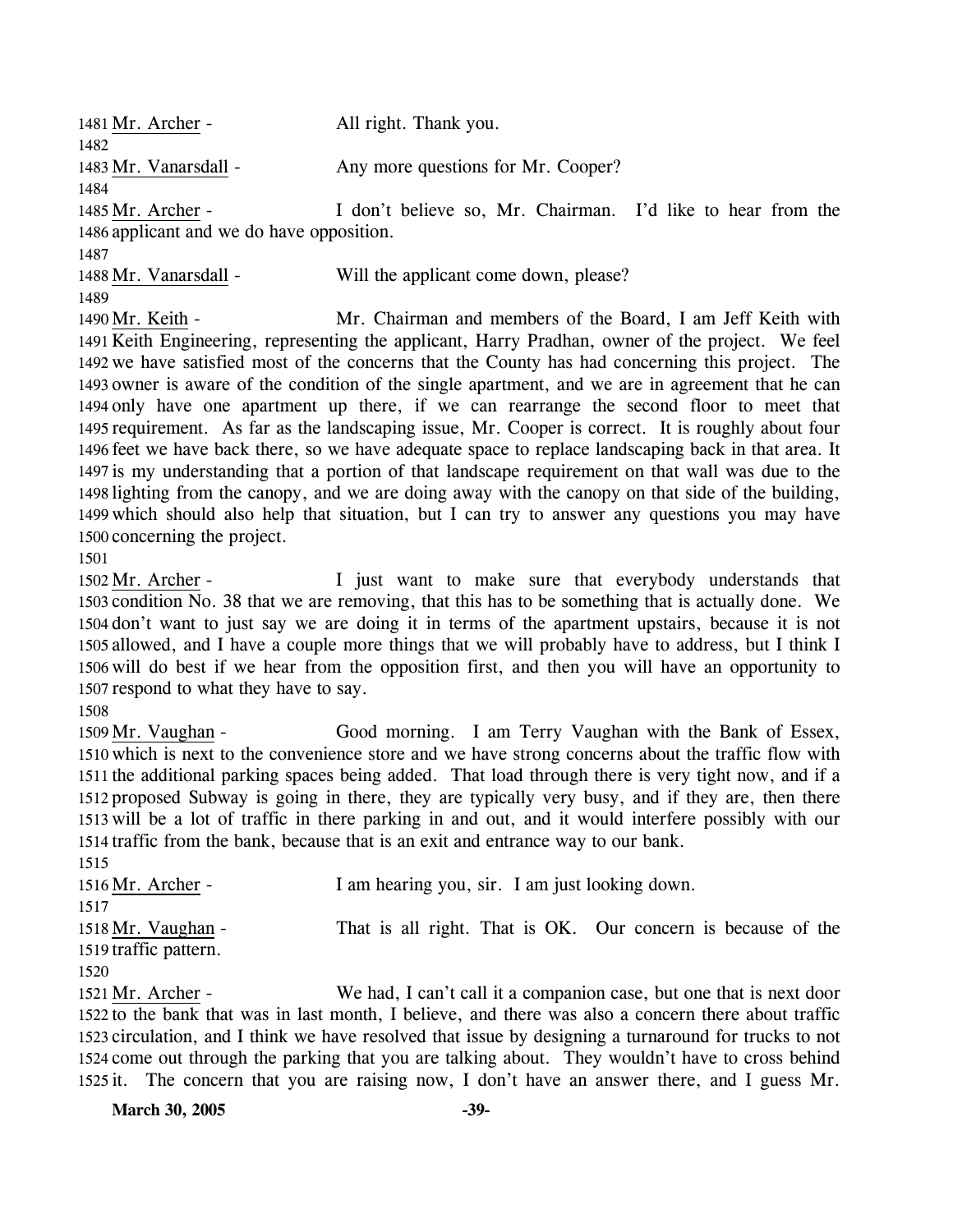Mr. Archer - All right. Thank you.

Mr. Vanarsdall - Any more questions for Mr. Cooper?

Mr. Archer - I don't believe so, Mr. Chairman. I'd like to hear from the applicant and we do have opposition.

Mr. Vanarsdall - Will the applicant come down, please?

Mr. Keith - Mr. Chairman and members of the Board, I am Jeff Keith with Keith Engineering, representing the applicant, Harry Pradhan, owner of the project. We feel we have satisfied most of the concerns that the County has had concerning this project. The owner is aware of the condition of the single apartment, and we are in agreement that he can only have one apartment up there, if we can rearrange the second floor to meet that requirement. As far as the landscaping issue, Mr. Cooper is correct. It is roughly about four feet we have back there, so we have adequate space to replace landscaping back in that area. It is my understanding that a portion of that landscape requirement on that wall was due to the lighting from the canopy, and we are doing away with the canopy on that side of the building, which should also help that situation, but I can try to answer any questions you may have concerning the project.

Mr. Archer - I just want to make sure that everybody understands that condition No. 38 that we are removing, that this has to be something that is actually done. We don't want to just say we are doing it in terms of the apartment upstairs, because it is not allowed, and I have a couple more things that we will probably have to address, but I think I will do best if we hear from the opposition first, and then you will have an opportunity to respond to what they have to say.

Mr. Vaughan - Good morning. I am Terry Vaughan with the Bank of Essex, which is next to the convenience store and we have strong concerns about the traffic flow with the additional parking spaces being added. That load through there is very tight now, and if a proposed Subway is going in there, they are typically very busy, and if they are, then there will be a lot of traffic in there parking in and out, and it would interfere possibly with our traffic from the bank, because that is an exit and entrance way to our bank.

Mr. Archer - I am hearing you, sir. I am just looking down.

Mr. Vaughan - That is all right. That is OK. Our concern is because of the traffic pattern.

Mr. Archer - We had, I can't call it a companion case, but one that is next door to the bank that was in last month, I believe, and there was also a concern there about traffic circulation, and I think we have resolved that issue by designing a turnaround for trucks to not come out through the parking that you are talking about. They wouldn't have to cross behind it. The concern that you are raising now, I don't have an answer there, and I guess Mr.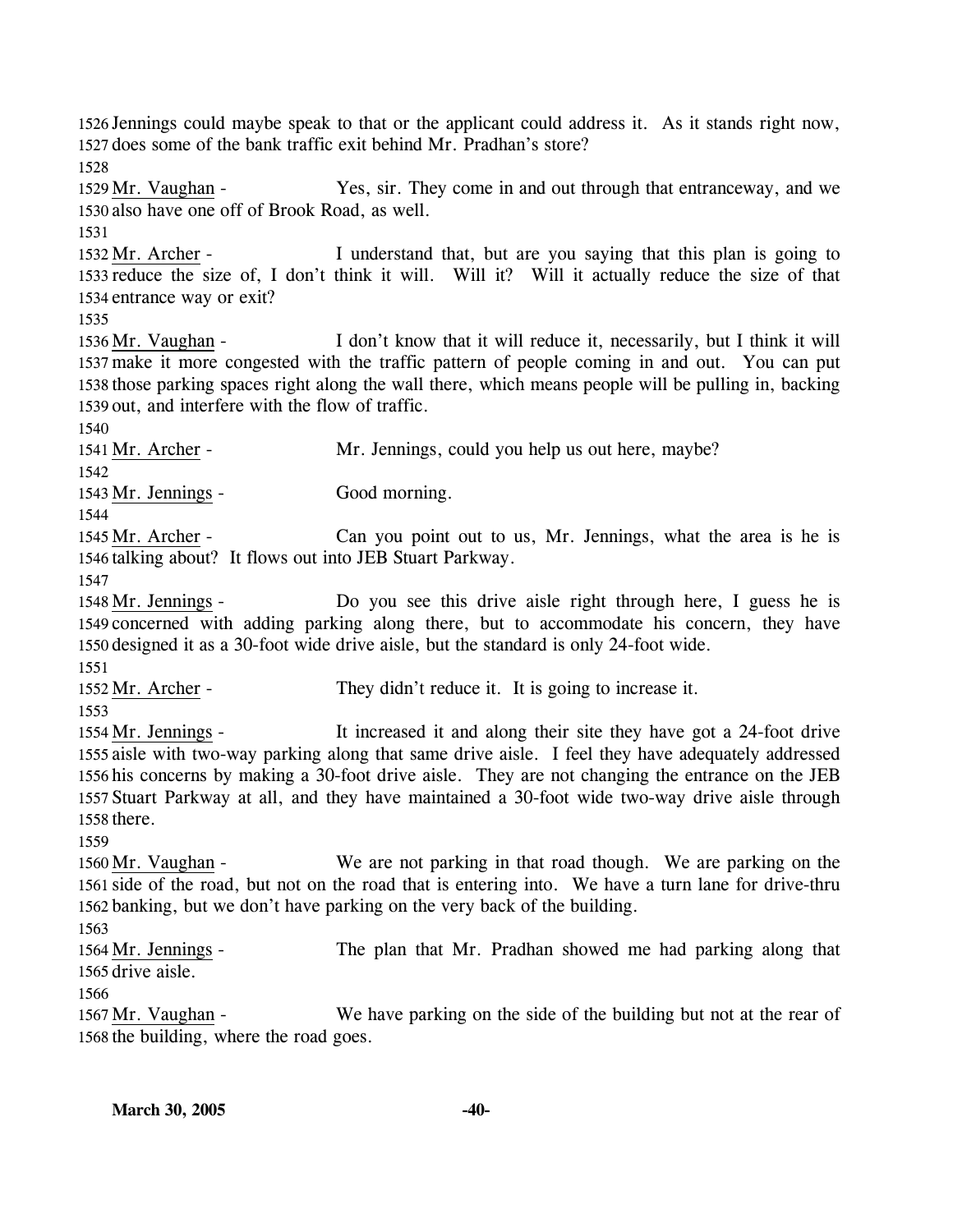1526 Jennings could maybe speak to that or the applicant could address it. As it stands right now, 1527 does some of the bank traffic exit behind Mr. Pradhan's store?

1528

1529 Mr. Vaughan - Yes, sir. They come in and out through that entranceway, and we 1530 also have one off of Brook Road, as well.

1531

1532 Mr. Archer - I understand that, but are you saying that this plan is going to 1533 reduce the size of, I don't think it will. Will it? Will it actually reduce the size of that 1534 entrance way or exit?

1535

1536 Mr. Vaughan - I don't know that it will reduce it, necessarily, but I think it will 1537 make it more congested with the traffic pattern of people coming in and out. You can put 1538 those parking spaces right along the wall there, which means people will be pulling in, backing 1539 out, and interfere with the flow of traffic.

1540

1541 Mr. Archer - Mr. Jennings, could you help us out here, maybe?

1542

1543 Mr. Jennings - Good morning.

1544

1545 Mr. Archer - Can you point out to us, Mr. Jennings, what the area is he is 1546 talking about? It flows out into JEB Stuart Parkway.

1547

1548 Mr. Jennings - Do you see this drive aisle right through here, I guess he is 1549 concerned with adding parking along there, but to accommodate his concern, they have 1550 designed it as a 30-foot wide drive aisle, but the standard is only 24-foot wide.

1551

1552 Mr. Archer - They didn't reduce it. It is going to increase it.

1553

1554 Mr. Jennings - It increased it and along their site they have got a 24-foot drive 1555 aisle with two-way parking along that same drive aisle. I feel they have adequately addressed 1556 his concerns by making a 30-foot drive aisle. They are not changing the entrance on the JEB 1557 Stuart Parkway at all, and they have maintained a 30-foot wide two-way drive aisle through 1558 there.

1559

1560 Mr. Vaughan - We are not parking in that road though. We are parking on the 1561 side of the road, but not on the road that is entering into. We have a turn lane for drive-thru 1562 banking, but we don't have parking on the very back of the building.

1563

1564 Mr. Jennings - The plan that Mr. Pradhan showed me had parking along that 1565 drive aisle.

1566

1567 Mr. Vaughan - We have parking on the side of the building but not at the rear of 1568 the building, where the road goes.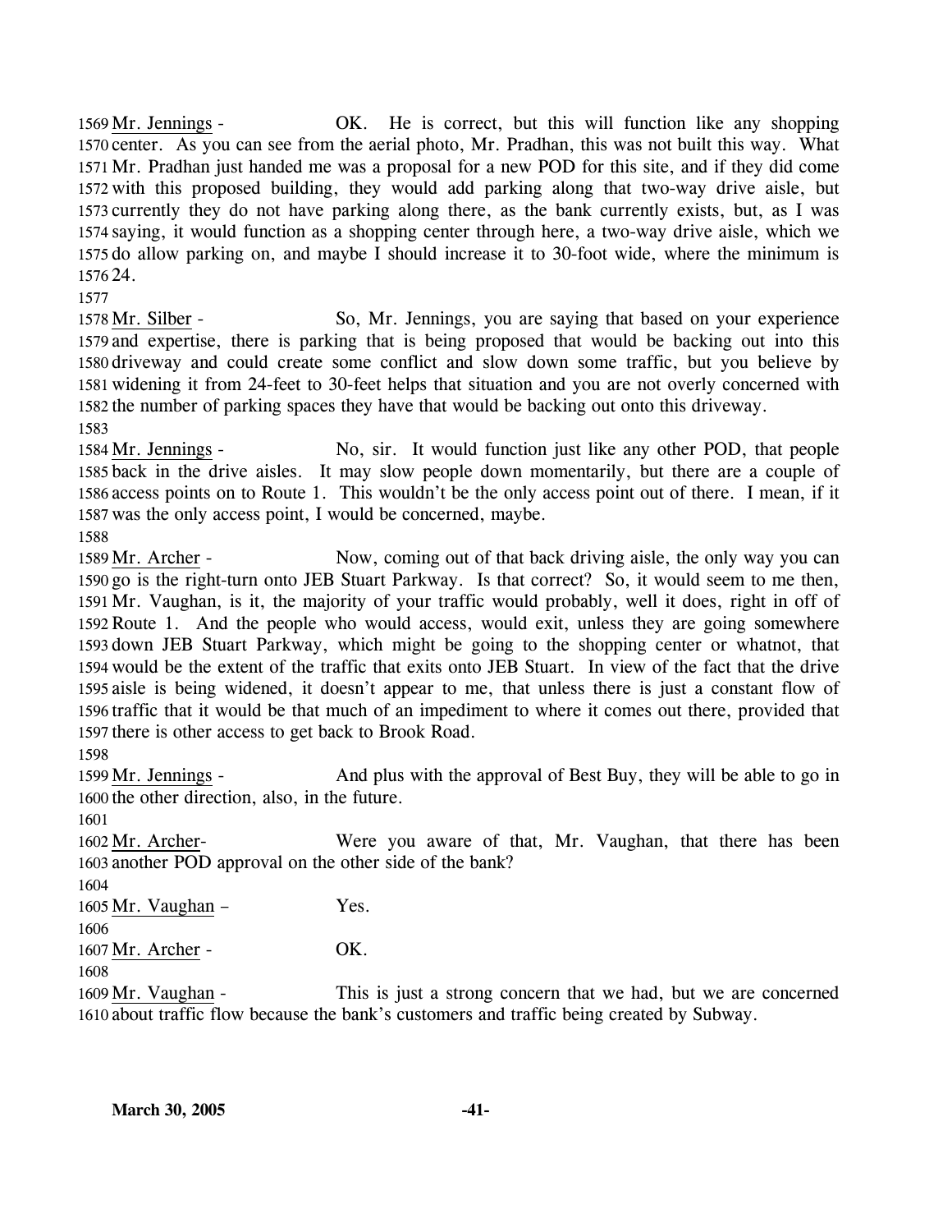Mr. Jennings - OK. He is correct, but this will function like any shopping center. As you can see from the aerial photo, Mr. Pradhan, this was not built this way. What Mr. Pradhan just handed me was a proposal for a new POD for this site, and if they did come with this proposed building, they would add parking along that two-way drive aisle, but currently they do not have parking along there, as the bank currently exists, but, as I was saying, it would function as a shopping center through here, a two-way drive aisle, which we do allow parking on, and maybe I should increase it to 30-foot wide, where the minimum is 24.

Mr. Silber - So, Mr. Jennings, you are saying that based on your experience and expertise, there is parking that is being proposed that would be backing out into this driveway and could create some conflict and slow down some traffic, but you believe by widening it from 24-feet to 30-feet helps that situation and you are not overly concerned with the number of parking spaces they have that would be backing out onto this driveway.

Mr. Jennings - No, sir. It would function just like any other POD, that people back in the drive aisles. It may slow people down momentarily, but there are a couple of access points on to Route 1. This wouldn't be the only access point out of there. I mean, if it was the only access point, I would be concerned, maybe.

Mr. Archer - Now, coming out of that back driving aisle, the only way you can go is the right-turn onto JEB Stuart Parkway. Is that correct? So, it would seem to me then, Mr. Vaughan, is it, the majority of your traffic would probably, well it does, right in off of Route 1. And the people who would access, would exit, unless they are going somewhere down JEB Stuart Parkway, which might be going to the shopping center or whatnot, that would be the extent of the traffic that exits onto JEB Stuart. In view of the fact that the drive aisle is being widened, it doesn't appear to me, that unless there is just a constant flow of traffic that it would be that much of an impediment to where it comes out there, provided that there is other access to get back to Brook Road.

Mr. Jennings - And plus with the approval of Best Buy, they will be able to go in the other direction, also, in the future.

Mr. Archer- Were you aware of that, Mr. Vaughan, that there has been another POD approval on the other side of the bank?

Mr. Vaughan – Yes.

Mr. Archer - OK.

Mr. Vaughan - This is just a strong concern that we had, but we are concerned about traffic flow because the bank's customers and traffic being created by Subway.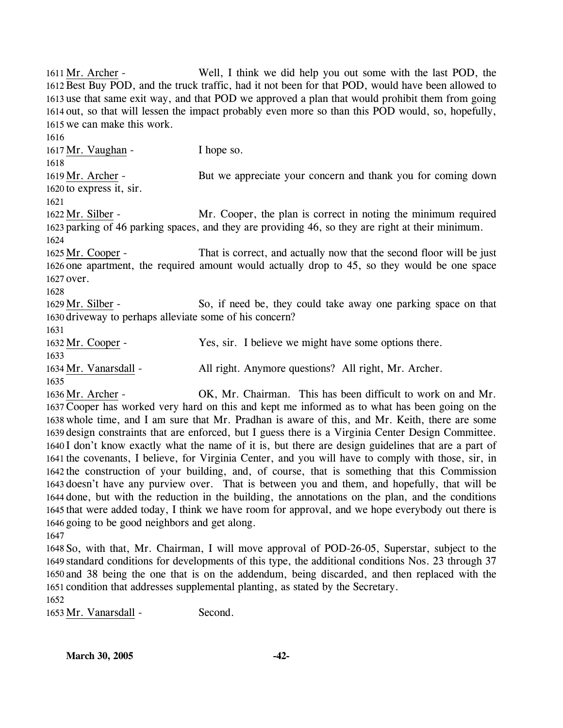1611 Mr. Archer - Well, I think we did help you out some with the last POD, the 1612 Best Buy POD, and the truck traffic, had it not been for that POD, would have been allowed to 1613 use that same exit way, and that POD we approved a plan that would prohibit them from going 1614 out, so that will lessen the impact probably even more so than this POD would, so, hopefully, 1615 we can make this work.

1616

1617 Mr. Vaughan - I hope so.

1618

1619 Mr. Archer - But we appreciate your concern and thank you for coming down 1620 to express it, sir.

1621

1622 Mr. Silber - Mr. Cooper, the plan is correct in noting the minimum required 1623 parking of 46 parking spaces, and they are providing 46, so they are right at their minimum.

1624

1625 Mr. Cooper - That is correct, and actually now that the second floor will be just 1626 one apartment, the required amount would actually drop to 45, so they would be one space 1627 over.

1628

1629 Mr. Silber - So, if need be, they could take away one parking space on that 1630 driveway to perhaps alleviate some of his concern?

1631

1632 Mr. Cooper - Yes, sir. I believe we might have some options there.

1633

1634 Mr. Vanarsdall - All right. Anymore questions? All right, Mr. Archer.

1635

1636 Mr. Archer - OK, Mr. Chairman. This has been difficult to work on and Mr. 1637 Cooper has worked very hard on this and kept me informed as to what has been going on the 1638 whole time, and I am sure that Mr. Pradhan is aware of this, and Mr. Keith, there are some 1639 design constraints that are enforced, but I guess there is a Virginia Center Design Committee. 1640 I don't know exactly what the name of it is, but there are design guidelines that are a part of 1641 the covenants, I believe, for Virginia Center, and you will have to comply with those, sir, in 1642 the construction of your building, and, of course, that is something that this Commission 1643 doesn't have any purview over. That is between you and them, and hopefully, that will be 1644 done, but with the reduction in the building, the annotations on the plan, and the conditions 1645 that were added today, I think we have room for approval, and we hope everybody out there is 1646 going to be good neighbors and get along.

1647

1648 So, with that, Mr. Chairman, I will move approval of POD-26-05, Superstar, subject to the 1649 standard conditions for developments of this type, the additional conditions Nos. 23 through 37 1650 and 38 being the one that is on the addendum, being discarded, and then replaced with the 1651 condition that addresses supplemental planting, as stated by the Secretary.

1652

1653 Mr. Vanarsdall - Second.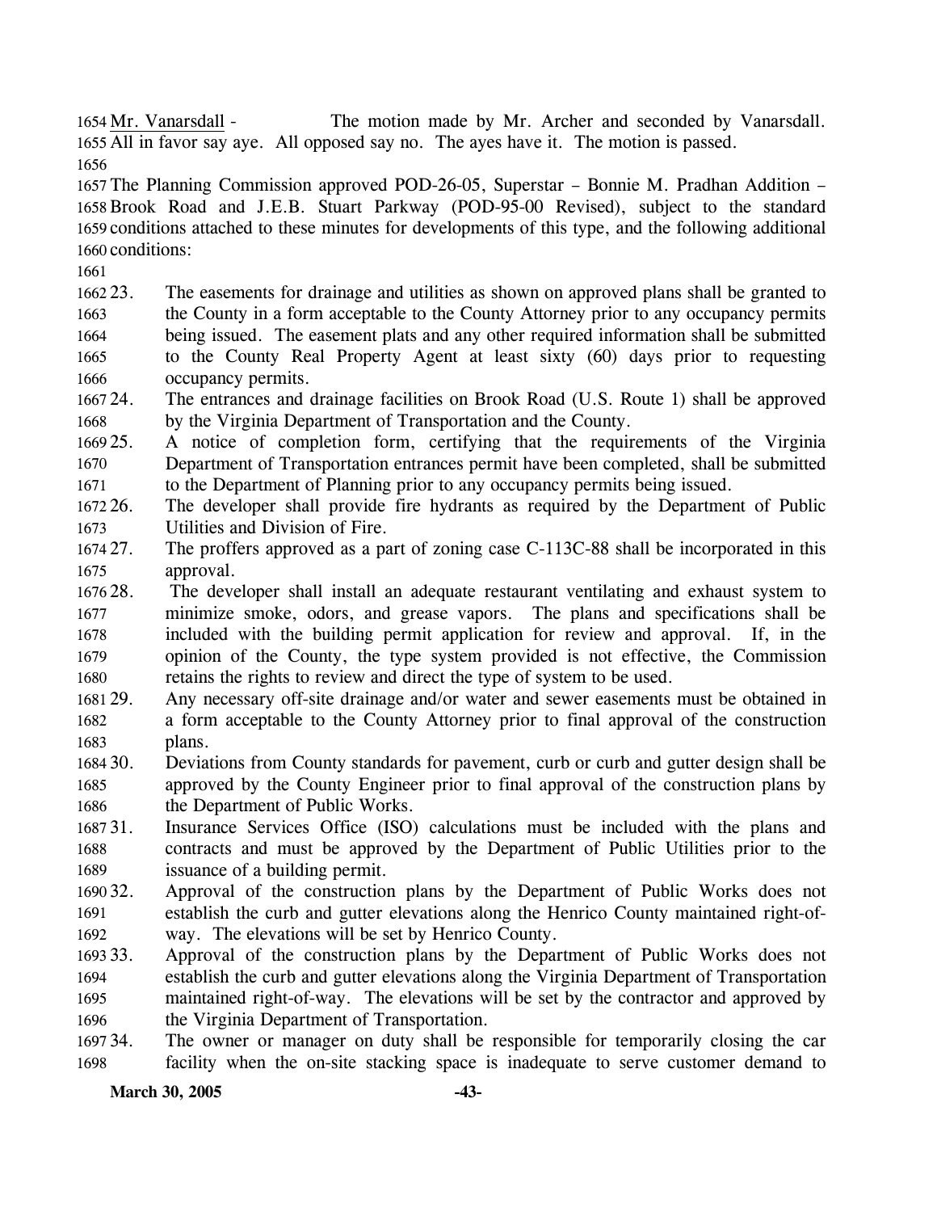Mr. Vanarsdall - The motion made by Mr. Archer and seconded by Vanarsdall. All in favor say aye. All opposed say no. The ayes have it. The motion is passed.

The Planning Commission approved POD-26-05, Superstar – Bonnie M. Pradhan Addition – Brook Road and J.E.B. Stuart Parkway (POD-95-00 Revised), subject to the standard conditions attached to these minutes for developments of this type, and the following additional conditions:

23. The easements for drainage and utilities as shown on approved plans shall be granted to the County in a form acceptable to the County Attorney prior to any occupancy permits being issued. The easement plats and any other required information shall be submitted to the County Real Property Agent at least sixty (60) days prior to requesting occupancy permits.
24. The entrances and drainage facilities on Brook Road (U.S. Route 1) shall be approved by the Virginia Department of Transportation and the County.
25. A notice of completion form, certifying that the requirements of the Virginia Department of Transportation entrances permit have been completed, shall be submitted to the Department of Planning prior to any occupancy permits being issued.
26. The developer shall provide fire hydrants as required by the Department of Public Utilities and Division of Fire.
27. The proffers approved as a part of zoning case C-113C-88 shall be incorporated in this approval.
28. The developer shall install an adequate restaurant ventilating and exhaust system to minimize smoke, odors, and grease vapors. The plans and specifications shall be included with the building permit application for review and approval. If, in the opinion of the County, the type system provided is not effective, the Commission retains the rights to review and direct the type of system to be used.
29. Any necessary off-site drainage and/or water and sewer easements must be obtained in a form acceptable to the County Attorney prior to final approval of the construction plans.
30. Deviations from County standards for pavement, curb or curb and gutter design shall be approved by the County Engineer prior to final approval of the construction plans by the Department of Public Works.
31. Insurance Services Office (ISO) calculations must be included with the plans and contracts and must be approved by the Department of Public Utilities prior to the issuance of a building permit.
32. Approval of the construction plans by the Department of Public Works does not establish the curb and gutter elevations along the Henrico County maintained right-of-way. The elevations will be set by Henrico County.
33. Approval of the construction plans by the Department of Public Works does not establish the curb and gutter elevations along the Virginia Department of Transportation maintained right-of-way. The elevations will be set by the contractor and approved by the Virginia Department of Transportation.
34. The owner or manager on duty shall be responsible for temporarily closing the car facility when the on-site stacking space is inadequate to serve customer demand to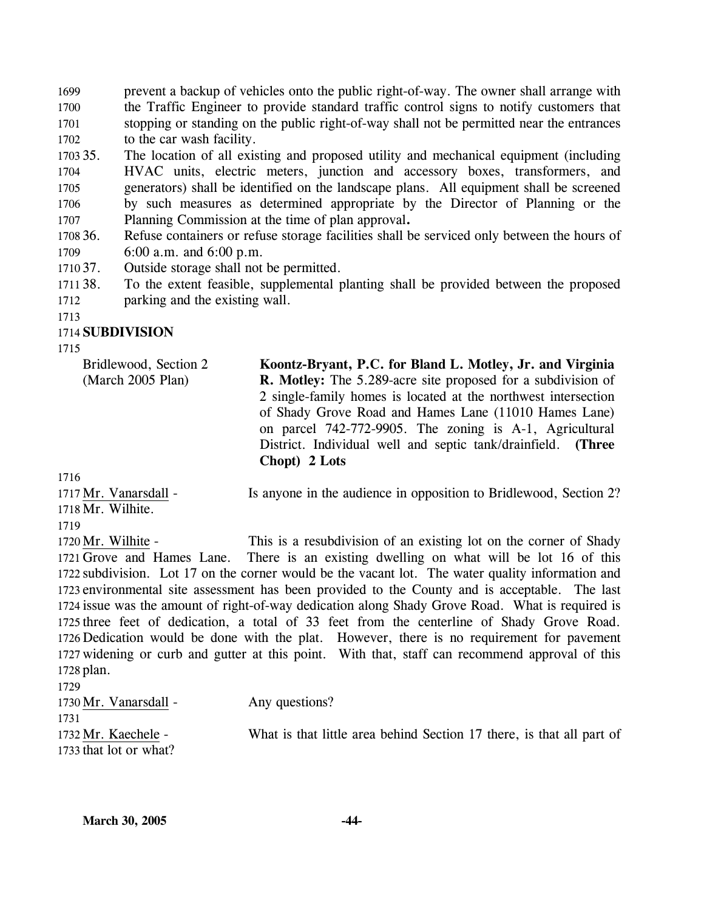prevent a backup of vehicles onto the public right-of-way. The owner shall arrange with the Traffic Engineer to provide standard traffic control signs to notify customers that stopping or standing on the public right-of-way shall not be permitted near the entrances to the car wash facility.

35. The location of all existing and proposed utility and mechanical equipment (including HVAC units, electric meters, junction and accessory boxes, transformers, and generators) shall be identified on the landscape plans. All equipment shall be screened by such measures as determined appropriate by the Director of Planning or the Planning Commission at the time of plan approval**.**
36. Refuse containers or refuse storage facilities shall be serviced only between the hours of 6:00 a.m. and 6:00 p.m.
37. Outside storage shall not be permitted.
38. To the extent feasible, supplemental planting shall be provided between the proposed parking and the existing wall.

**SUBDIVISION**

Bridlewood, Section 2 (March 2005 Plan)

**Koontz-Bryant, P.C. for Bland L. Motley, Jr. and Virginia R. Motley:** The 5.289-acre site proposed for a subdivision of 2 single-family homes is located at the northwest intersection of Shady Grove Road and Hames Lane (11010 Hames Lane) on parcel 742-772-9905. The zoning is A-1, Agricultural District. Individual well and septic tank/drainfield. **(Three Chopt) 2 Lots**

Mr. Vanarsdall - Is anyone in the audience in opposition to Bridlewood, Section 2? Mr. Wilhite.

Mr. Wilhite - This is a resubdivision of an existing lot on the corner of Shady Grove and Hames Lane. There is an existing dwelling on what will be lot 16 of this subdivision. Lot 17 on the corner would be the vacant lot. The water quality information and environmental site assessment has been provided to the County and is acceptable. The last issue was the amount of right-of-way dedication along Shady Grove Road. What is required is three feet of dedication, a total of 33 feet from the centerline of Shady Grove Road. Dedication would be done with the plat. However, there is no requirement for pavement widening or curb and gutter at this point. With that, staff can recommend approval of this plan.

Mr. Vanarsdall - Any questions?

Mr. Kaechele - What is that little area behind Section 17 there, is that all part of that lot or what?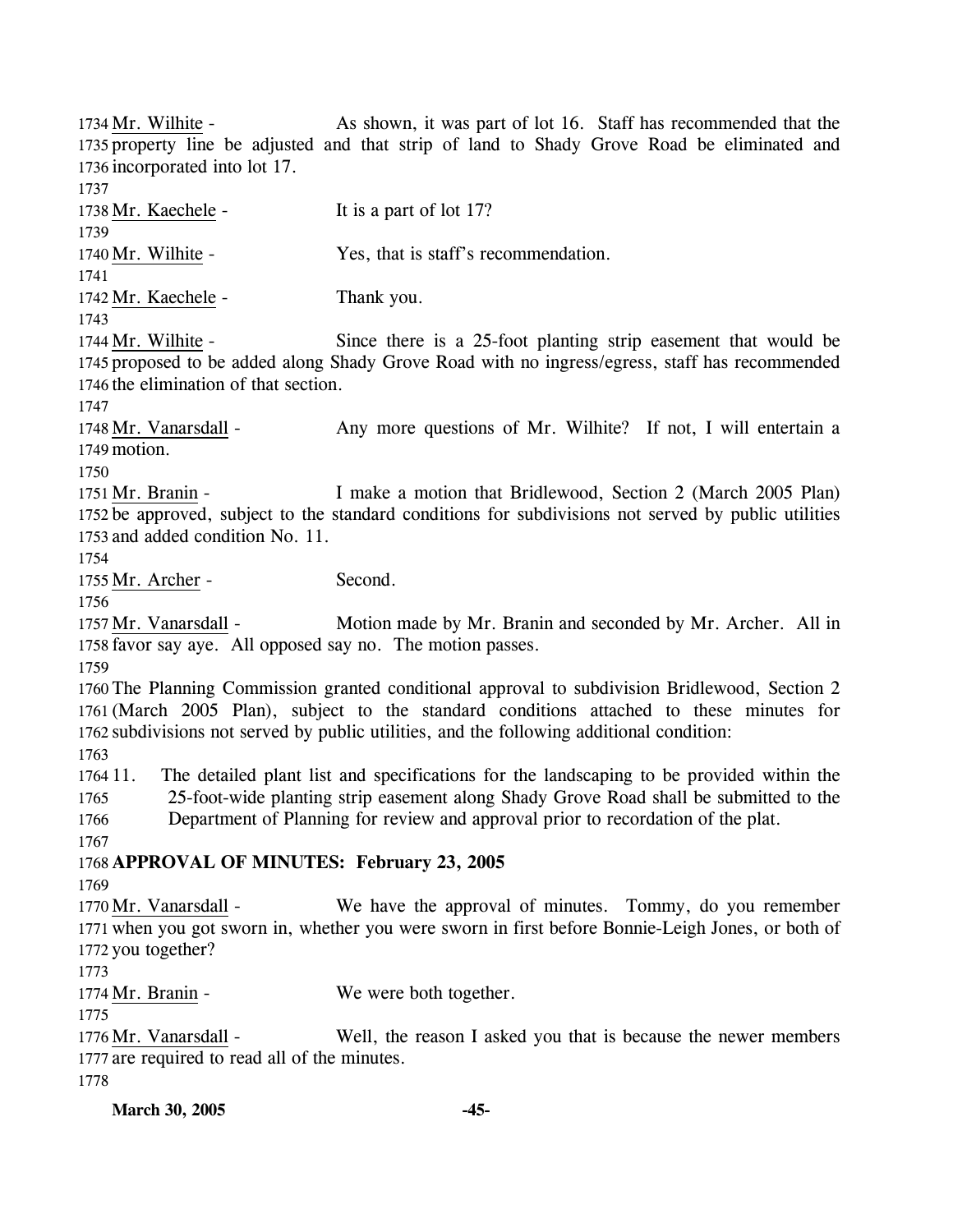Mr. Wilhite - As shown, it was part of lot 16. Staff has recommended that the property line be adjusted and that strip of land to Shady Grove Road be eliminated and incorporated into lot 17.

Mr. Kaechele - It is a part of lot 17?

Mr. Wilhite - Yes, that is staff's recommendation.

Mr. Kaechele - Thank you.

Mr. Wilhite - Since there is a 25-foot planting strip easement that would be proposed to be added along Shady Grove Road with no ingress/egress, staff has recommended the elimination of that section.

Mr. Vanarsdall - Any more questions of Mr. Wilhite? If not, I will entertain a motion.

Mr. Branin - I make a motion that Bridlewood, Section 2 (March 2005 Plan) be approved, subject to the standard conditions for subdivisions not served by public utilities and added condition No. 11.

Mr. Archer - Second.

Mr. Vanarsdall - Motion made by Mr. Branin and seconded by Mr. Archer. All in favor say aye. All opposed say no. The motion passes.

The Planning Commission granted conditional approval to subdivision Bridlewood, Section 2 (March 2005 Plan), subject to the standard conditions attached to these minutes for subdivisions not served by public utilities, and the following additional condition:

11. The detailed plant list and specifications for the landscaping to be provided within the 25-foot-wide planting strip easement along Shady Grove Road shall be submitted to the Department of Planning for review and approval prior to recordation of the plat.

**APPROVAL OF MINUTES: February 23, 2005**

Mr. Vanarsdall - We have the approval of minutes. Tommy, do you remember when you got sworn in, whether you were sworn in first before Bonnie-Leigh Jones, or both of you together?

Mr. Branin - We were both together.

Mr. Vanarsdall - Well, the reason I asked you that is because the newer members are required to read all of the minutes.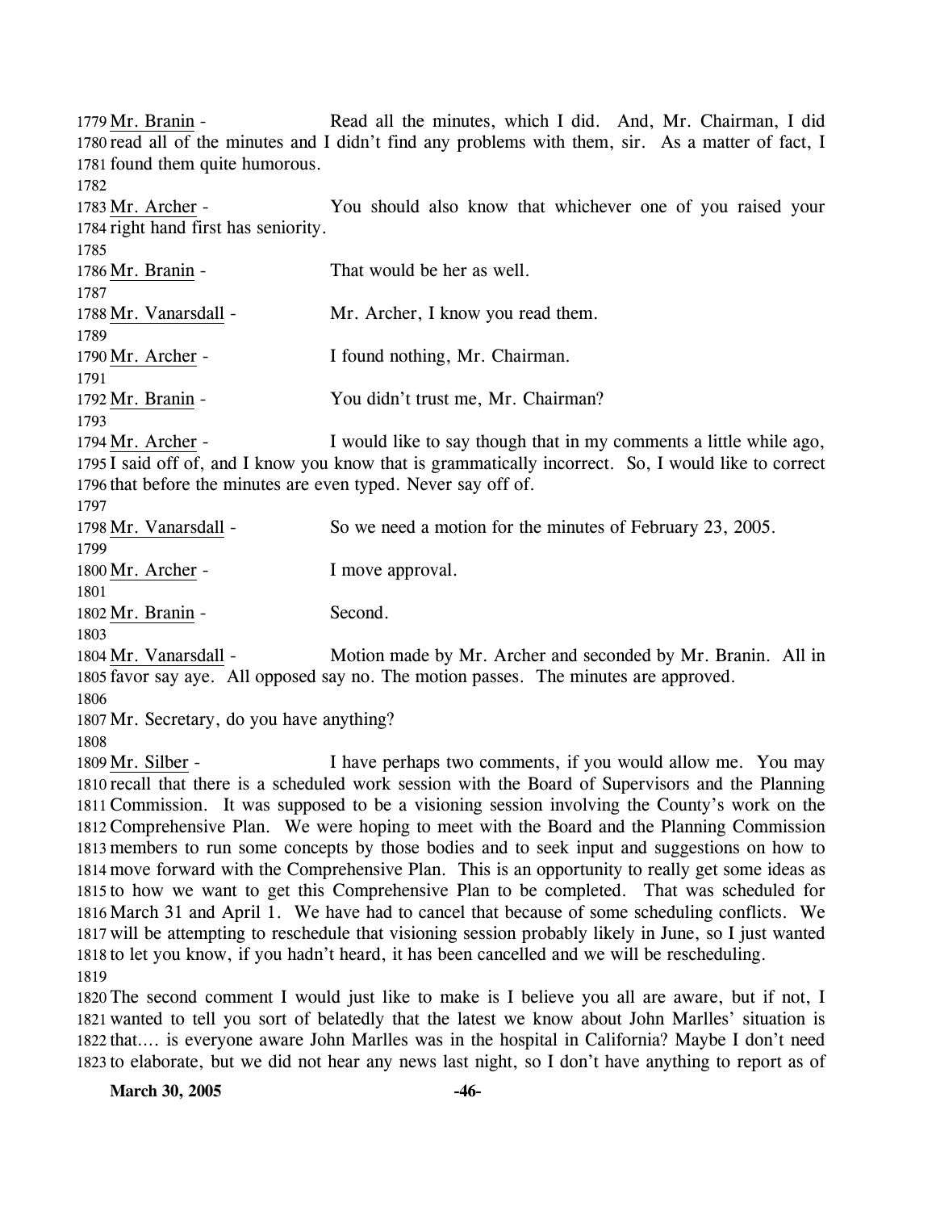Mr. Branin - Read all the minutes, which I did. And, Mr. Chairman, I did read all of the minutes and I didn't find any problems with them, sir. As a matter of fact, I found them quite humorous.

Mr. Archer - You should also know that whichever one of you raised your right hand first has seniority.

Mr. Branin - That would be her as well.

Mr. Vanarsdall - Mr. Archer, I know you read them.

Mr. Archer - I found nothing, Mr. Chairman.

Mr. Branin - You didn't trust me, Mr. Chairman?

Mr. Archer - I would like to say though that in my comments a little while ago, I said off of, and I know you know that is grammatically incorrect. So, I would like to correct that before the minutes are even typed. Never say off of.

Mr. Vanarsdall - So we need a motion for the minutes of February 23, 2005.

Mr. Archer - I move approval.

Mr. Branin - Second.

Mr. Vanarsdall - Motion made by Mr. Archer and seconded by Mr. Branin. All in favor say aye. All opposed say no. The motion passes. The minutes are approved.

Mr. Secretary, do you have anything?

Mr. Silber - I have perhaps two comments, if you would allow me. You may recall that there is a scheduled work session with the Board of Supervisors and the Planning Commission. It was supposed to be a visioning session involving the County's work on the Comprehensive Plan. We were hoping to meet with the Board and the Planning Commission members to run some concepts by those bodies and to seek input and suggestions on how to move forward with the Comprehensive Plan. This is an opportunity to really get some ideas as to how we want to get this Comprehensive Plan to be completed. That was scheduled for March 31 and April 1. We have had to cancel that because of some scheduling conflicts. We will be attempting to reschedule that visioning session probably likely in June, so I just wanted to let you know, if you hadn't heard, it has been cancelled and we will be rescheduling.

The second comment I would just like to make is I believe you all are aware, but if not, I wanted to tell you sort of belatedly that the latest we know about John Marlles' situation is that…. is everyone aware John Marlles was in the hospital in California? Maybe I don't need to elaborate, but we did not hear any news last night, so I don't have anything to report as of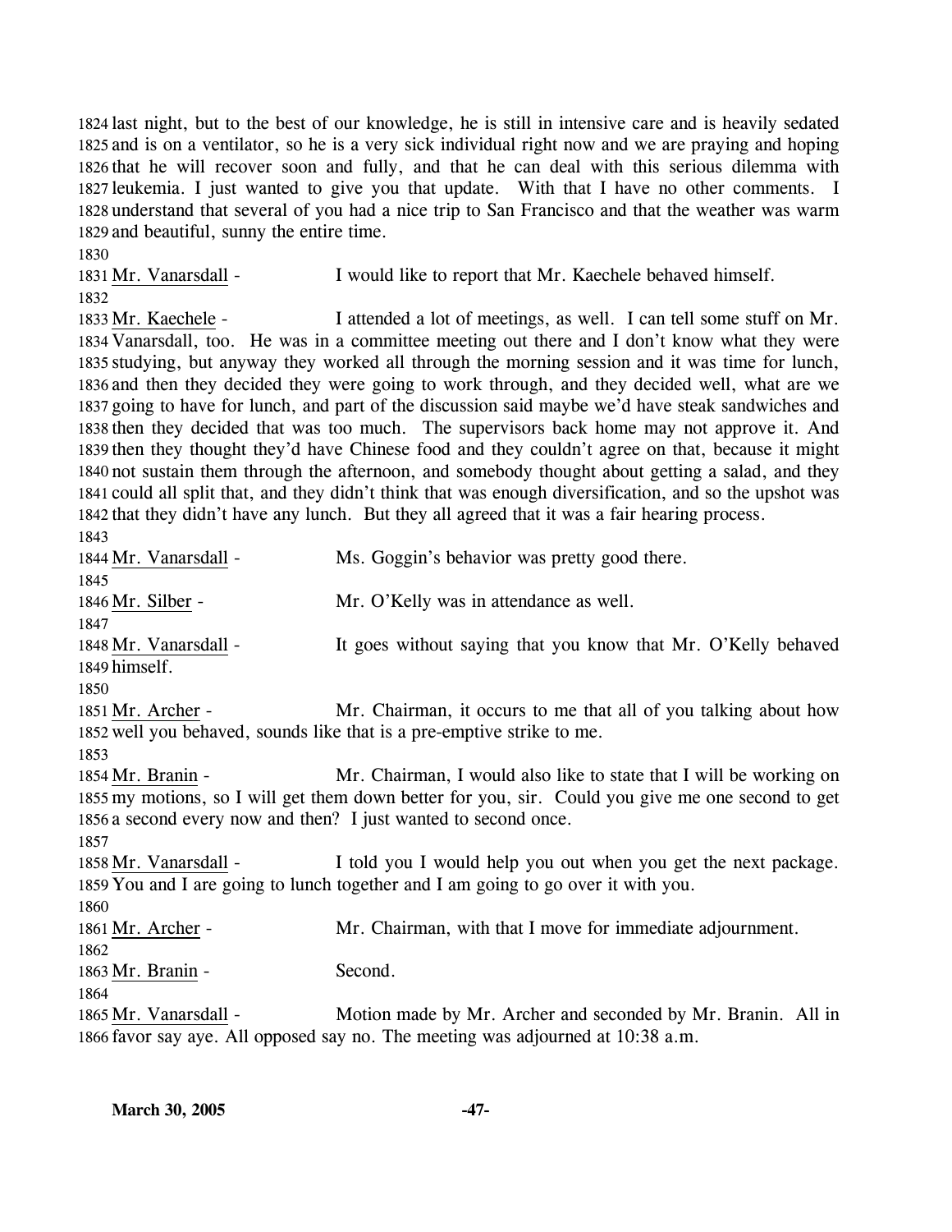last night, but to the best of our knowledge, he is still in intensive care and is heavily sedated and is on a ventilator, so he is a very sick individual right now and we are praying and hoping that he will recover soon and fully, and that he can deal with this serious dilemma with leukemia. I just wanted to give you that update. With that I have no other comments. I understand that several of you had a nice trip to San Francisco and that the weather was warm and beautiful, sunny the entire time.

Mr. Vanarsdall - I would like to report that Mr. Kaechele behaved himself.

Mr. Kaechele - I attended a lot of meetings, as well. I can tell some stuff on Mr. Vanarsdall, too. He was in a committee meeting out there and I don't know what they were studying, but anyway they worked all through the morning session and it was time for lunch, and then they decided they were going to work through, and they decided well, what are we going to have for lunch, and part of the discussion said maybe we'd have steak sandwiches and then they decided that was too much. The supervisors back home may not approve it. And then they thought they'd have Chinese food and they couldn't agree on that, because it might not sustain them through the afternoon, and somebody thought about getting a salad, and they could all split that, and they didn't think that was enough diversification, and so the upshot was that they didn't have any lunch. But they all agreed that it was a fair hearing process.

Mr. Vanarsdall - Ms. Goggin's behavior was pretty good there.

Mr. Silber - Mr. O'Kelly was in attendance as well.

Mr. Vanarsdall - It goes without saying that you know that Mr. O'Kelly behaved himself.

Mr. Archer - Mr. Chairman, it occurs to me that all of you talking about how well you behaved, sounds like that is a pre-emptive strike to me.

Mr. Branin - Mr. Chairman, I would also like to state that I will be working on my motions, so I will get them down better for you, sir. Could you give me one second to get a second every now and then? I just wanted to second once.

Mr. Vanarsdall - I told you I would help you out when you get the next package. You and I are going to lunch together and I am going to go over it with you.

Mr. Archer - Mr. Chairman, with that I move for immediate adjournment.

Mr. Branin - Second.

Mr. Vanarsdall - Motion made by Mr. Archer and seconded by Mr. Branin. All in favor say aye. All opposed say no. The meeting was adjourned at 10:38 a.m.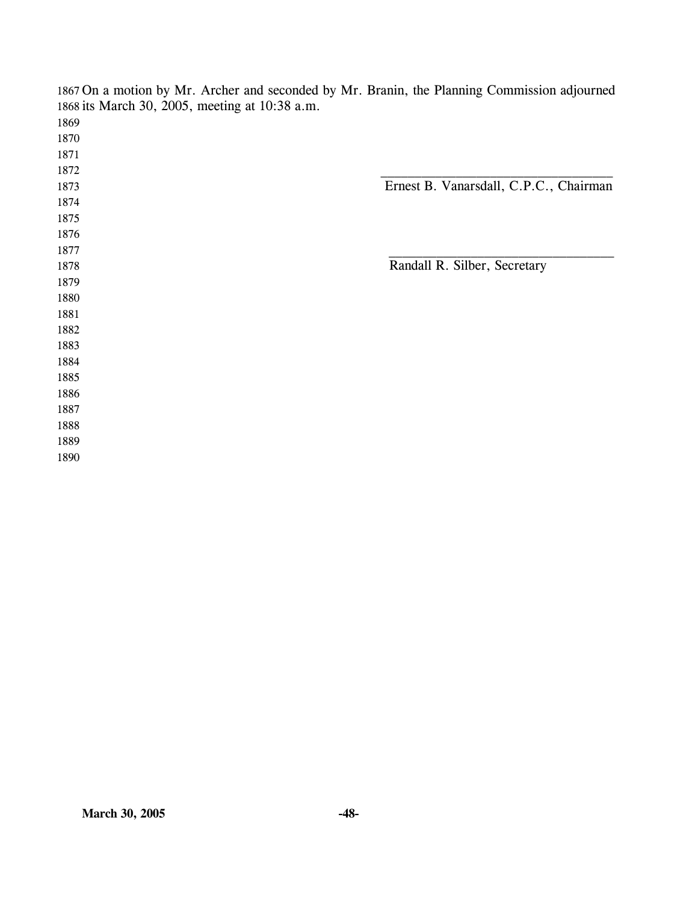On a motion by Mr. Archer and seconded by Mr. Branin, the Planning Commission adjourned its March 30, 2005, meeting at 10:38 a.m.

\_\_\_\_\_\_\_\_\_\_\_\_\_\_\_\_\_\_\_\_\_\_\_\_\_\_\_\_\_\_\_\_\_\_\_

Ernest B. Vanarsdall, C.P.C., Chairman

\_\_\_\_\_\_\_\_\_\_\_\_\_\_\_\_\_\_\_\_\_\_\_\_\_\_\_\_\_\_\_\_\_\_\_

Randall R. Silber, Secretary